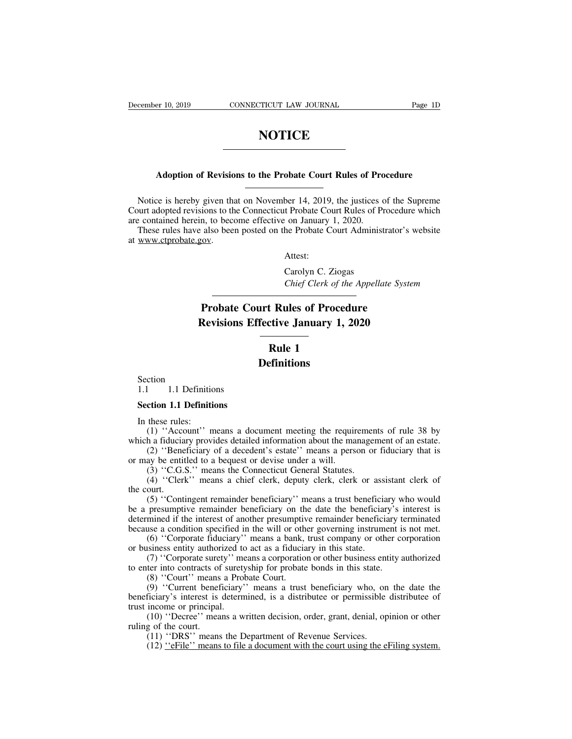# NOTICE

## Adoption of Revisions to the Probate Court Rules of Procedure

Notice is hereby given that on November 14, 2019, the justices of the Supreme Court adopted revisions to the Connecticut Probate Court Rules of Procedure which are contained herein, to become effective on January 1, 2020.

These rules have also been posted on the Probate Court Administrator's website at www.ctprobate.gov.

Attest:

Carolyn C. Ziogas
*Chief Clerk of the Appellate System*

# Probate Court Rules of Procedure
# Revisions Effective January 1, 2020

## Rule 1
## Definitions

Section
1.1 1.1 Definitions

**Section 1.1 Definitions**

In these rules:

(1) ''Account'' means a document meeting the requirements of rule 38 by which a fiduciary provides detailed information about the management of an estate.

(2) ''Beneficiary of a decedent's estate'' means a person or fiduciary that is or may be entitled to a bequest or devise under a will.

(3) ''C.G.S.'' means the Connecticut General Statutes.

(4) ''Clerk'' means a chief clerk, deputy clerk, clerk or assistant clerk of the court.

(5) ''Contingent remainder beneficiary'' means a trust beneficiary who would be a presumptive remainder beneficiary on the date the beneficiary's interest is determined if the interest of another presumptive remainder beneficiary terminated because a condition specified in the will or other governing instrument is not met.

(6) ''Corporate fiduciary'' means a bank, trust company or other corporation or business entity authorized to act as a fiduciary in this state.

(7) ''Corporate surety'' means a corporation or other business entity authorized to enter into contracts of suretyship for probate bonds in this state.

(8) ''Court'' means a Probate Court.

(9) ''Current beneficiary'' means a trust beneficiary who, on the date the beneficiary's interest is determined, is a distributee or permissible distributee of trust income or principal.

(10) ''Decree'' means a written decision, order, grant, denial, opinion or other ruling of the court.

(11) ''DRS'' means the Department of Revenue Services.

(12) <u>''eFile'' means to file a document with the court using the eFiling system.</u>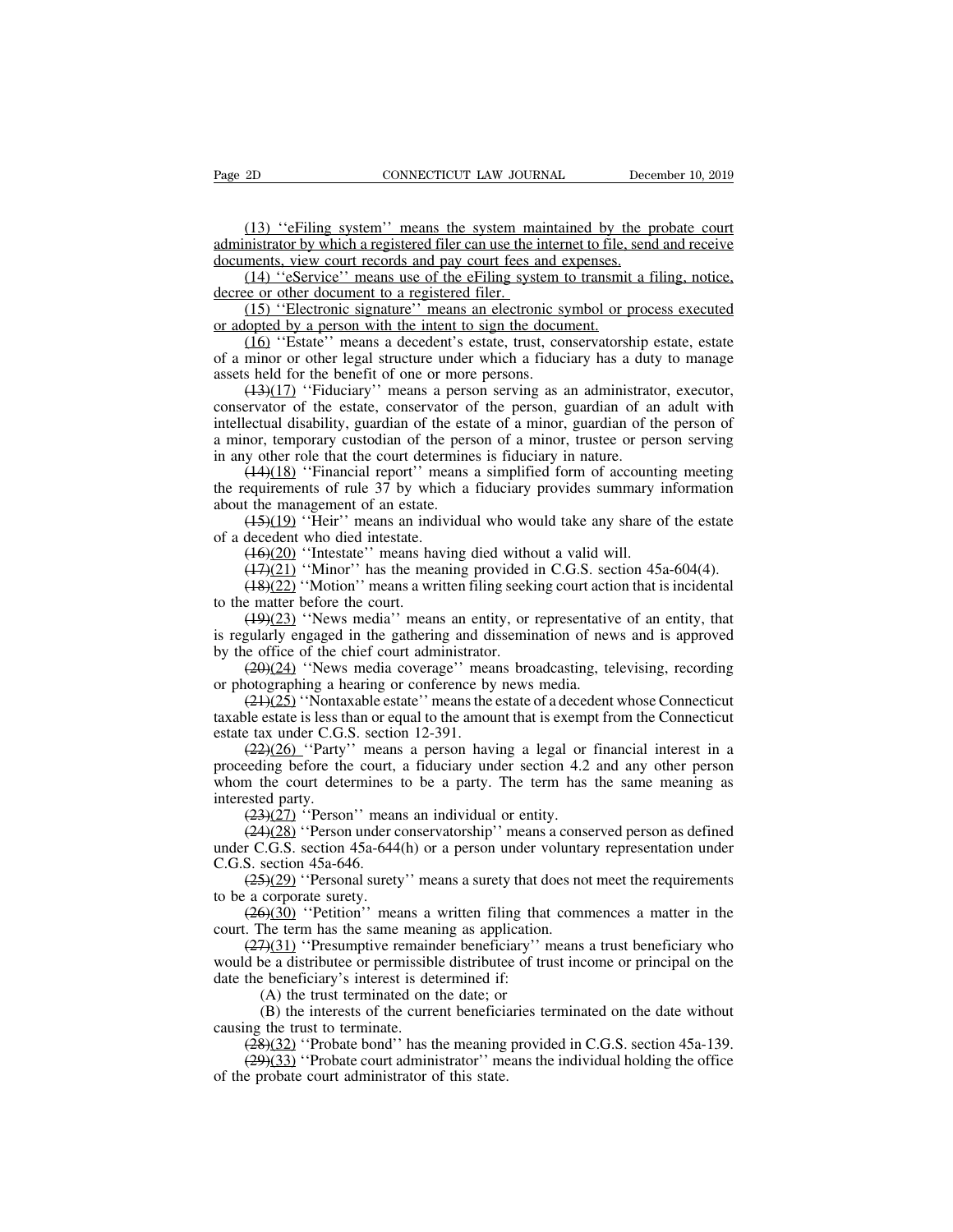(13) ''eFiling system'' means the system maintained by the probate court administrator by which a registered filer can use the internet to file, send and receive documents, view court records and pay court fees and expenses.

(14) ''eService'' means use of the eFiling system to transmit a filing, notice, decree or other document to a registered filer.

(15) ''Electronic signature'' means an electronic symbol or process executed or adopted by a person with the intent to sign the document.

(16) ''Estate'' means a decedent's estate, trust, conservatorship estate, estate of a minor or other legal structure under which a fiduciary has a duty to manage assets held for the benefit of one or more persons.

~~(13)~~(17) ''Fiduciary'' means a person serving as an administrator, executor, conservator of the estate, conservator of the person, guardian of an adult with intellectual disability, guardian of the estate of a minor, guardian of the person of a minor, temporary custodian of the person of a minor, trustee or person serving in any other role that the court determines is fiduciary in nature.

~~(14)~~(18) ''Financial report'' means a simplified form of accounting meeting the requirements of rule 37 by which a fiduciary provides summary information about the management of an estate.

~~(15)~~(19) ''Heir'' means an individual who would take any share of the estate of a decedent who died intestate.

~~(16)~~(20) ''Intestate'' means having died without a valid will.

~~(17)~~(21) ''Minor'' has the meaning provided in C.G.S. section 45a-604(4).

~~(18)~~(22) ''Motion'' means a written filing seeking court action that is incidental to the matter before the court.

~~(19)~~(23) ''News media'' means an entity, or representative of an entity, that is regularly engaged in the gathering and dissemination of news and is approved by the office of the chief court administrator.

~~(20)~~(24) ''News media coverage'' means broadcasting, televising, recording or photographing a hearing or conference by news media.

~~(21)~~(25) ''Nontaxable estate'' means the estate of a decedent whose Connecticut taxable estate is less than or equal to the amount that is exempt from the Connecticut estate tax under C.G.S. section 12-391.

~~(22)~~(26) ''Party'' means a person having a legal or financial interest in a proceeding before the court, a fiduciary under section 4.2 and any other person whom the court determines to be a party. The term has the same meaning as interested party.

~~(23)~~(27) ''Person'' means an individual or entity.

~~(24)~~(28) ''Person under conservatorship'' means a conserved person as defined under C.G.S. section 45a-644(h) or a person under voluntary representation under C.G.S. section 45a-646.

~~(25)~~(29) ''Personal surety'' means a surety that does not meet the requirements to be a corporate surety.

~~(26)~~(30) ''Petition'' means a written filing that commences a matter in the court. The term has the same meaning as application.

~~(27)~~(31) ''Presumptive remainder beneficiary'' means a trust beneficiary who would be a distributee or permissible distributee of trust income or principal on the date the beneficiary's interest is determined if:

(A) the trust terminated on the date; or

(B) the interests of the current beneficiaries terminated on the date without causing the trust to terminate.

~~(28)~~(32) ''Probate bond'' has the meaning provided in C.G.S. section 45a-139.

~~(29)~~(33) ''Probate court administrator'' means the individual holding the office of the probate court administrator of this state.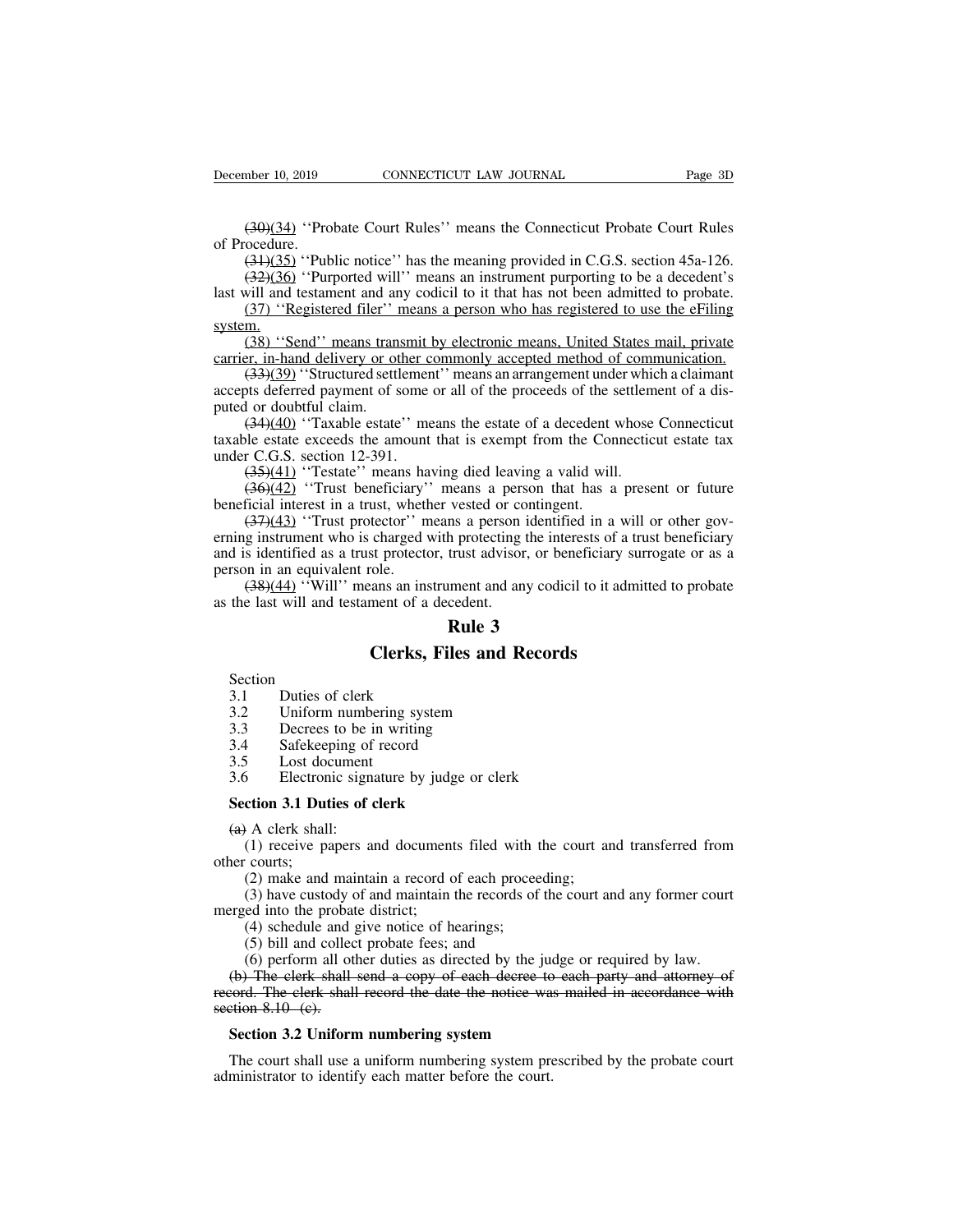~~(30)~~(34) ''Probate Court Rules'' means the Connecticut Probate Court Rules of Procedure.

~~(31)~~(35) ''Public notice'' has the meaning provided in C.G.S. section 45a-126.

~~(32)~~(36) ''Purported will'' means an instrument purporting to be a decedent's last will and testament and any codicil to it that has not been admitted to probate.

(37) ''Registered filer'' means a person who has registered to use the eFiling system.

(38) ''Send'' means transmit by electronic means, United States mail, private carrier, in-hand delivery or other commonly accepted method of communication.

~~(33)~~(39) ''Structured settlement'' means an arrangement under which a claimant accepts deferred payment of some or all of the proceeds of the settlement of a disputed or doubtful claim.

~~(34)~~(40) ''Taxable estate'' means the estate of a decedent whose Connecticut taxable estate exceeds the amount that is exempt from the Connecticut estate tax under C.G.S. section 12-391.

~~(35)~~(41) ''Testate'' means having died leaving a valid will.

~~(36)~~(42) ''Trust beneficiary'' means a person that has a present or future beneficial interest in a trust, whether vested or contingent.

~~(37)~~(43) ''Trust protector'' means a person identified in a will or other governing instrument who is charged with protecting the interests of a trust beneficiary and is identified as a trust protector, trust advisor, or beneficiary surrogate or as a person in an equivalent role.

~~(38)~~(44) ''Will'' means an instrument and any codicil to it admitted to probate as the last will and testament of a decedent.

# Rule 3

# Clerks, Files and Records

Section
3.1 Duties of clerk
3.2 Uniform numbering system
3.3 Decrees to be in writing
3.4 Safekeeping of record
3.5 Lost document
3.6 Electronic signature by judge or clerk

**Section 3.1 Duties of clerk**

~~(a)~~ A clerk shall:

(1) receive papers and documents filed with the court and transferred from other courts;

(2) make and maintain a record of each proceeding;

(3) have custody of and maintain the records of the court and any former court merged into the probate district;

(4) schedule and give notice of hearings;

(5) bill and collect probate fees; and

(6) perform all other duties as directed by the judge or required by law.

~~(b) The clerk shall send a copy of each decree to each party and attorney of record. The clerk shall record the date the notice was mailed in accordance with section 8.10 (c).~~

**Section 3.2 Uniform numbering system**

The court shall use a uniform numbering system prescribed by the probate court administrator to identify each matter before the court.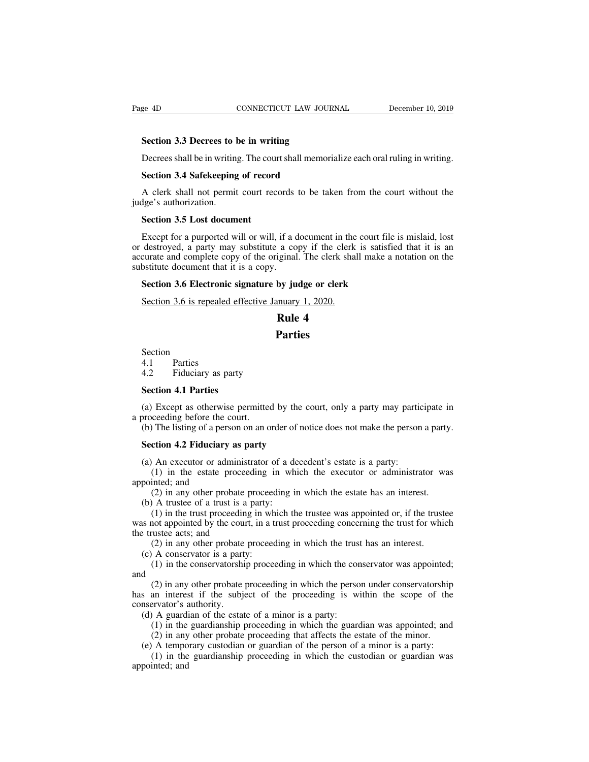**Section 3.3 Decrees to be in writing**

Decrees shall be in writing. The court shall memorialize each oral ruling in writing.

**Section 3.4 Safekeeping of record**

A clerk shall not permit court records to be taken from the court without the judge's authorization.

**Section 3.5 Lost document**

Except for a purported will or will, if a document in the court file is mislaid, lost or destroyed, a party may substitute a copy if the clerk is satisfied that it is an accurate and complete copy of the original. The clerk shall make a notation on the substitute document that it is a copy.

**Section 3.6 Electronic signature by judge or clerk**

Section 3.6 is repealed effective January 1, 2020.

## Rule 4

## Parties

Section
4.1 Parties
4.2 Fiduciary as party

**Section 4.1 Parties**

(a) Except as otherwise permitted by the court, only a party may participate in a proceeding before the court.
(b) The listing of a person on an order of notice does not make the person a party.

**Section 4.2 Fiduciary as party**

(a) An executor or administrator of a decedent's estate is a party:
(1) in the estate proceeding in which the executor or administrator was appointed; and
(2) in any other probate proceeding in which the estate has an interest.
(b) A trustee of a trust is a party:
(1) in the trust proceeding in which the trustee was appointed or, if the trustee was not appointed by the court, in a trust proceeding concerning the trust for which the trustee acts; and
(2) in any other probate proceeding in which the trust has an interest.
(c) A conservator is a party:
(1) in the conservatorship proceeding in which the conservator was appointed; and
(2) in any other probate proceeding in which the person under conservatorship has an interest if the subject of the proceeding is within the scope of the conservator's authority.
(d) A guardian of the estate of a minor is a party:
(1) in the guardianship proceeding in which the guardian was appointed; and
(2) in any other probate proceeding that affects the estate of the minor.
(e) A temporary custodian or guardian of the person of a minor is a party:
(1) in the guardianship proceeding in which the custodian or guardian was appointed; and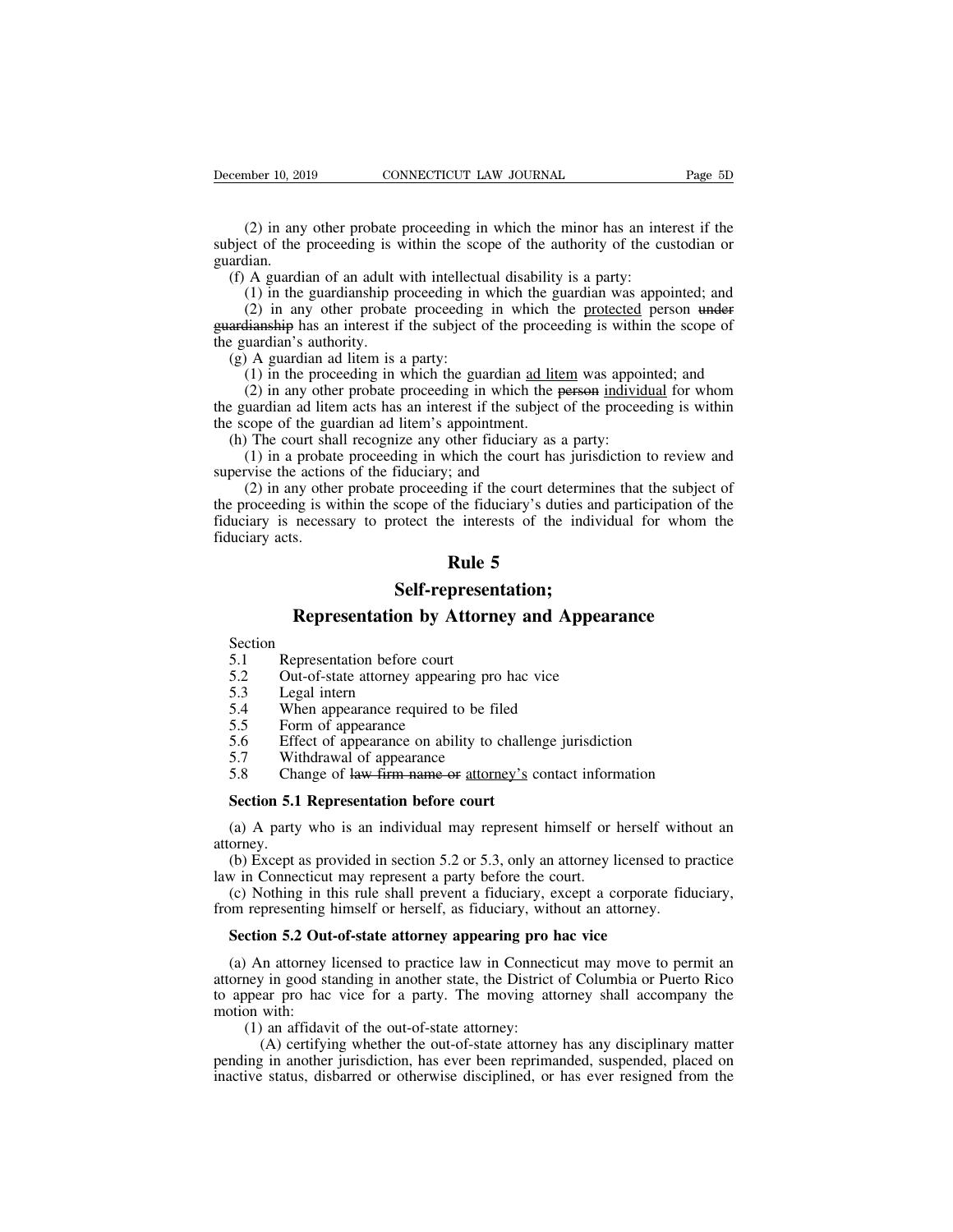(2) in any other probate proceeding in which the minor has an interest if the subject of the proceeding is within the scope of the authority of the custodian or guardian.

(f) A guardian of an adult with intellectual disability is a party:

(1) in the guardianship proceeding in which the guardian was appointed; and

(2) in any other probate proceeding in which the protected person ~~under guardianship~~ has an interest if the subject of the proceeding is within the scope of the guardian's authority.

(g) A guardian ad litem is a party:

(1) in the proceeding in which the guardian ad litem was appointed; and

(2) in any other probate proceeding in which the ~~person~~ individual for whom the guardian ad litem acts has an interest if the subject of the proceeding is within the scope of the guardian ad litem's appointment.

(h) The court shall recognize any other fiduciary as a party:

(1) in a probate proceeding in which the court has jurisdiction to review and supervise the actions of the fiduciary; and

(2) in any other probate proceeding if the court determines that the subject of the proceeding is within the scope of the fiduciary's duties and participation of the fiduciary is necessary to protect the interests of the individual for whom the fiduciary acts.

# Rule 5

# Self-representation; Representation by Attorney and Appearance

Section
5.1 Representation before court
5.2 Out-of-state attorney appearing pro hac vice
5.3 Legal intern
5.4 When appearance required to be filed
5.5 Form of appearance
5.6 Effect of appearance on ability to challenge jurisdiction
5.7 Withdrawal of appearance
5.8 Change of ~~law firm name or~~ attorney's contact information

## Section 5.1 Representation before court

(a) A party who is an individual may represent himself or herself without an attorney.

(b) Except as provided in section 5.2 or 5.3, only an attorney licensed to practice law in Connecticut may represent a party before the court.

(c) Nothing in this rule shall prevent a fiduciary, except a corporate fiduciary, from representing himself or herself, as fiduciary, without an attorney.

## Section 5.2 Out-of-state attorney appearing pro hac vice

(a) An attorney licensed to practice law in Connecticut may move to permit an attorney in good standing in another state, the District of Columbia or Puerto Rico to appear pro hac vice for a party. The moving attorney shall accompany the motion with:

(1) an affidavit of the out-of-state attorney:

(A) certifying whether the out-of-state attorney has any disciplinary matter pending in another jurisdiction, has ever been reprimanded, suspended, placed on inactive status, disbarred or otherwise disciplined, or has ever resigned from the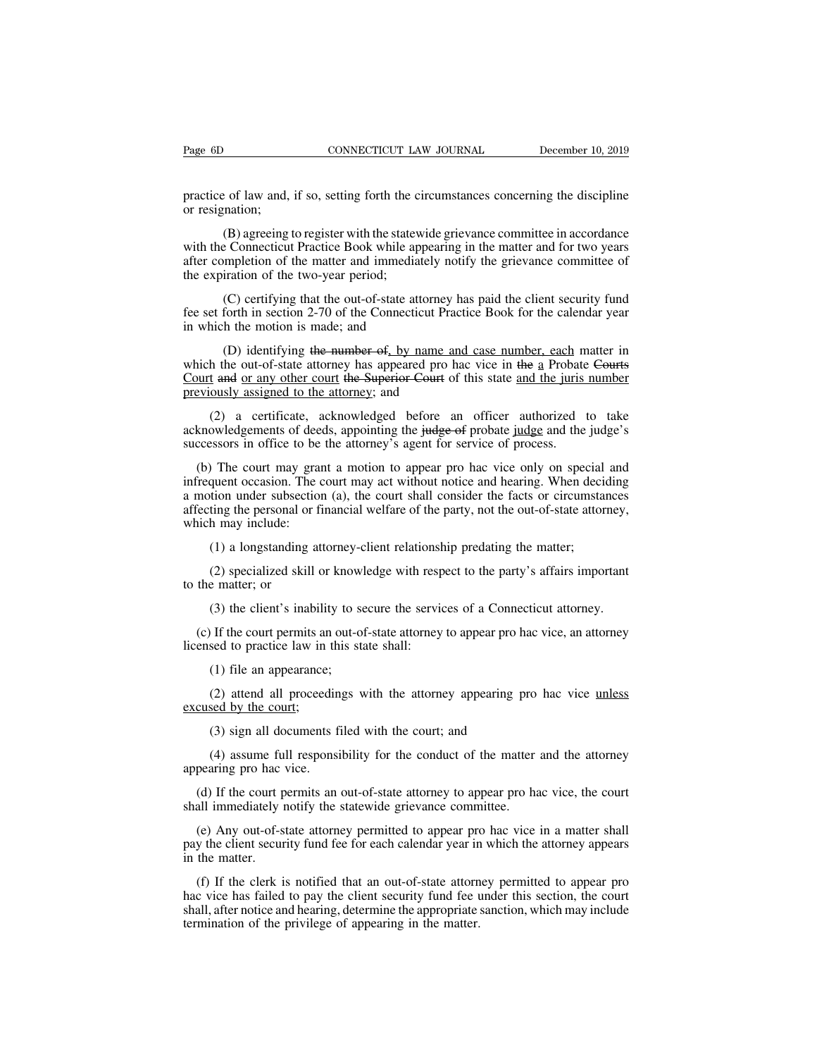practice of law and, if so, setting forth the circumstances concerning the discipline or resignation;

(B) agreeing to register with the statewide grievance committee in accordance with the Connecticut Practice Book while appearing in the matter and for two years after completion of the matter and immediately notify the grievance committee of the expiration of the two-year period;

(C) certifying that the out-of-state attorney has paid the client security fund fee set forth in section 2-70 of the Connecticut Practice Book for the calendar year in which the motion is made; and

(D) identifying ~~the number of~~, by name and case number, each matter in which the out-of-state attorney has appeared pro hac vice in ~~the~~ a Probate ~~Courts~~ Court ~~and~~ or any other court ~~the Superior Court~~ of this state and the juris number previously assigned to the attorney; and

(2) a certificate, acknowledged before an officer authorized to take acknowledgements of deeds, appointing the ~~judge of~~ probate judge and the judge's successors in office to be the attorney's agent for service of process.

(b) The court may grant a motion to appear pro hac vice only on special and infrequent occasion. The court may act without notice and hearing. When deciding a motion under subsection (a), the court shall consider the facts or circumstances affecting the personal or financial welfare of the party, not the out-of-state attorney, which may include:

(1) a longstanding attorney-client relationship predating the matter;

(2) specialized skill or knowledge with respect to the party's affairs important to the matter; or

(3) the client's inability to secure the services of a Connecticut attorney.

(c) If the court permits an out-of-state attorney to appear pro hac vice, an attorney licensed to practice law in this state shall:

(1) file an appearance;

(2) attend all proceedings with the attorney appearing pro hac vice unless excused by the court;

(3) sign all documents filed with the court; and

(4) assume full responsibility for the conduct of the matter and the attorney appearing pro hac vice.

(d) If the court permits an out-of-state attorney to appear pro hac vice, the court shall immediately notify the statewide grievance committee.

(e) Any out-of-state attorney permitted to appear pro hac vice in a matter shall pay the client security fund fee for each calendar year in which the attorney appears in the matter.

(f) If the clerk is notified that an out-of-state attorney permitted to appear pro hac vice has failed to pay the client security fund fee under this section, the court shall, after notice and hearing, determine the appropriate sanction, which may include termination of the privilege of appearing in the matter.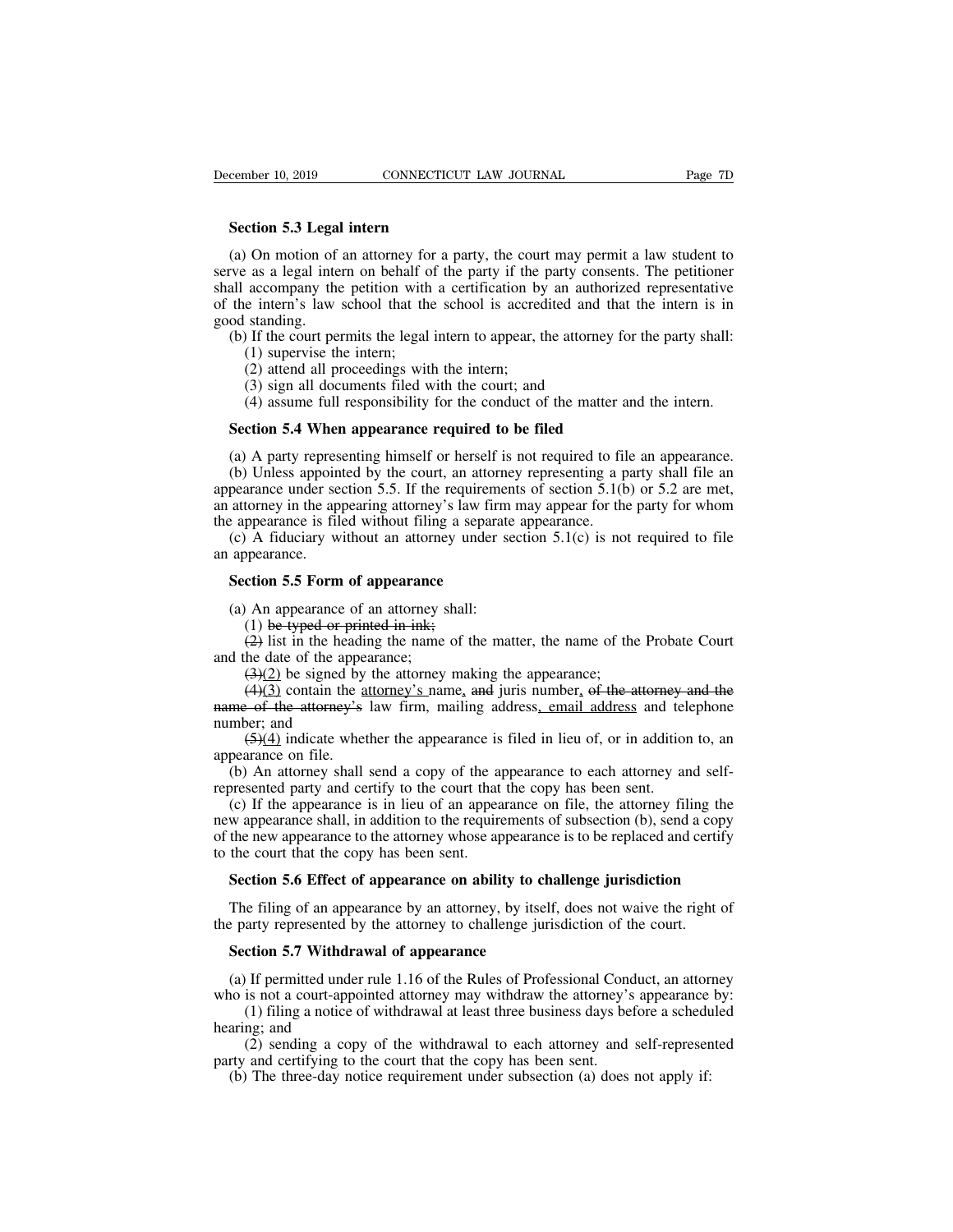**Section 5.3 Legal intern**

(a) On motion of an attorney for a party, the court may permit a law student to serve as a legal intern on behalf of the party if the party consents. The petitioner shall accompany the petition with a certification by an authorized representative of the intern's law school that the school is accredited and that the intern is in good standing.

(b) If the court permits the legal intern to appear, the attorney for the party shall:

(1) supervise the intern;

(2) attend all proceedings with the intern;

(3) sign all documents filed with the court; and

(4) assume full responsibility for the conduct of the matter and the intern.

**Section 5.4 When appearance required to be filed**

(a) A party representing himself or herself is not required to file an appearance.

(b) Unless appointed by the court, an attorney representing a party shall file an appearance under section 5.5. If the requirements of section 5.1(b) or 5.2 are met, an attorney in the appearing attorney's law firm may appear for the party for whom the appearance is filed without filing a separate appearance.

(c) A fiduciary without an attorney under section 5.1(c) is not required to file an appearance.

**Section 5.5 Form of appearance**

(a) An appearance of an attorney shall:

(1) ~~be typed or printed in ink;~~

~~(2)~~ list in the heading the name of the matter, the name of the Probate Court and the date of the appearance;

~~(3)~~<u>(2)</u> be signed by the attorney making the appearance;

~~(4)~~<u>(3)</u> contain the <u>attorney's</u> name<u>,</u> ~~and~~ juris number<u>,</u> ~~of the attorney and the name of the attorney's~~ law firm, mailing address<u>, email address</u> and telephone number; and

~~(5)~~<u>(4)</u> indicate whether the appearance is filed in lieu of, or in addition to, an appearance on file.

(b) An attorney shall send a copy of the appearance to each attorney and self-represented party and certify to the court that the copy has been sent.

(c) If the appearance is in lieu of an appearance on file, the attorney filing the new appearance shall, in addition to the requirements of subsection (b), send a copy of the new appearance to the attorney whose appearance is to be replaced and certify to the court that the copy has been sent.

**Section 5.6 Effect of appearance on ability to challenge jurisdiction**

The filing of an appearance by an attorney, by itself, does not waive the right of the party represented by the attorney to challenge jurisdiction of the court.

**Section 5.7 Withdrawal of appearance**

(a) If permitted under rule 1.16 of the Rules of Professional Conduct, an attorney who is not a court-appointed attorney may withdraw the attorney's appearance by:

(1) filing a notice of withdrawal at least three business days before a scheduled hearing; and

(2) sending a copy of the withdrawal to each attorney and self-represented party and certifying to the court that the copy has been sent.

(b) The three-day notice requirement under subsection (a) does not apply if: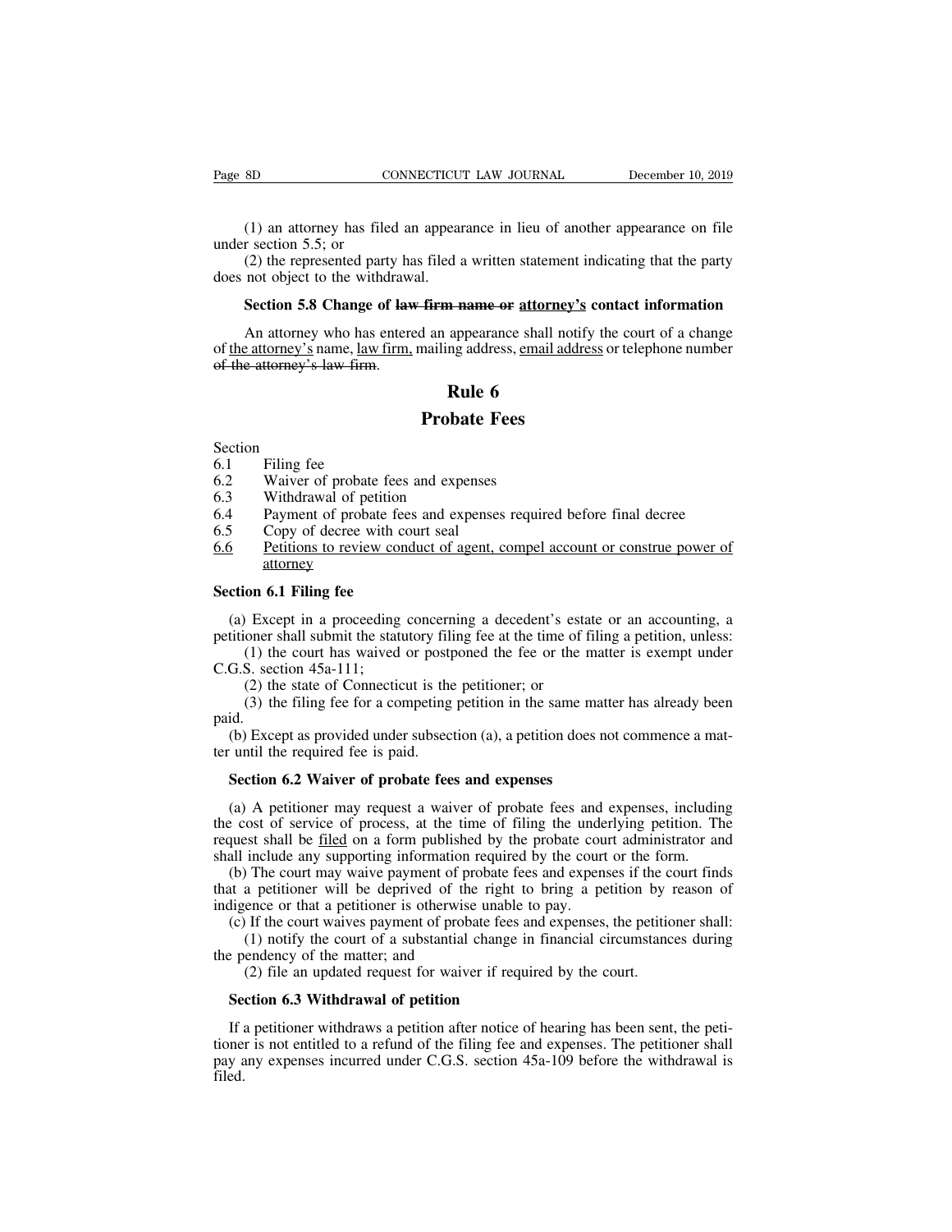(1) an attorney has filed an appearance in lieu of another appearance on file under section 5.5; or

(2) the represented party has filed a written statement indicating that the party does not object to the withdrawal.

**Section 5.8 Change of ~~law firm name or~~ attorney's contact information**

An attorney who has entered an appearance shall notify the court of a change of the attorney's name, law firm, mailing address, email address or telephone number ~~of the attorney's law firm~~.

# Rule 6

# Probate Fees

Section

6.1 Filing fee

6.2 Waiver of probate fees and expenses

6.3 Withdrawal of petition

6.4 Payment of probate fees and expenses required before final decree

6.5 Copy of decree with court seal

6.6 Petitions to review conduct of agent, compel account or construe power of attorney

**Section 6.1 Filing fee**

(a) Except in a proceeding concerning a decedent's estate or an accounting, a petitioner shall submit the statutory filing fee at the time of filing a petition, unless:

(1) the court has waived or postponed the fee or the matter is exempt under C.G.S. section 45a-111;

(2) the state of Connecticut is the petitioner; or

(3) the filing fee for a competing petition in the same matter has already been paid.

(b) Except as provided under subsection (a), a petition does not commence a matter until the required fee is paid.

**Section 6.2 Waiver of probate fees and expenses**

(a) A petitioner may request a waiver of probate fees and expenses, including the cost of service of process, at the time of filing the underlying petition. The request shall be filed on a form published by the probate court administrator and shall include any supporting information required by the court or the form.

(b) The court may waive payment of probate fees and expenses if the court finds that a petitioner will be deprived of the right to bring a petition by reason of indigence or that a petitioner is otherwise unable to pay.

(c) If the court waives payment of probate fees and expenses, the petitioner shall:

(1) notify the court of a substantial change in financial circumstances during the pendency of the matter; and

(2) file an updated request for waiver if required by the court.

**Section 6.3 Withdrawal of petition**

If a petitioner withdraws a petition after notice of hearing has been sent, the petitioner is not entitled to a refund of the filing fee and expenses. The petitioner shall pay any expenses incurred under C.G.S. section 45a-109 before the withdrawal is filed.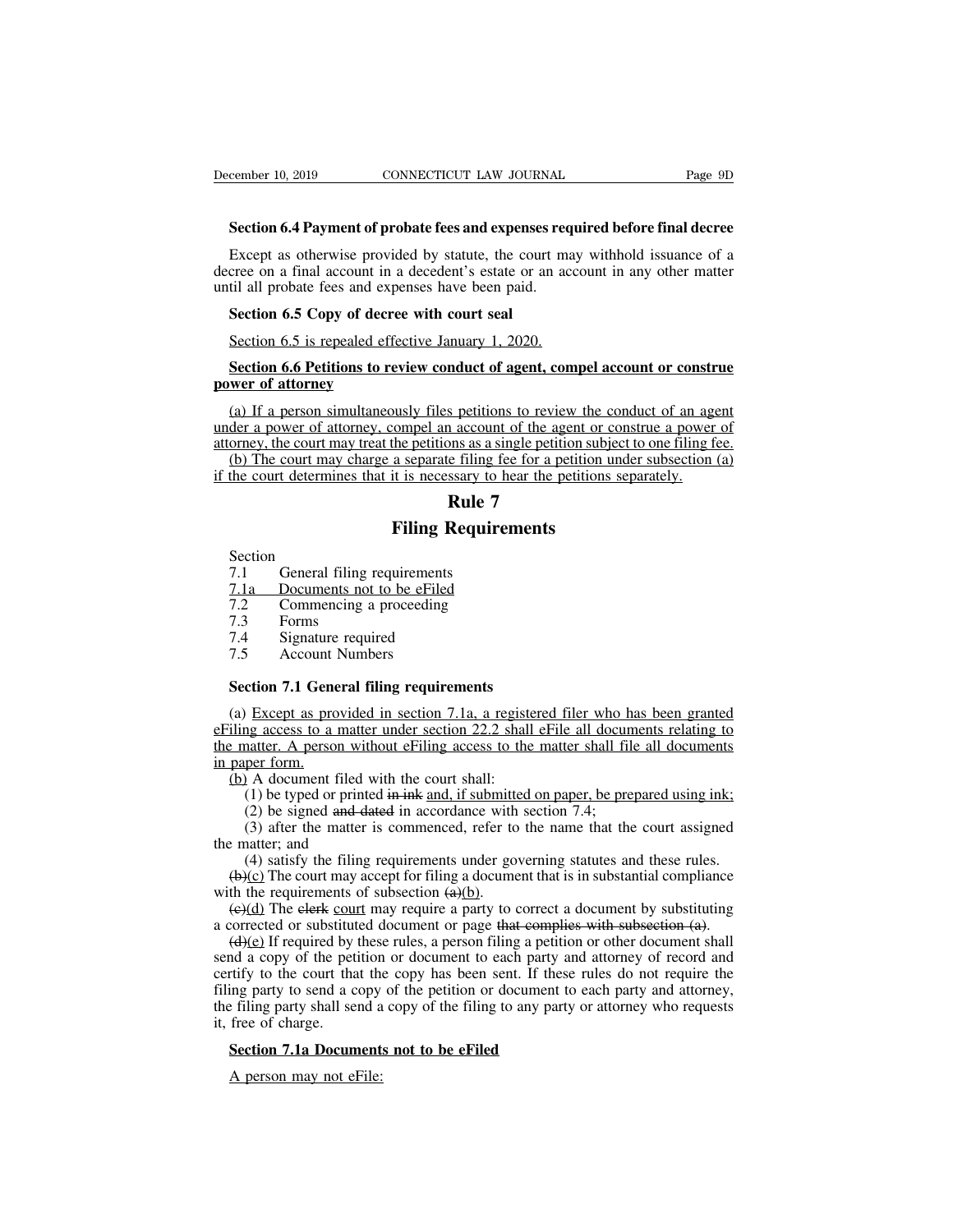**Section 6.4 Payment of probate fees and expenses required before final decree**

Except as otherwise provided by statute, the court may withhold issuance of a decree on a final account in a decedent's estate or an account in any other matter until all probate fees and expenses have been paid.

**Section 6.5 Copy of decree with court seal**

Section 6.5 is repealed effective January 1, 2020.

**Section 6.6 Petitions to review conduct of agent, compel account or construe power of attorney**

(a) If a person simultaneously files petitions to review the conduct of an agent under a power of attorney, compel an account of the agent or construe a power of attorney, the court may treat the petitions as a single petition subject to one filing fee.

(b) The court may charge a separate filing fee for a petition under subsection (a) if the court determines that it is necessary to hear the petitions separately.

# Rule 7

# Filing Requirements

Section

7.1 General filing requirements
7.1a Documents not to be eFiled
7.2 Commencing a proceeding
7.3 Forms
7.4 Signature required
7.5 Account Numbers

**Section 7.1 General filing requirements**

(a) Except as provided in section 7.1a, a registered filer who has been granted eFiling access to a matter under section 22.2 shall eFile all documents relating to the matter. A person without eFiling access to the matter shall file all documents in paper form.

(b) A document filed with the court shall:

(1) be typed or printed ~~in ink~~ and, if submitted on paper, be prepared using ink;

(2) be signed ~~and dated~~ in accordance with section 7.4;

(3) after the matter is commenced, refer to the name that the court assigned the matter; and

(4) satisfy the filing requirements under governing statutes and these rules.

~~(b)~~(c) The court may accept for filing a document that is in substantial compliance with the requirements of subsection ~~(a)~~(b).

~~(c)~~(d) The ~~clerk~~ court may require a party to correct a document by substituting a corrected or substituted document or page ~~that complies with subsection (a)~~.

~~(d)~~(e) If required by these rules, a person filing a petition or other document shall send a copy of the petition or document to each party and attorney of record and certify to the court that the copy has been sent. If these rules do not require the filing party to send a copy of the petition or document to each party and attorney, the filing party shall send a copy of the filing to any party or attorney who requests it, free of charge.

**Section 7.1a Documents not to be eFiled**

A person may not eFile: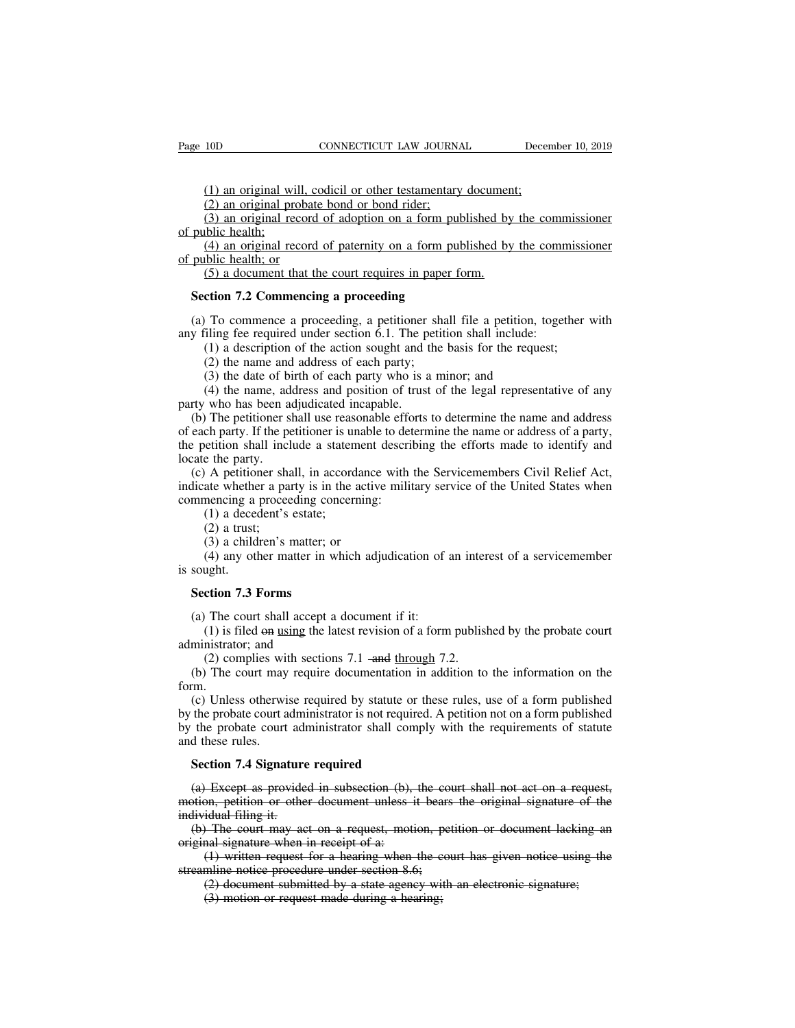(1) an original will, codicil or other testamentary document;

(2) an original probate bond or bond rider;

(3) an original record of adoption on a form published by the commissioner of public health;

(4) an original record of paternity on a form published by the commissioner of public health; or

(5) a document that the court requires in paper form.

**Section 7.2 Commencing a proceeding**

(a) To commence a proceeding, a petitioner shall file a petition, together with any filing fee required under section 6.1. The petition shall include:

(1) a description of the action sought and the basis for the request;

(2) the name and address of each party;

(3) the date of birth of each party who is a minor; and

(4) the name, address and position of trust of the legal representative of any party who has been adjudicated incapable.

(b) The petitioner shall use reasonable efforts to determine the name and address of each party. If the petitioner is unable to determine the name or address of a party, the petition shall include a statement describing the efforts made to identify and locate the party.

(c) A petitioner shall, in accordance with the Servicemembers Civil Relief Act, indicate whether a party is in the active military service of the United States when commencing a proceeding concerning:

(1) a decedent's estate;

(2) a trust;

(3) a children's matter; or

(4) any other matter in which adjudication of an interest of a servicemember is sought.

**Section 7.3 Forms**

(a) The court shall accept a document if it:

(1) is filed ~~on~~ using the latest revision of a form published by the probate court administrator; and

(2) complies with sections 7.1 ~~and~~ through 7.2.

(b) The court may require documentation in addition to the information on the form.

(c) Unless otherwise required by statute or these rules, use of a form published by the probate court administrator is not required. A petition not on a form published by the probate court administrator shall comply with the requirements of statute and these rules.

**Section 7.4 Signature required**

~~(a) Except as provided in subsection (b), the court shall not act on a request, motion, petition or other document unless it bears the original signature of the individual filing it.~~

~~(b) The court may act on a request, motion, petition or document lacking an original signature when in receipt of a:~~

~~(1) written request for a hearing when the court has given notice using the streamline notice procedure under section 8.6;~~

~~(2) document submitted by a state agency with an electronic signature;~~

~~(3) motion or request made during a hearing;~~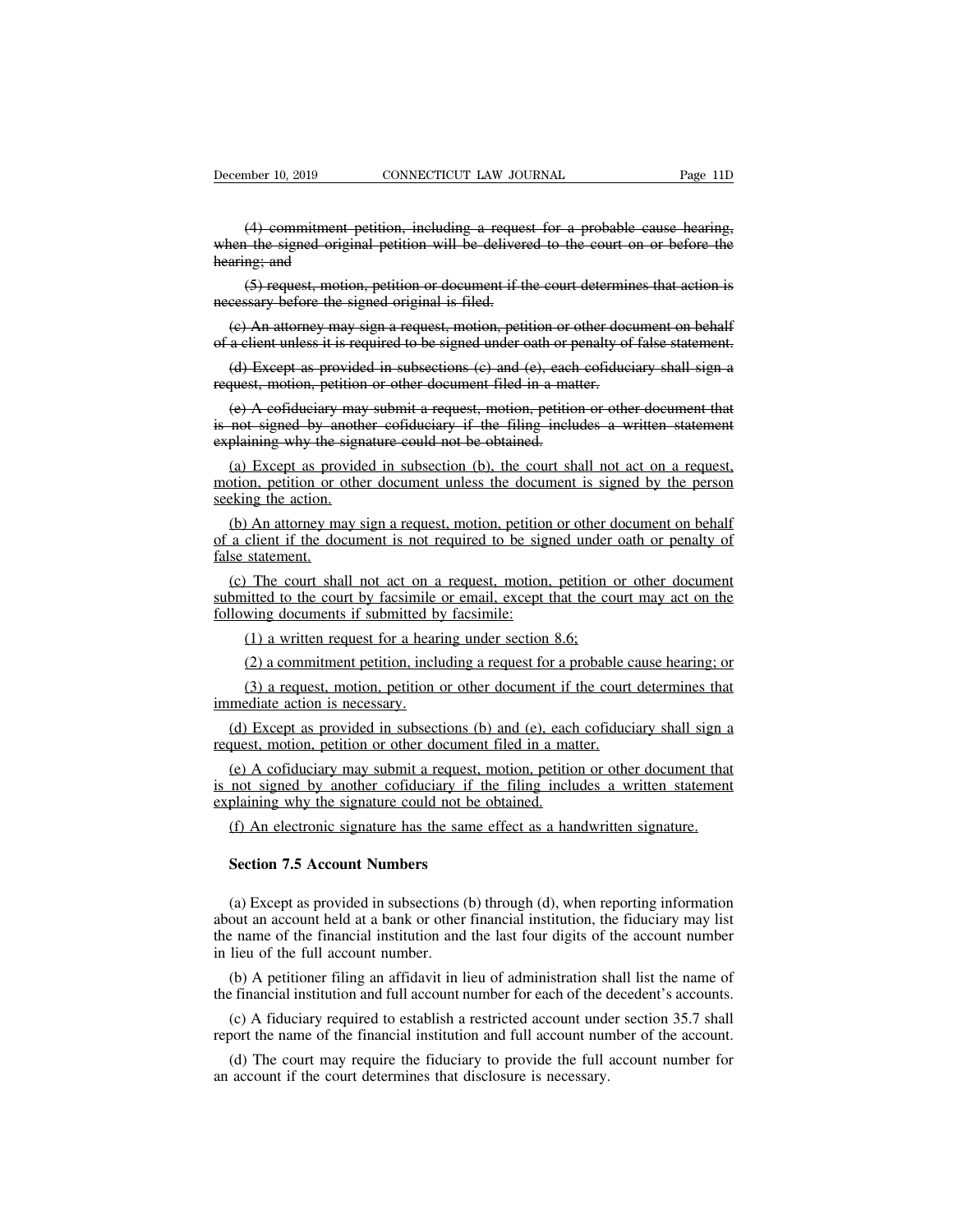~~(4) commitment petition, including a request for a probable cause hearing, when the signed original petition will be delivered to the court on or before the hearing; and~~

~~(5) request, motion, petition or document if the court determines that action is necessary before the signed original is filed.~~

~~(c) An attorney may sign a request, motion, petition or other document on behalf of a client unless it is required to be signed under oath or penalty of false statement.~~

~~(d) Except as provided in subsections (c) and (e), each cofiduciary shall sign a request, motion, petition or other document filed in a matter.~~

~~(e) A cofiduciary may submit a request, motion, petition or other document that is not signed by another cofiduciary if the filing includes a written statement explaining why the signature could not be obtained.~~

<u>(a) Except as provided in subsection (b), the court shall not act on a request, motion, petition or other document unless the document is signed by the person seeking the action.</u>

<u>(b) An attorney may sign a request, motion, petition or other document on behalf of a client if the document is not required to be signed under oath or penalty of false statement.</u>

<u>(c) The court shall not act on a request, motion, petition or other document submitted to the court by facsimile or email, except that the court may act on the following documents if submitted by facsimile:</u>

<u>(1) a written request for a hearing under section 8.6;</u>

<u>(2) a commitment petition, including a request for a probable cause hearing; or</u>

<u>(3) a request, motion, petition or other document if the court determines that immediate action is necessary.</u>

<u>(d) Except as provided in subsections (b) and (e), each cofiduciary shall sign a request, motion, petition or other document filed in a matter.</u>

<u>(e) A cofiduciary may submit a request, motion, petition or other document that is not signed by another cofiduciary if the filing includes a written statement explaining why the signature could not be obtained.</u>

<u>(f) An electronic signature has the same effect as a handwritten signature.</u>

**Section 7.5 Account Numbers**

(a) Except as provided in subsections (b) through (d), when reporting information about an account held at a bank or other financial institution, the fiduciary may list the name of the financial institution and the last four digits of the account number in lieu of the full account number.

(b) A petitioner filing an affidavit in lieu of administration shall list the name of the financial institution and full account number for each of the decedent's accounts.

(c) A fiduciary required to establish a restricted account under section 35.7 shall report the name of the financial institution and full account number of the account.

(d) The court may require the fiduciary to provide the full account number for an account if the court determines that disclosure is necessary.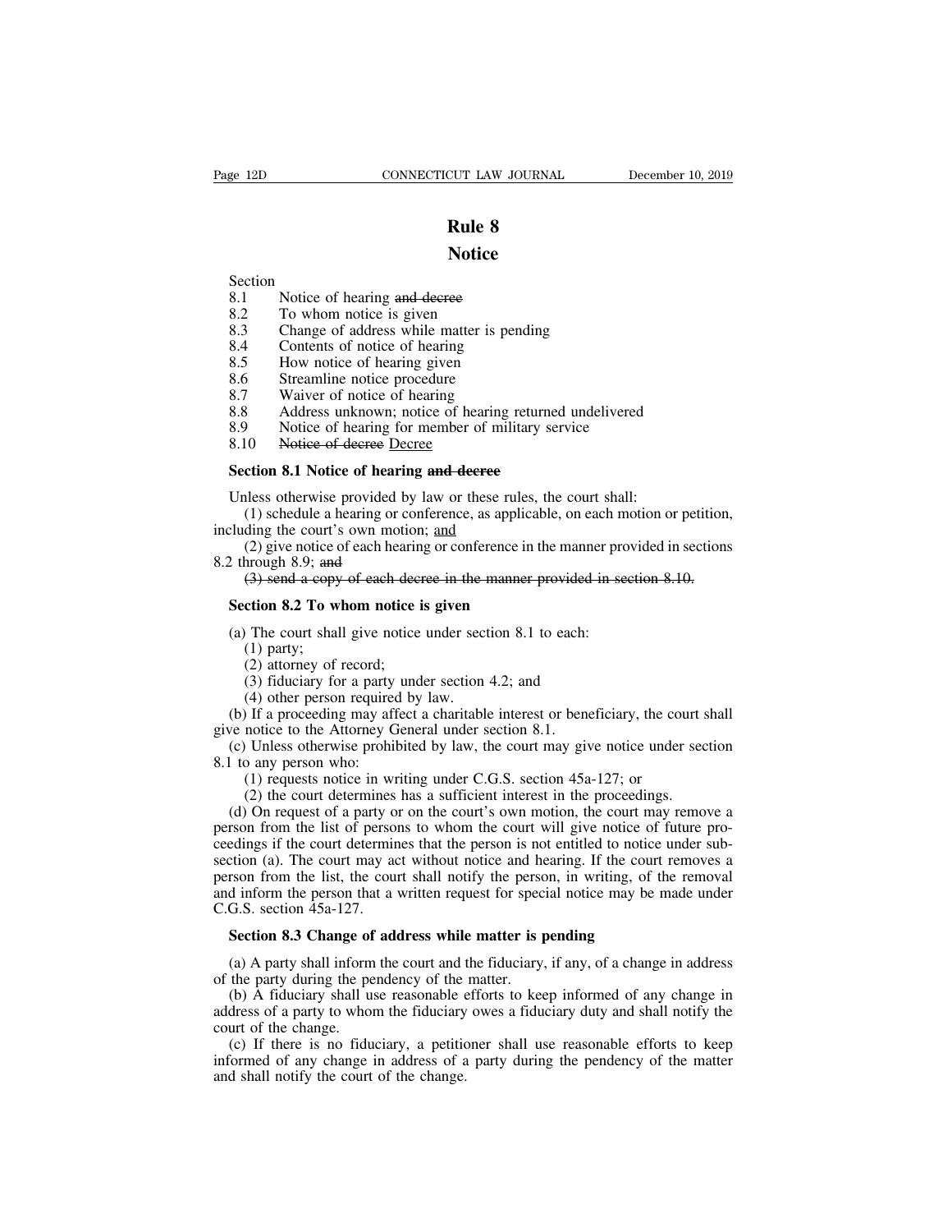# Rule 8

# Notice

Section

8.1 Notice of hearing ~~and decree~~
8.2 To whom notice is given
8.3 Change of address while matter is pending
8.4 Contents of notice of hearing
8.5 How notice of hearing given
8.6 Streamline notice procedure
8.7 Waiver of notice of hearing
8.8 Address unknown; notice of hearing returned undelivered
8.9 Notice of hearing for member of military service
8.10 ~~Notice of decree~~ <u>Decree</u>

**Section 8.1 Notice of hearing ~~and decree~~**

Unless otherwise provided by law or these rules, the court shall:

(1) schedule a hearing or conference, as applicable, on each motion or petition, including the court's own motion; <u>and</u>

(2) give notice of each hearing or conference in the manner provided in sections 8.2 through 8.9; ~~and~~

~~(3) send a copy of each decree in the manner provided in section 8.10.~~

**Section 8.2 To whom notice is given**

(a) The court shall give notice under section 8.1 to each:

(1) party;

(2) attorney of record;

(3) fiduciary for a party under section 4.2; and

(4) other person required by law.

(b) If a proceeding may affect a charitable interest or beneficiary, the court shall give notice to the Attorney General under section 8.1.

(c) Unless otherwise prohibited by law, the court may give notice under section 8.1 to any person who:

(1) requests notice in writing under C.G.S. section 45a-127; or

(2) the court determines has a sufficient interest in the proceedings.

(d) On request of a party or on the court's own motion, the court may remove a person from the list of persons to whom the court will give notice of future proceedings if the court determines that the person is not entitled to notice under subsection (a). The court may act without notice and hearing. If the court removes a person from the list, the court shall notify the person, in writing, of the removal and inform the person that a written request for special notice may be made under C.G.S. section 45a-127.

**Section 8.3 Change of address while matter is pending**

(a) A party shall inform the court and the fiduciary, if any, of a change in address of the party during the pendency of the matter.

(b) A fiduciary shall use reasonable efforts to keep informed of any change in address of a party to whom the fiduciary owes a fiduciary duty and shall notify the court of the change.

(c) If there is no fiduciary, a petitioner shall use reasonable efforts to keep informed of any change in address of a party during the pendency of the matter and shall notify the court of the change.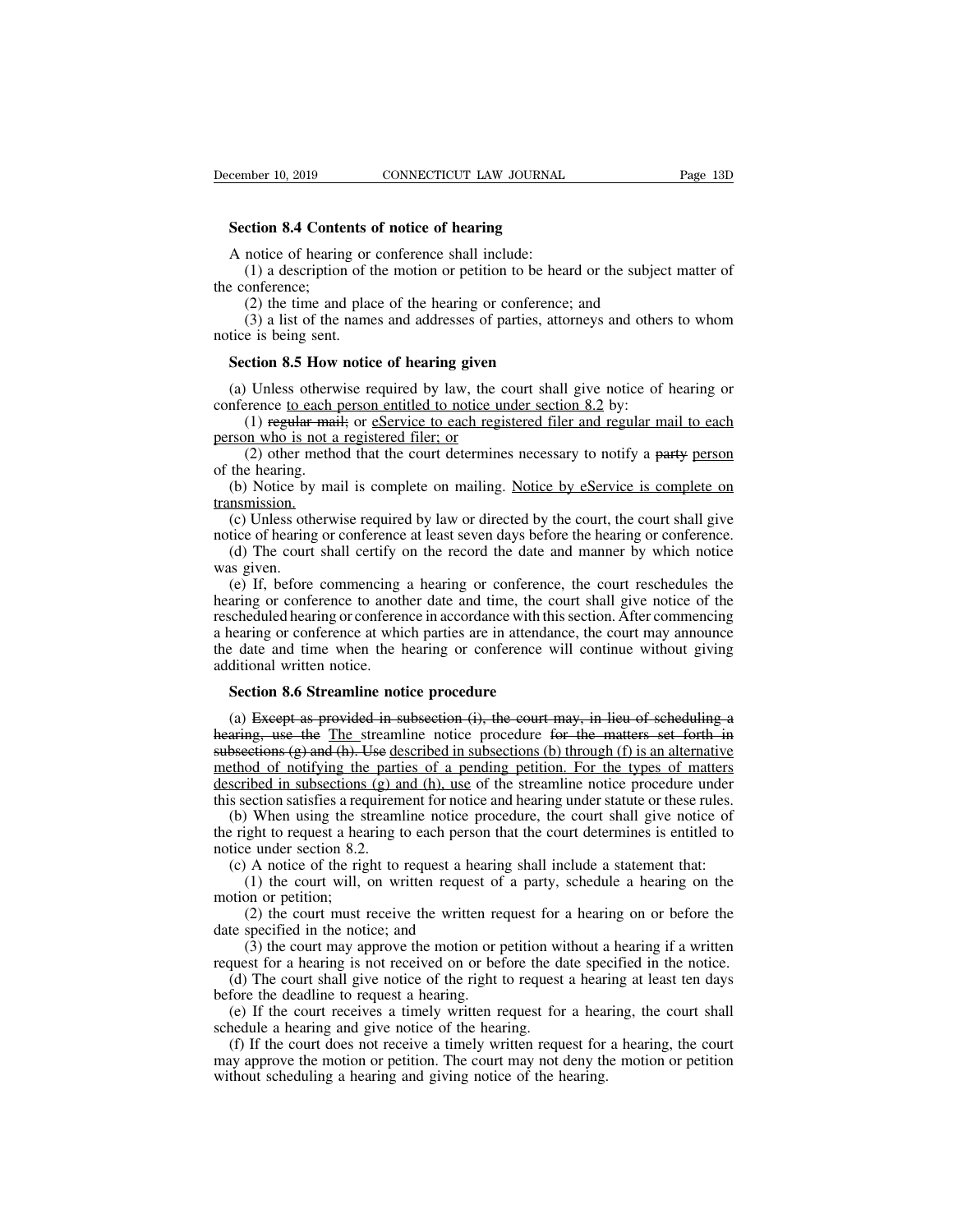**Section 8.4 Contents of notice of hearing**

A notice of hearing or conference shall include:

(1) a description of the motion or petition to be heard or the subject matter of the conference;

(2) the time and place of the hearing or conference; and

(3) a list of the names and addresses of parties, attorneys and others to whom notice is being sent.

**Section 8.5 How notice of hearing given**

(a) Unless otherwise required by law, the court shall give notice of hearing or conference <u>to each person entitled to notice under section 8.2</u> by:

(1) ~~regular mail;~~ or <u>eService to each registered filer and regular mail to each person who is not a registered filer; or</u>

(2) other method that the court determines necessary to notify a ~~party~~ <u>person</u> of the hearing.

(b) Notice by mail is complete on mailing. <u>Notice by eService is complete on transmission.</u>

(c) Unless otherwise required by law or directed by the court, the court shall give notice of hearing or conference at least seven days before the hearing or conference.

(d) The court shall certify on the record the date and manner by which notice was given.

(e) If, before commencing a hearing or conference, the court reschedules the hearing or conference to another date and time, the court shall give notice of the rescheduled hearing or conference in accordance with this section. After commencing a hearing or conference at which parties are in attendance, the court may announce the date and time when the hearing or conference will continue without giving additional written notice.

**Section 8.6 Streamline notice procedure**

(a) ~~Except as provided in subsection (i), the court may, in lieu of scheduling a hearing, use the~~ <u>The</u> streamline notice procedure ~~for the matters set forth in subsections (g) and (h). Use~~ <u>described in subsections (b) through (f) is an alternative method of notifying the parties of a pending petition. For the types of matters described in subsections (g) and (h), use</u> of the streamline notice procedure under this section satisfies a requirement for notice and hearing under statute or these rules.

(b) When using the streamline notice procedure, the court shall give notice of the right to request a hearing to each person that the court determines is entitled to notice under section 8.2.

(c) A notice of the right to request a hearing shall include a statement that:

(1) the court will, on written request of a party, schedule a hearing on the motion or petition;

(2) the court must receive the written request for a hearing on or before the date specified in the notice; and

(3) the court may approve the motion or petition without a hearing if a written request for a hearing is not received on or before the date specified in the notice.

(d) The court shall give notice of the right to request a hearing at least ten days before the deadline to request a hearing.

(e) If the court receives a timely written request for a hearing, the court shall schedule a hearing and give notice of the hearing.

(f) If the court does not receive a timely written request for a hearing, the court may approve the motion or petition. The court may not deny the motion or petition without scheduling a hearing and giving notice of the hearing.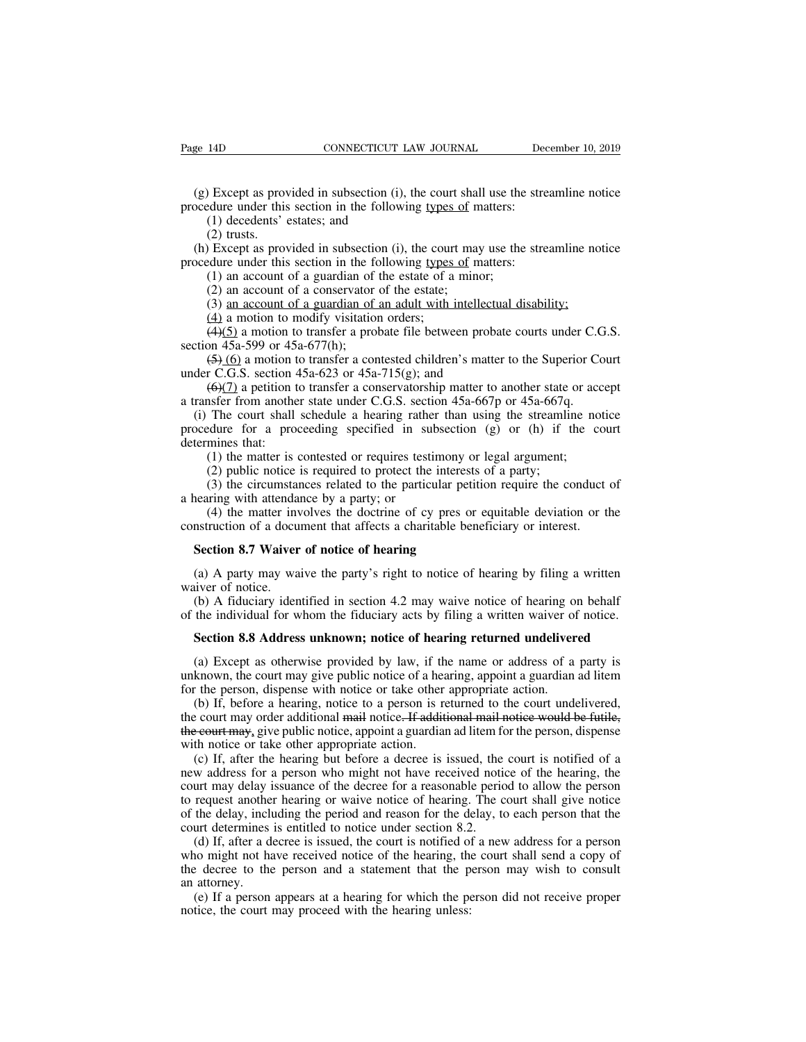(g) Except as provided in subsection (i), the court shall use the streamline notice procedure under this section in the following <u>types of</u> matters:

(1) decedents' estates; and

(2) trusts.

(h) Except as provided in subsection (i), the court may use the streamline notice procedure under this section in the following <u>types of</u> matters:

(1) an account of a guardian of the estate of a minor;

(2) an account of a conservator of the estate;

(3) <u>an account of a guardian of an adult with intellectual disability;</u>

<u>(4)</u> a motion to modify visitation orders;

~~(4)~~<u>(5)</u> a motion to transfer a probate file between probate courts under C.G.S. section 45a-599 or 45a-677(h);

~~(5)~~ <u>(6)</u> a motion to transfer a contested children's matter to the Superior Court under C.G.S. section 45a-623 or 45a-715(g); and

~~(6)~~<u>(7)</u> a petition to transfer a conservatorship matter to another state or accept a transfer from another state under C.G.S. section 45a-667p or 45a-667q.

(i) The court shall schedule a hearing rather than using the streamline notice procedure for a proceeding specified in subsection (g) or (h) if the court determines that:

(1) the matter is contested or requires testimony or legal argument;

(2) public notice is required to protect the interests of a party;

(3) the circumstances related to the particular petition require the conduct of a hearing with attendance by a party; or

(4) the matter involves the doctrine of cy pres or equitable deviation or the construction of a document that affects a charitable beneficiary or interest.

**Section 8.7 Waiver of notice of hearing**

(a) A party may waive the party's right to notice of hearing by filing a written waiver of notice.

(b) A fiduciary identified in section 4.2 may waive notice of hearing on behalf of the individual for whom the fiduciary acts by filing a written waiver of notice.

**Section 8.8 Address unknown; notice of hearing returned undelivered**

(a) Except as otherwise provided by law, if the name or address of a party is unknown, the court may give public notice of a hearing, appoint a guardian ad litem for the person, dispense with notice or take other appropriate action.

(b) If, before a hearing, notice to a person is returned to the court undelivered, the court may order additional ~~mail~~ notice~~. If additional mail notice would be futile, the court may~~, give public notice, appoint a guardian ad litem for the person, dispense with notice or take other appropriate action.

(c) If, after the hearing but before a decree is issued, the court is notified of a new address for a person who might not have received notice of the hearing, the court may delay issuance of the decree for a reasonable period to allow the person to request another hearing or waive notice of hearing. The court shall give notice of the delay, including the period and reason for the delay, to each person that the court determines is entitled to notice under section 8.2.

(d) If, after a decree is issued, the court is notified of a new address for a person who might not have received notice of the hearing, the court shall send a copy of the decree to the person and a statement that the person may wish to consult an attorney.

(e) If a person appears at a hearing for which the person did not receive proper notice, the court may proceed with the hearing unless: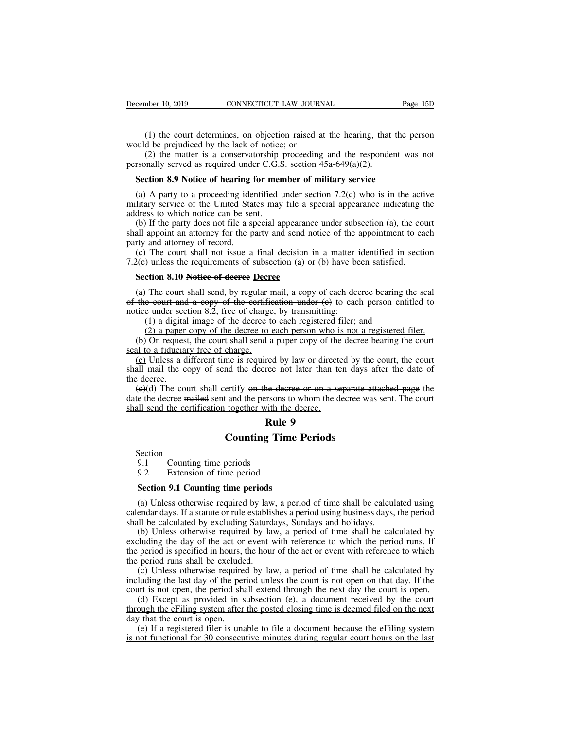(1) the court determines, on objection raised at the hearing, that the person would be prejudiced by the lack of notice; or

(2) the matter is a conservatorship proceeding and the respondent was not personally served as required under C.G.S. section 45a-649(a)(2).

**Section 8.9 Notice of hearing for member of military service**

(a) A party to a proceeding identified under section 7.2(c) who is in the active military service of the United States may file a special appearance indicating the address to which notice can be sent.

(b) If the party does not file a special appearance under subsection (a), the court shall appoint an attorney for the party and send notice of the appointment to each party and attorney of record.

(c) The court shall not issue a final decision in a matter identified in section 7.2(c) unless the requirements of subsection (a) or (b) have been satisfied.

**Section 8.10 ~~Notice of decree~~ Decree**

(a) The court shall send~~, by regular mail,~~ a copy of each decree ~~bearing the seal of the court and a copy of the certification under (c)~~ to each person entitled to notice under section 8.2, free of charge, by transmitting:

(1) a digital image of the decree to each registered filer; and

(2) a paper copy of the decree to each person who is not a registered filer.

(b) On request, the court shall send a paper copy of the decree bearing the court seal to a fiduciary free of charge.

(c) Unless a different time is required by law or directed by the court, the court shall ~~mail the copy of~~ send the decree not later than ten days after the date of the decree.

~~(c)~~(d) The court shall certify ~~on the decree or on a separate attached page~~ the date the decree ~~mailed~~ sent and the persons to whom the decree was sent. The court shall send the certification together with the decree.

## Rule 9

## Counting Time Periods

Section
9.1 Counting time periods
9.2 Extension of time period

**Section 9.1 Counting time periods**

(a) Unless otherwise required by law, a period of time shall be calculated using calendar days. If a statute or rule establishes a period using business days, the period shall be calculated by excluding Saturdays, Sundays and holidays.

(b) Unless otherwise required by law, a period of time shall be calculated by excluding the day of the act or event with reference to which the period runs. If the period is specified in hours, the hour of the act or event with reference to which the period runs shall be excluded.

(c) Unless otherwise required by law, a period of time shall be calculated by including the last day of the period unless the court is not open on that day. If the court is not open, the period shall extend through the next day the court is open.

(d) Except as provided in subsection (e), a document received by the court through the eFiling system after the posted closing time is deemed filed on the next day that the court is open.

(e) If a registered filer is unable to file a document because the eFiling system is not functional for 30 consecutive minutes during regular court hours on the last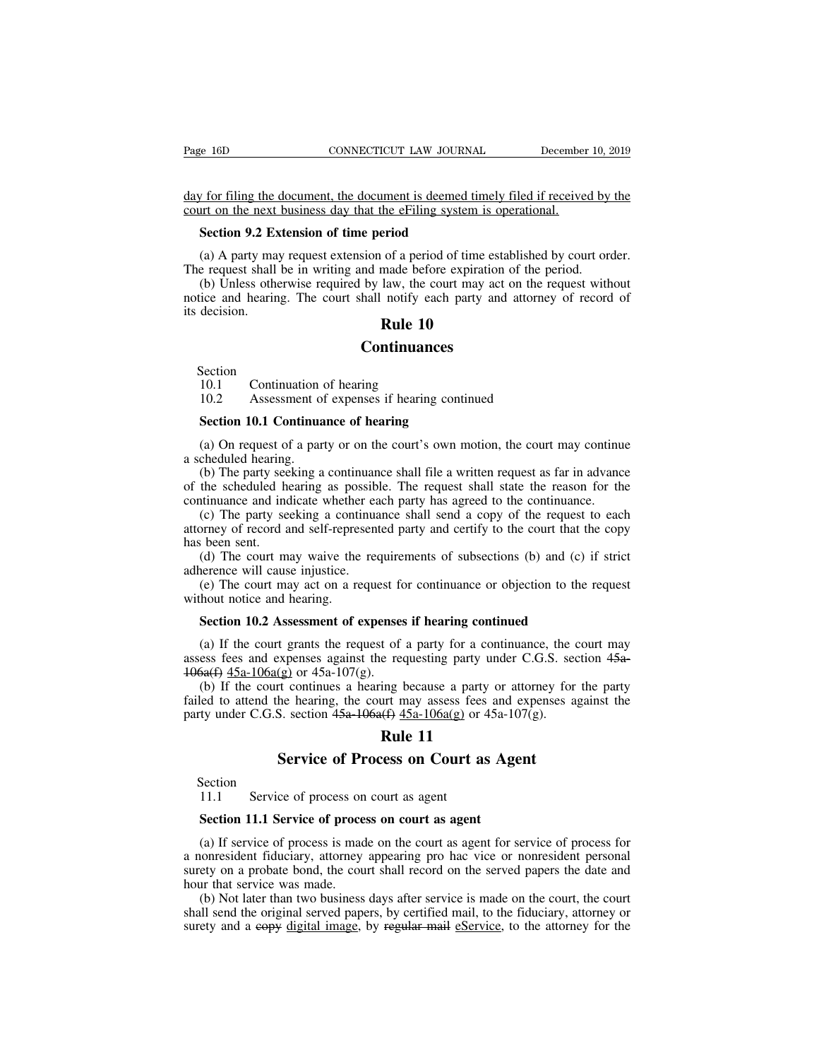day for filing the document, the document is deemed timely filed if received by the court on the next business day that the eFiling system is operational.

**Section 9.2 Extension of time period**

(a) A party may request extension of a period of time established by court order. The request shall be in writing and made before expiration of the period.

(b) Unless otherwise required by law, the court may act on the request without notice and hearing. The court shall notify each party and attorney of record of its decision.

## Rule 10

## Continuances

Section
10.1 Continuation of hearing
10.2 Assessment of expenses if hearing continued

**Section 10.1 Continuance of hearing**

(a) On request of a party or on the court's own motion, the court may continue a scheduled hearing.

(b) The party seeking a continuance shall file a written request as far in advance of the scheduled hearing as possible. The request shall state the reason for the continuance and indicate whether each party has agreed to the continuance.

(c) The party seeking a continuance shall send a copy of the request to each attorney of record and self-represented party and certify to the court that the copy has been sent.

(d) The court may waive the requirements of subsections (b) and (c) if strict adherence will cause injustice.

(e) The court may act on a request for continuance or objection to the request without notice and hearing.

**Section 10.2 Assessment of expenses if hearing continued**

(a) If the court grants the request of a party for a continuance, the court may assess fees and expenses against the requesting party under C.G.S. section ~~45a-106a(f)~~ 45a-106a(g) or 45a-107(g).

(b) If the court continues a hearing because a party or attorney for the party failed to attend the hearing, the court may assess fees and expenses against the party under C.G.S. section ~~45a-106a(f)~~ 45a-106a(g) or 45a-107(g).

## Rule 11

## Service of Process on Court as Agent

Section
11.1 Service of process on court as agent

**Section 11.1 Service of process on court as agent**

(a) If service of process is made on the court as agent for service of process for a nonresident fiduciary, attorney appearing pro hac vice or nonresident personal surety on a probate bond, the court shall record on the served papers the date and hour that service was made.

(b) Not later than two business days after service is made on the court, the court shall send the original served papers, by certified mail, to the fiduciary, attorney or surety and a ~~copy~~ digital image, by ~~regular mail~~ eService, to the attorney for the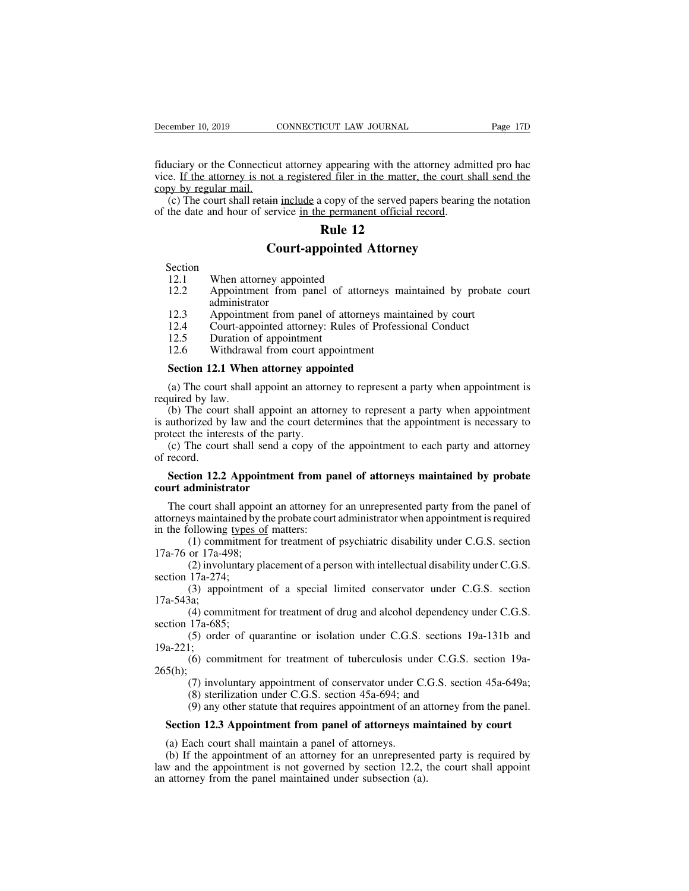fiduciary or the Connecticut attorney appearing with the attorney admitted pro hac vice. <u>If the attorney is not a registered filer in the matter, the court shall send the copy by regular mail.</u>

(c) The court shall ~~retain~~ <u>include</u> a copy of the served papers bearing the notation of the date and hour of service <u>in the permanent official record</u>.

# Rule 12

# Court-appointed Attorney

Section

12.1 When attorney appointed

12.2 Appointment from panel of attorneys maintained by probate court administrator

12.3 Appointment from panel of attorneys maintained by court

12.4 Court-appointed attorney: Rules of Professional Conduct

12.5 Duration of appointment

12.6 Withdrawal from court appointment

## Section 12.1 When attorney appointed

(a) The court shall appoint an attorney to represent a party when appointment is required by law.

(b) The court shall appoint an attorney to represent a party when appointment is authorized by law and the court determines that the appointment is necessary to protect the interests of the party.

(c) The court shall send a copy of the appointment to each party and attorney of record.

## Section 12.2 Appointment from panel of attorneys maintained by probate court administrator

The court shall appoint an attorney for an unrepresented party from the panel of attorneys maintained by the probate court administrator when appointment is required in the following <u>types of</u> matters:

(1) commitment for treatment of psychiatric disability under C.G.S. section 17a-76 or 17a-498;

(2) involuntary placement of a person with intellectual disability under C.G.S. section 17a-274;

(3) appointment of a special limited conservator under C.G.S. section 17a-543a;

(4) commitment for treatment of drug and alcohol dependency under C.G.S. section 17a-685;

(5) order of quarantine or isolation under C.G.S. sections 19a-131b and 19a-221;

(6) commitment for treatment of tuberculosis under C.G.S. section 19a-265(h);

(7) involuntary appointment of conservator under C.G.S. section 45a-649a;

(8) sterilization under C.G.S. section 45a-694; and

(9) any other statute that requires appointment of an attorney from the panel.

## Section 12.3 Appointment from panel of attorneys maintained by court

(a) Each court shall maintain a panel of attorneys.

(b) If the appointment of an attorney for an unrepresented party is required by law and the appointment is not governed by section 12.2, the court shall appoint an attorney from the panel maintained under subsection (a).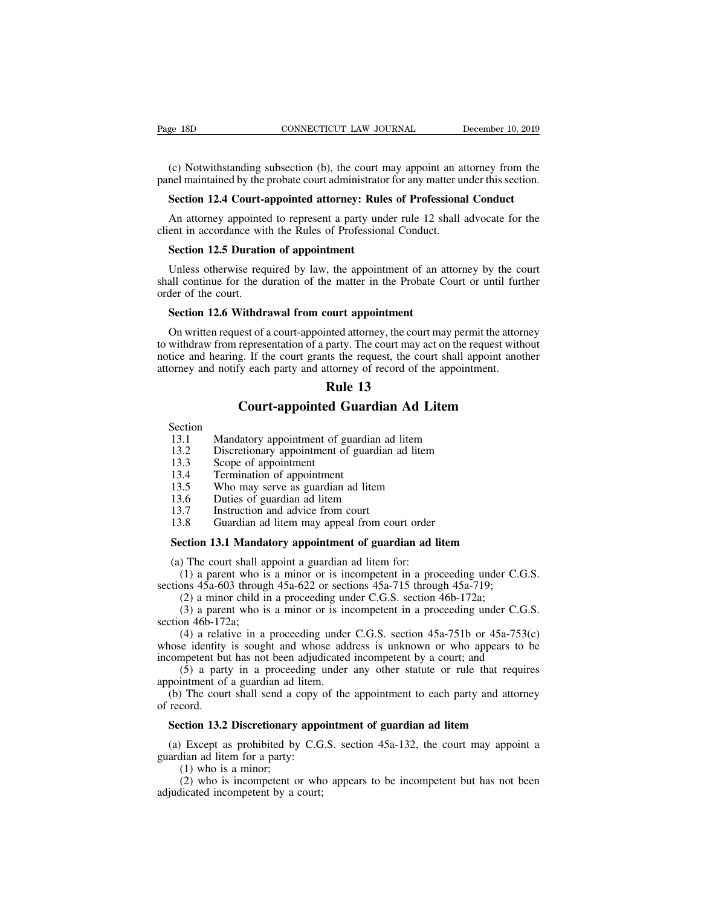(c) Notwithstanding subsection (b), the court may appoint an attorney from the panel maintained by the probate court administrator for any matter under this section.

**Section 12.4 Court-appointed attorney: Rules of Professional Conduct**

An attorney appointed to represent a party under rule 12 shall advocate for the client in accordance with the Rules of Professional Conduct.

**Section 12.5 Duration of appointment**

Unless otherwise required by law, the appointment of an attorney by the court shall continue for the duration of the matter in the Probate Court or until further order of the court.

**Section 12.6 Withdrawal from court appointment**

On written request of a court-appointed attorney, the court may permit the attorney to withdraw from representation of a party. The court may act on the request without notice and hearing. If the court grants the request, the court shall appoint another attorney and notify each party and attorney of record of the appointment.

## Rule 13

## Court-appointed Guardian Ad Litem

Section
13.1 Mandatory appointment of guardian ad litem
13.2 Discretionary appointment of guardian ad litem
13.3 Scope of appointment
13.4 Termination of appointment
13.5 Who may serve as guardian ad litem
13.6 Duties of guardian ad litem
13.7 Instruction and advice from court
13.8 Guardian ad litem may appeal from court order

**Section 13.1 Mandatory appointment of guardian ad litem**

(a) The court shall appoint a guardian ad litem for:

(1) a parent who is a minor or is incompetent in a proceeding under C.G.S. sections 45a-603 through 45a-622 or sections 45a-715 through 45a-719;

(2) a minor child in a proceeding under C.G.S. section 46b-172a;

(3) a parent who is a minor or is incompetent in a proceeding under C.G.S. section 46b-172a;

(4) a relative in a proceeding under C.G.S. section 45a-751b or 45a-753(c) whose identity is sought and whose address is unknown or who appears to be incompetent but has not been adjudicated incompetent by a court; and

(5) a party in a proceeding under any other statute or rule that requires appointment of a guardian ad litem.

(b) The court shall send a copy of the appointment to each party and attorney of record.

**Section 13.2 Discretionary appointment of guardian ad litem**

(a) Except as prohibited by C.G.S. section 45a-132, the court may appoint a guardian ad litem for a party:

(1) who is a minor;

(2) who is incompetent or who appears to be incompetent but has not been adjudicated incompetent by a court;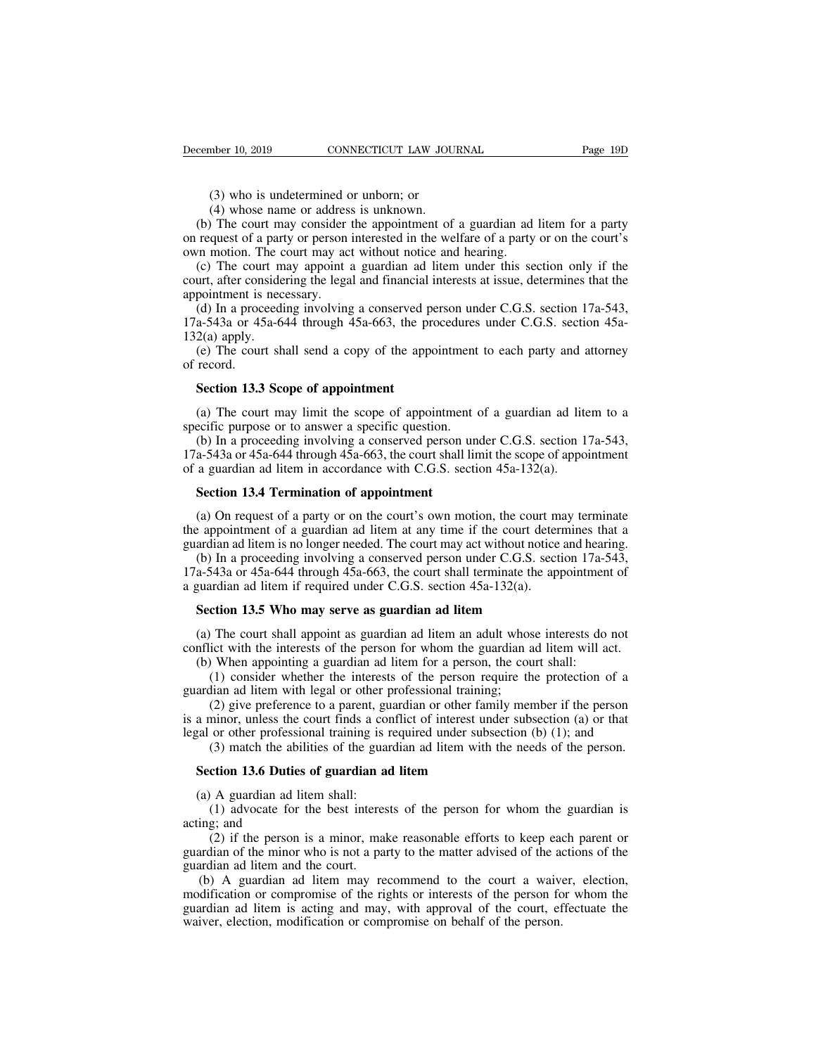(3) who is undetermined or unborn; or

(4) whose name or address is unknown.

(b) The court may consider the appointment of a guardian ad litem for a party on request of a party or person interested in the welfare of a party or on the court's own motion. The court may act without notice and hearing.

(c) The court may appoint a guardian ad litem under this section only if the court, after considering the legal and financial interests at issue, determines that the appointment is necessary.

(d) In a proceeding involving a conserved person under C.G.S. section 17a-543, 17a-543a or 45a-644 through 45a-663, the procedures under C.G.S. section 45a-132(a) apply.

(e) The court shall send a copy of the appointment to each party and attorney of record.

**Section 13.3 Scope of appointment**

(a) The court may limit the scope of appointment of a guardian ad litem to a specific purpose or to answer a specific question.

(b) In a proceeding involving a conserved person under C.G.S. section 17a-543, 17a-543a or 45a-644 through 45a-663, the court shall limit the scope of appointment of a guardian ad litem in accordance with C.G.S. section 45a-132(a).

**Section 13.4 Termination of appointment**

(a) On request of a party or on the court's own motion, the court may terminate the appointment of a guardian ad litem at any time if the court determines that a guardian ad litem is no longer needed. The court may act without notice and hearing.

(b) In a proceeding involving a conserved person under C.G.S. section 17a-543, 17a-543a or 45a-644 through 45a-663, the court shall terminate the appointment of a guardian ad litem if required under C.G.S. section 45a-132(a).

**Section 13.5 Who may serve as guardian ad litem**

(a) The court shall appoint as guardian ad litem an adult whose interests do not conflict with the interests of the person for whom the guardian ad litem will act.

(b) When appointing a guardian ad litem for a person, the court shall:

(1) consider whether the interests of the person require the protection of a guardian ad litem with legal or other professional training;

(2) give preference to a parent, guardian or other family member if the person is a minor, unless the court finds a conflict of interest under subsection (a) or that legal or other professional training is required under subsection (b) (1); and

(3) match the abilities of the guardian ad litem with the needs of the person.

**Section 13.6 Duties of guardian ad litem**

(a) A guardian ad litem shall:

(1) advocate for the best interests of the person for whom the guardian is acting; and

(2) if the person is a minor, make reasonable efforts to keep each parent or guardian of the minor who is not a party to the matter advised of the actions of the guardian ad litem and the court.

(b) A guardian ad litem may recommend to the court a waiver, election, modification or compromise of the rights or interests of the person for whom the guardian ad litem is acting and may, with approval of the court, effectuate the waiver, election, modification or compromise on behalf of the person.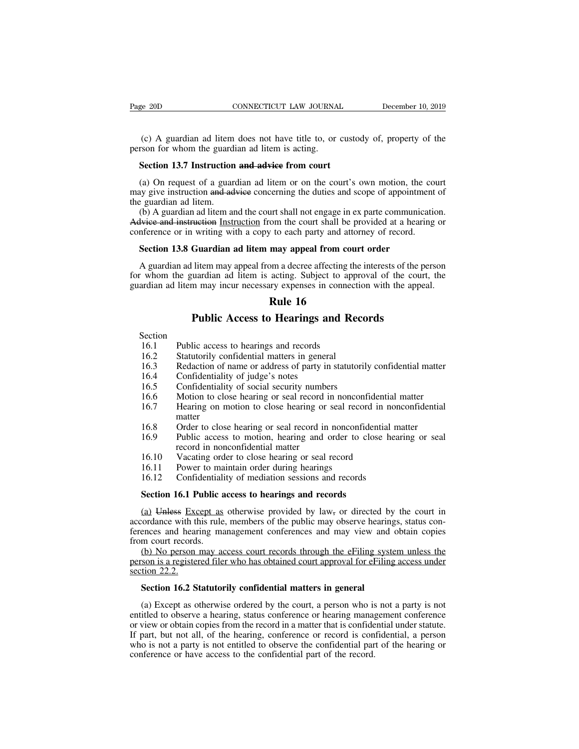(c) A guardian ad litem does not have title to, or custody of, property of the person for whom the guardian ad litem is acting.

**Section 13.7 Instruction ~~and advice~~ from court**

(a) On request of a guardian ad litem or on the court's own motion, the court may give instruction ~~and advice~~ concerning the duties and scope of appointment of the guardian ad litem.

(b) A guardian ad litem and the court shall not engage in ex parte communication. ~~Advice and instruction~~ <u>Instruction</u> from the court shall be provided at a hearing or conference or in writing with a copy to each party and attorney of record.

**Section 13.8 Guardian ad litem may appeal from court order**

A guardian ad litem may appeal from a decree affecting the interests of the person for whom the guardian ad litem is acting. Subject to approval of the court, the guardian ad litem may incur necessary expenses in connection with the appeal.

# Rule 16

# Public Access to Hearings and Records

| Section | |
|---|---|
| 16.1 | Public access to hearings and records |
| 16.2 | Statutorily confidential matters in general |
| 16.3 | Redaction of name or address of party in statutorily confidential matter |
| 16.4 | Confidentiality of judge's notes |
| 16.5 | Confidentiality of social security numbers |
| 16.6 | Motion to close hearing or seal record in nonconfidential matter |
| 16.7 | Hearing on motion to close hearing or seal record in nonconfidential matter |
| 16.8 | Order to close hearing or seal record in nonconfidential matter |
| 16.9 | Public access to motion, hearing and order to close hearing or seal record in nonconfidential matter |
| 16.10 | Vacating order to close hearing or seal record |
| 16.11 | Power to maintain order during hearings |
| 16.12 | Confidentiality of mediation sessions and records |

**Section 16.1 Public access to hearings and records**

<u>(a)</u> ~~Unless~~ <u>Except as</u> otherwise provided by law~~,~~ or directed by the court in accordance with this rule, members of the public may observe hearings, status conferences and hearing management conferences and may view and obtain copies from court records.

<u>(b) No person may access court records through the eFiling system unless the person is a registered filer who has obtained court approval for eFiling access under section 22.2.</u>

**Section 16.2 Statutorily confidential matters in general**

(a) Except as otherwise ordered by the court, a person who is not a party is not entitled to observe a hearing, status conference or hearing management conference or view or obtain copies from the record in a matter that is confidential under statute. If part, but not all, of the hearing, conference or record is confidential, a person who is not a party is not entitled to observe the confidential part of the hearing or conference or have access to the confidential part of the record.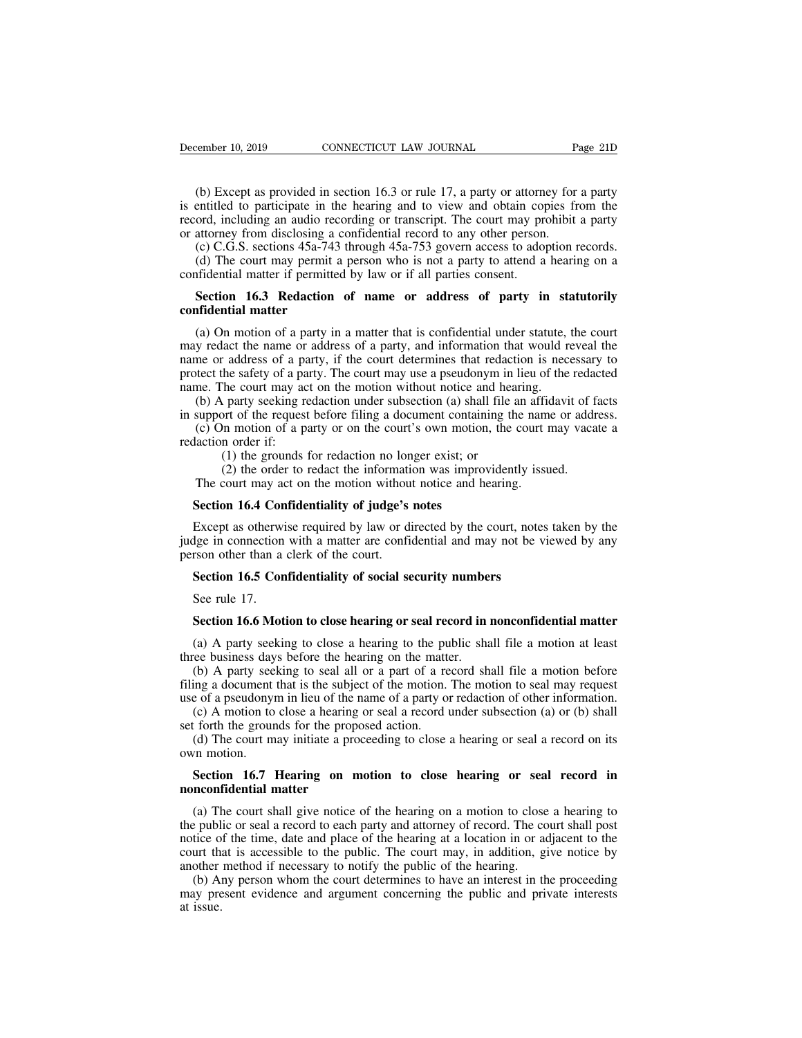(b) Except as provided in section 16.3 or rule 17, a party or attorney for a party is entitled to participate in the hearing and to view and obtain copies from the record, including an audio recording or transcript. The court may prohibit a party or attorney from disclosing a confidential record to any other person.

(c) C.G.S. sections 45a-743 through 45a-753 govern access to adoption records.

(d) The court may permit a person who is not a party to attend a hearing on a confidential matter if permitted by law or if all parties consent.

**Section 16.3 Redaction of name or address of party in statutorily confidential matter**

(a) On motion of a party in a matter that is confidential under statute, the court may redact the name or address of a party, and information that would reveal the name or address of a party, if the court determines that redaction is necessary to protect the safety of a party. The court may use a pseudonym in lieu of the redacted name. The court may act on the motion without notice and hearing.

(b) A party seeking redaction under subsection (a) shall file an affidavit of facts in support of the request before filing a document containing the name or address.

(c) On motion of a party or on the court's own motion, the court may vacate a redaction order if:

(1) the grounds for redaction no longer exist; or

(2) the order to redact the information was improvidently issued.

The court may act on the motion without notice and hearing.

**Section 16.4 Confidentiality of judge's notes**

Except as otherwise required by law or directed by the court, notes taken by the judge in connection with a matter are confidential and may not be viewed by any person other than a clerk of the court.

**Section 16.5 Confidentiality of social security numbers**

See rule 17.

**Section 16.6 Motion to close hearing or seal record in nonconfidential matter**

(a) A party seeking to close a hearing to the public shall file a motion at least three business days before the hearing on the matter.

(b) A party seeking to seal all or a part of a record shall file a motion before filing a document that is the subject of the motion. The motion to seal may request use of a pseudonym in lieu of the name of a party or redaction of other information.

(c) A motion to close a hearing or seal a record under subsection (a) or (b) shall set forth the grounds for the proposed action.

(d) The court may initiate a proceeding to close a hearing or seal a record on its own motion.

**Section 16.7 Hearing on motion to close hearing or seal record in nonconfidential matter**

(a) The court shall give notice of the hearing on a motion to close a hearing to the public or seal a record to each party and attorney of record. The court shall post notice of the time, date and place of the hearing at a location in or adjacent to the court that is accessible to the public. The court may, in addition, give notice by another method if necessary to notify the public of the hearing.

(b) Any person whom the court determines to have an interest in the proceeding may present evidence and argument concerning the public and private interests at issue.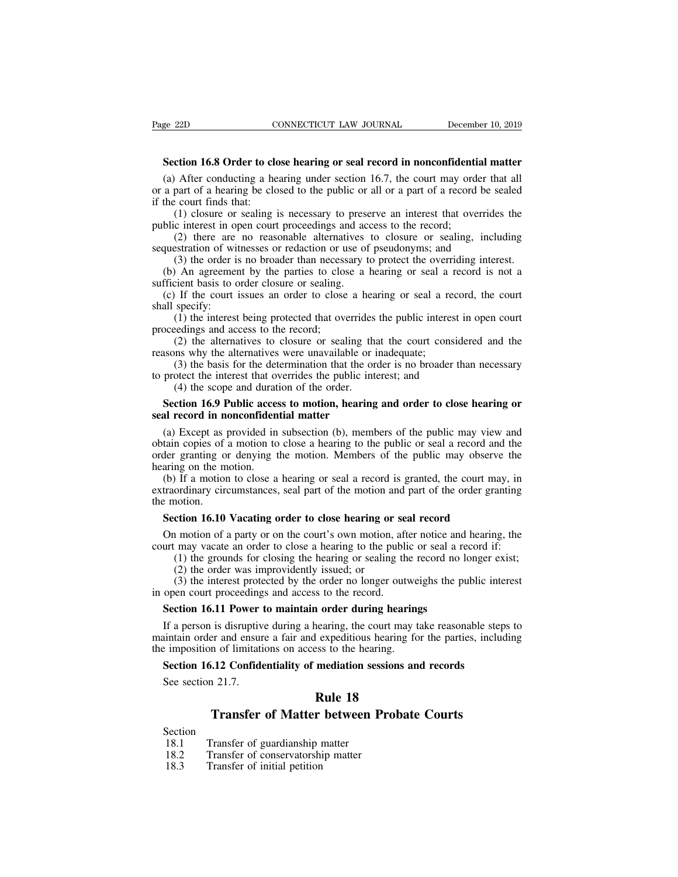**Section 16.8 Order to close hearing or seal record in nonconfidential matter**

(a) After conducting a hearing under section 16.7, the court may order that all or a part of a hearing be closed to the public or all or a part of a record be sealed if the court finds that:

(1) closure or sealing is necessary to preserve an interest that overrides the public interest in open court proceedings and access to the record;

(2) there are no reasonable alternatives to closure or sealing, including sequestration of witnesses or redaction or use of pseudonyms; and

(3) the order is no broader than necessary to protect the overriding interest.

(b) An agreement by the parties to close a hearing or seal a record is not a sufficient basis to order closure or sealing.

(c) If the court issues an order to close a hearing or seal a record, the court shall specify:

(1) the interest being protected that overrides the public interest in open court proceedings and access to the record;

(2) the alternatives to closure or sealing that the court considered and the reasons why the alternatives were unavailable or inadequate;

(3) the basis for the determination that the order is no broader than necessary to protect the interest that overrides the public interest; and

(4) the scope and duration of the order.

**Section 16.9 Public access to motion, hearing and order to close hearing or seal record in nonconfidential matter**

(a) Except as provided in subsection (b), members of the public may view and obtain copies of a motion to close a hearing to the public or seal a record and the order granting or denying the motion. Members of the public may observe the hearing on the motion.

(b) If a motion to close a hearing or seal a record is granted, the court may, in extraordinary circumstances, seal part of the motion and part of the order granting the motion.

**Section 16.10 Vacating order to close hearing or seal record**

On motion of a party or on the court's own motion, after notice and hearing, the court may vacate an order to close a hearing to the public or seal a record if:

(1) the grounds for closing the hearing or sealing the record no longer exist;

(2) the order was improvidently issued; or

(3) the interest protected by the order no longer outweighs the public interest in open court proceedings and access to the record.

**Section 16.11 Power to maintain order during hearings**

If a person is disruptive during a hearing, the court may take reasonable steps to maintain order and ensure a fair and expeditious hearing for the parties, including the imposition of limitations on access to the hearing.

**Section 16.12 Confidentiality of mediation sessions and records**

See section 21.7.

# Rule 18

# Transfer of Matter between Probate Courts

Section
18.1 Transfer of guardianship matter
18.2 Transfer of conservatorship matter
18.3 Transfer of initial petition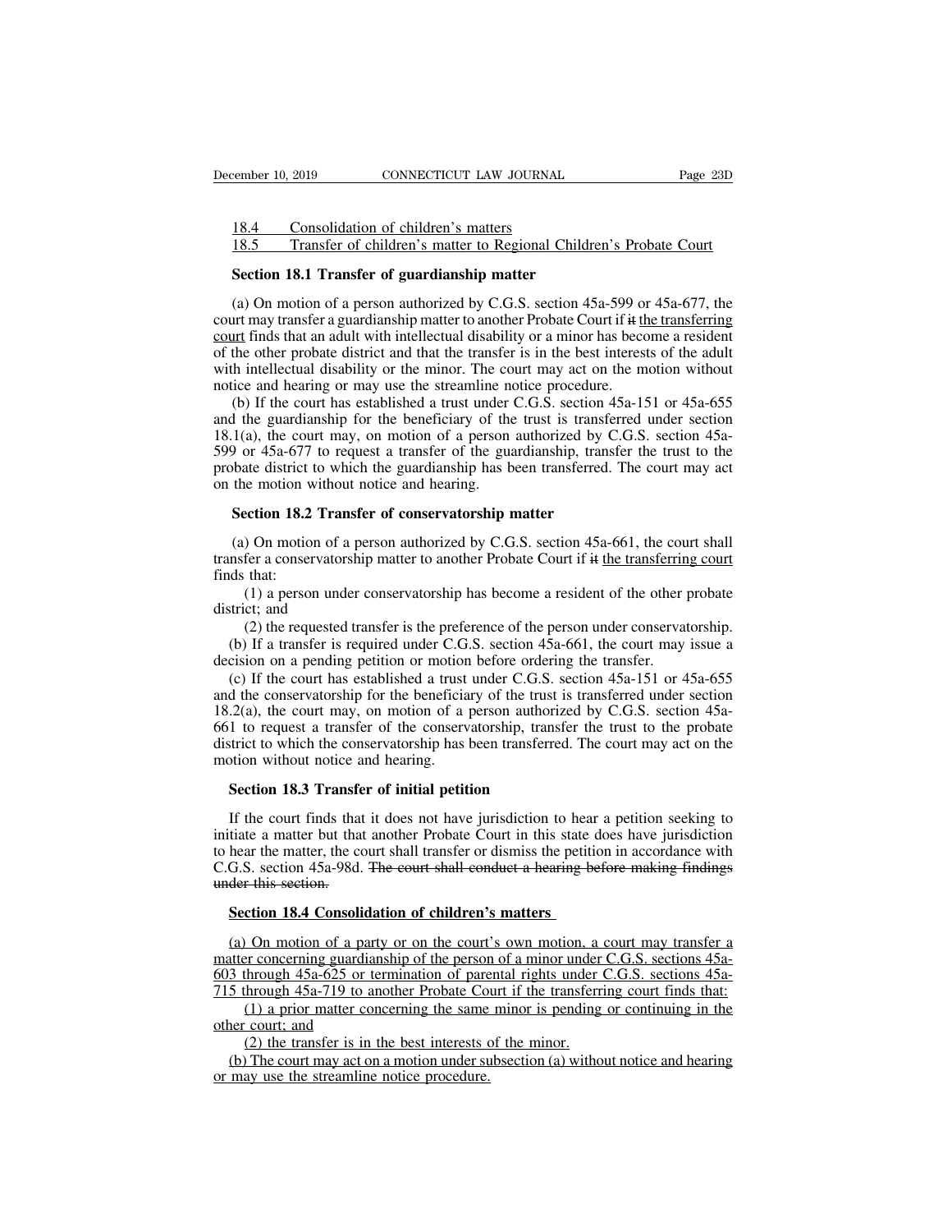18.4 Consolidation of children's matters
18.5 Transfer of children's matter to Regional Children's Probate Court

**Section 18.1 Transfer of guardianship matter**

(a) On motion of a person authorized by C.G.S. section 45a-599 or 45a-677, the court may transfer a guardianship matter to another Probate Court if ~~it~~ the transferring court finds that an adult with intellectual disability or a minor has become a resident of the other probate district and that the transfer is in the best interests of the adult with intellectual disability or the minor. The court may act on the motion without notice and hearing or may use the streamline notice procedure.

(b) If the court has established a trust under C.G.S. section 45a-151 or 45a-655 and the guardianship for the beneficiary of the trust is transferred under section 18.1(a), the court may, on motion of a person authorized by C.G.S. section 45a-599 or 45a-677 to request a transfer of the guardianship, transfer the trust to the probate district to which the guardianship has been transferred. The court may act on the motion without notice and hearing.

**Section 18.2 Transfer of conservatorship matter**

(a) On motion of a person authorized by C.G.S. section 45a-661, the court shall transfer a conservatorship matter to another Probate Court if ~~it~~ the transferring court finds that:

(1) a person under conservatorship has become a resident of the other probate district; and

(2) the requested transfer is the preference of the person under conservatorship.

(b) If a transfer is required under C.G.S. section 45a-661, the court may issue a decision on a pending petition or motion before ordering the transfer.

(c) If the court has established a trust under C.G.S. section 45a-151 or 45a-655 and the conservatorship for the beneficiary of the trust is transferred under section 18.2(a), the court may, on motion of a person authorized by C.G.S. section 45a-661 to request a transfer of the conservatorship, transfer the trust to the probate district to which the conservatorship has been transferred. The court may act on the motion without notice and hearing.

**Section 18.3 Transfer of initial petition**

If the court finds that it does not have jurisdiction to hear a petition seeking to initiate a matter but that another Probate Court in this state does have jurisdiction to hear the matter, the court shall transfer or dismiss the petition in accordance with C.G.S. section 45a-98d. ~~The court shall conduct a hearing before making findings under this section.~~

**Section 18.4 Consolidation of children's matters**

(a) On motion of a party or on the court's own motion, a court may transfer a matter concerning guardianship of the person of a minor under C.G.S. sections 45a-603 through 45a-625 or termination of parental rights under C.G.S. sections 45a-715 through 45a-719 to another Probate Court if the transferring court finds that:

(1) a prior matter concerning the same minor is pending or continuing in the other court; and

(2) the transfer is in the best interests of the minor.

(b) The court may act on a motion under subsection (a) without notice and hearing or may use the streamline notice procedure.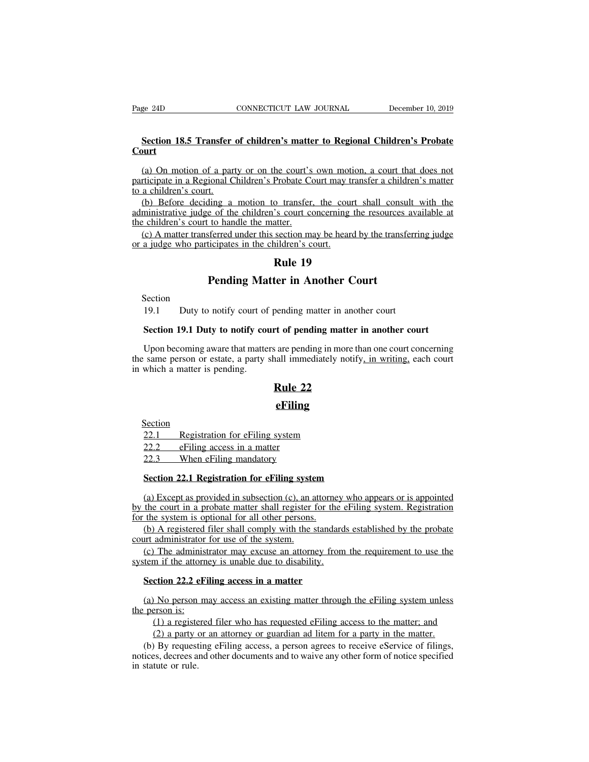**Section 18.5 Transfer of children's matter to Regional Children's Probate Court**

(a) On motion of a party or on the court's own motion, a court that does not participate in a Regional Children's Probate Court may transfer a children's matter to a children's court.

(b) Before deciding a motion to transfer, the court shall consult with the administrative judge of the children's court concerning the resources available at the children's court to handle the matter.

(c) A matter transferred under this section may be heard by the transferring judge or a judge who participates in the children's court.

## Rule 19

## Pending Matter in Another Court

Section

19.1 Duty to notify court of pending matter in another court

**Section 19.1 Duty to notify court of pending matter in another court**

Upon becoming aware that matters are pending in more than one court concerning the same person or estate, a party shall immediately notify, in writing, each court in which a matter is pending.

## Rule 22

## eFiling

Section

22.1 Registration for eFiling system

22.2 eFiling access in a matter

22.3 When eFiling mandatory

**Section 22.1 Registration for eFiling system**

(a) Except as provided in subsection (c), an attorney who appears or is appointed by the court in a probate matter shall register for the eFiling system. Registration for the system is optional for all other persons.

(b) A registered filer shall comply with the standards established by the probate court administrator for use of the system.

(c) The administrator may excuse an attorney from the requirement to use the system if the attorney is unable due to disability.

**Section 22.2 eFiling access in a matter**

(a) No person may access an existing matter through the eFiling system unless the person is:

(1) a registered filer who has requested eFiling access to the matter; and

(2) a party or an attorney or guardian ad litem for a party in the matter.

(b) By requesting eFiling access, a person agrees to receive eService of filings, notices, decrees and other documents and to waive any other form of notice specified in statute or rule.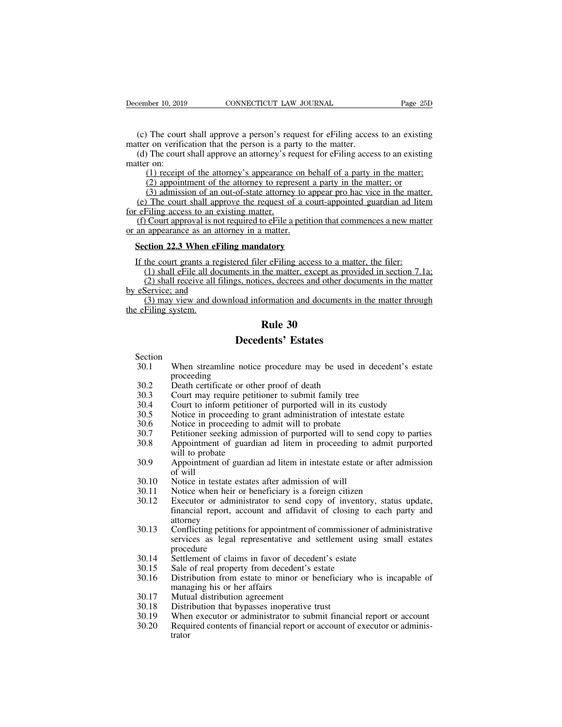(c) The court shall approve a person's request for eFiling access to an existing matter on verification that the person is a party to the matter.

(d) The court shall approve an attorney's request for eFiling access to an existing matter on:

(1) receipt of the attorney's appearance on behalf of a party in the matter;

(2) appointment of the attorney to represent a party in the matter; or

(3) admission of an out-of-state attorney to appear pro hac vice in the matter.

(e) The court shall approve the request of a court-appointed guardian ad litem for eFiling access to an existing matter.

(f) Court approval is not required to eFile a petition that commences a new matter or an appearance as an attorney in a matter.

**Section 22.3 When eFiling mandatory**

If the court grants a registered filer eFiling access to a matter, the filer:

(1) shall eFile all documents in the matter, except as provided in section 7.1a;

(2) shall receive all filings, notices, decrees and other documents in the matter by eService; and

(3) may view and download information and documents in the matter through the eFiling system.

# Rule 30

# Decedents' Estates

| Section | |
|---|---|
| 30.1 | When streamline notice procedure may be used in decedent's estate proceeding |
| 30.2 | Death certificate or other proof of death |
| 30.3 | Court may require petitioner to submit family tree |
| 30.4 | Court to inform petitioner of purported will in its custody |
| 30.5 | Notice in proceeding to grant administration of intestate estate |
| 30.6 | Notice in proceeding to admit will to probate |
| 30.7 | Petitioner seeking admission of purported will to send copy to parties |
| 30.8 | Appointment of guardian ad litem in proceeding to admit purported will to probate |
| 30.9 | Appointment of guardian ad litem in intestate estate or after admission of will |
| 30.10 | Notice in testate estates after admission of will |
| 30.11 | Notice when heir or beneficiary is a foreign citizen |
| 30.12 | Executor or administrator to send copy of inventory, status update, financial report, account and affidavit of closing to each party and attorney |
| 30.13 | Conflicting petitions for appointment of commissioner of administrative services as legal representative and settlement using small estates procedure |
| 30.14 | Settlement of claims in favor of decedent's estate |
| 30.15 | Sale of real property from decedent's estate |
| 30.16 | Distribution from estate to minor or beneficiary who is incapable of managing his or her affairs |
| 30.17 | Mutual distribution agreement |
| 30.18 | Distribution that bypasses inoperative trust |
| 30.19 | When executor or administrator to submit financial report or account |
| 30.20 | Required contents of financial report or account of executor or administrator |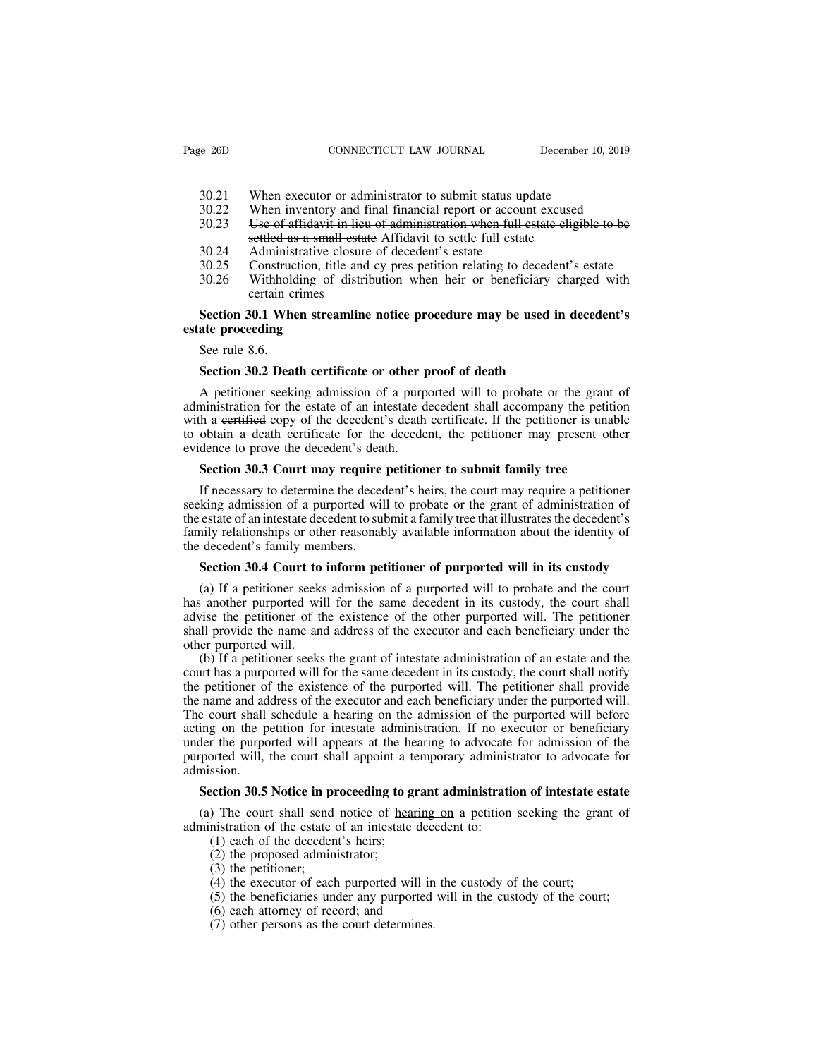30.21 When executor or administrator to submit status update
30.22 When inventory and final financial report or account excused
30.23 ~~Use of affidavit in lieu of administration when full estate eligible to be settled as a small estate~~ Affidavit to settle full estate
30.24 Administrative closure of decedent's estate
30.25 Construction, title and cy pres petition relating to decedent's estate
30.26 Withholding of distribution when heir or beneficiary charged with certain crimes

**Section 30.1 When streamline notice procedure may be used in decedent's estate proceeding**

See rule 8.6.

**Section 30.2 Death certificate or other proof of death**

A petitioner seeking admission of a purported will to probate or the grant of administration for the estate of an intestate decedent shall accompany the petition with a ~~certified~~ copy of the decedent's death certificate. If the petitioner is unable to obtain a death certificate for the decedent, the petitioner may present other evidence to prove the decedent's death.

**Section 30.3 Court may require petitioner to submit family tree**

If necessary to determine the decedent's heirs, the court may require a petitioner seeking admission of a purported will to probate or the grant of administration of the estate of an intestate decedent to submit a family tree that illustrates the decedent's family relationships or other reasonably available information about the identity of the decedent's family members.

**Section 30.4 Court to inform petitioner of purported will in its custody**

(a) If a petitioner seeks admission of a purported will to probate and the court has another purported will for the same decedent in its custody, the court shall advise the petitioner of the existence of the other purported will. The petitioner shall provide the name and address of the executor and each beneficiary under the other purported will.

(b) If a petitioner seeks the grant of intestate administration of an estate and the court has a purported will for the same decedent in its custody, the court shall notify the petitioner of the existence of the purported will. The petitioner shall provide the name and address of the executor and each beneficiary under the purported will. The court shall schedule a hearing on the admission of the purported will before acting on the petition for intestate administration. If no executor or beneficiary under the purported will appears at the hearing to advocate for admission of the purported will, the court shall appoint a temporary administrator to advocate for admission.

**Section 30.5 Notice in proceeding to grant administration of intestate estate**

(a) The court shall send notice of <u>hearing on</u> a petition seeking the grant of administration of the estate of an intestate decedent to:

(1) each of the decedent's heirs;
(2) the proposed administrator;
(3) the petitioner;
(4) the executor of each purported will in the custody of the court;
(5) the beneficiaries under any purported will in the custody of the court;
(6) each attorney of record; and
(7) other persons as the court determines.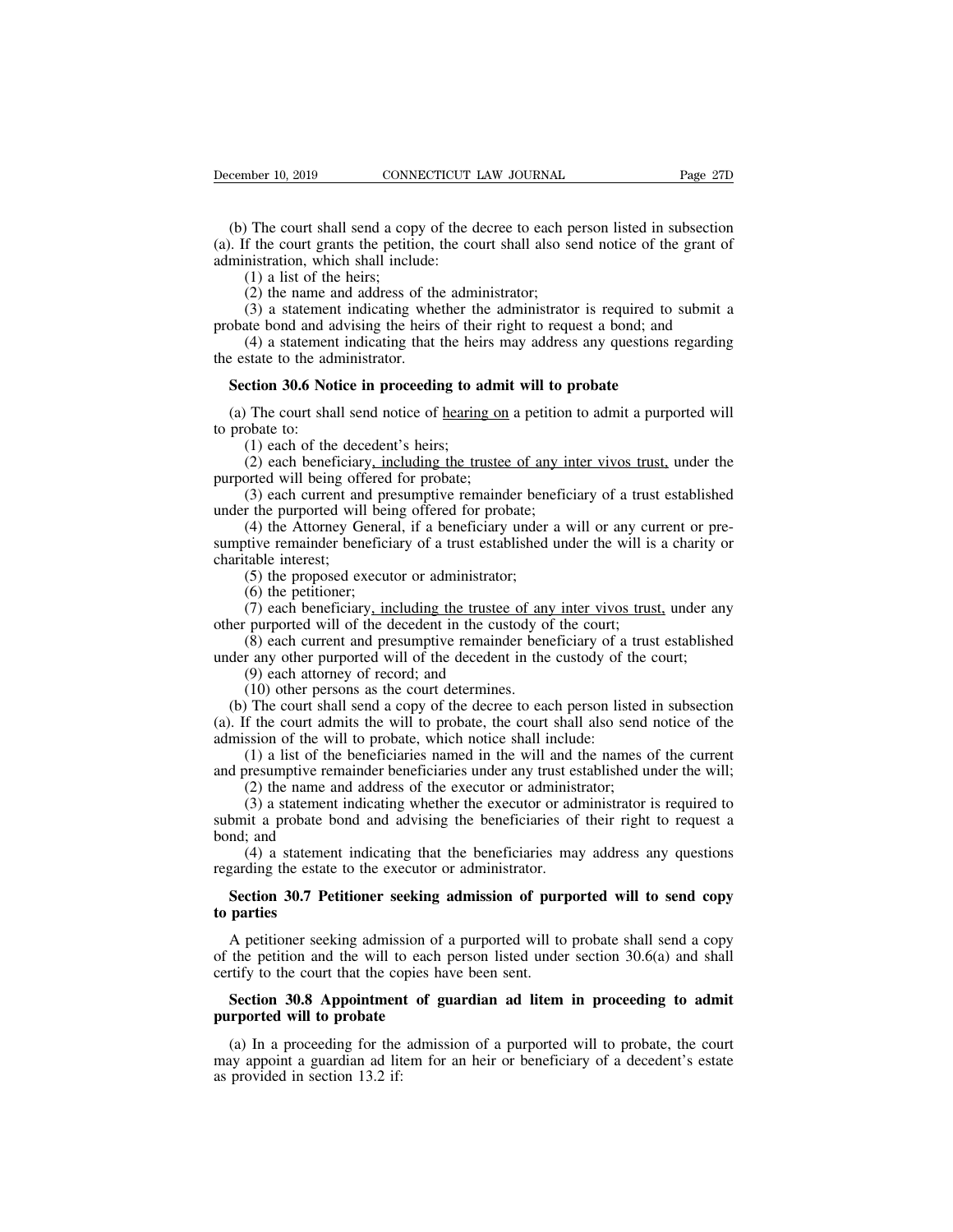(b) The court shall send a copy of the decree to each person listed in subsection (a). If the court grants the petition, the court shall also send notice of the grant of administration, which shall include:

(1) a list of the heirs;

(2) the name and address of the administrator;

(3) a statement indicating whether the administrator is required to submit a probate bond and advising the heirs of their right to request a bond; and

(4) a statement indicating that the heirs may address any questions regarding the estate to the administrator.

**Section 30.6 Notice in proceeding to admit will to probate**

(a) The court shall send notice of <u>hearing on</u> a petition to admit a purported will to probate to:

(1) each of the decedent's heirs;

(2) each beneficiary<u>, including the trustee of any inter vivos trust,</u> under the purported will being offered for probate;

(3) each current and presumptive remainder beneficiary of a trust established under the purported will being offered for probate;

(4) the Attorney General, if a beneficiary under a will or any current or presumptive remainder beneficiary of a trust established under the will is a charity or charitable interest;

(5) the proposed executor or administrator;

(6) the petitioner;

(7) each beneficiary<u>, including the trustee of any inter vivos trust,</u> under any other purported will of the decedent in the custody of the court;

(8) each current and presumptive remainder beneficiary of a trust established under any other purported will of the decedent in the custody of the court;

(9) each attorney of record; and

(10) other persons as the court determines.

(b) The court shall send a copy of the decree to each person listed in subsection (a). If the court admits the will to probate, the court shall also send notice of the admission of the will to probate, which notice shall include:

(1) a list of the beneficiaries named in the will and the names of the current and presumptive remainder beneficiaries under any trust established under the will;

(2) the name and address of the executor or administrator;

(3) a statement indicating whether the executor or administrator is required to submit a probate bond and advising the beneficiaries of their right to request a bond; and

(4) a statement indicating that the beneficiaries may address any questions regarding the estate to the executor or administrator.

**Section 30.7 Petitioner seeking admission of purported will to send copy to parties**

A petitioner seeking admission of a purported will to probate shall send a copy of the petition and the will to each person listed under section 30.6(a) and shall certify to the court that the copies have been sent.

**Section 30.8 Appointment of guardian ad litem in proceeding to admit purported will to probate**

(a) In a proceeding for the admission of a purported will to probate, the court may appoint a guardian ad litem for an heir or beneficiary of a decedent's estate as provided in section 13.2 if: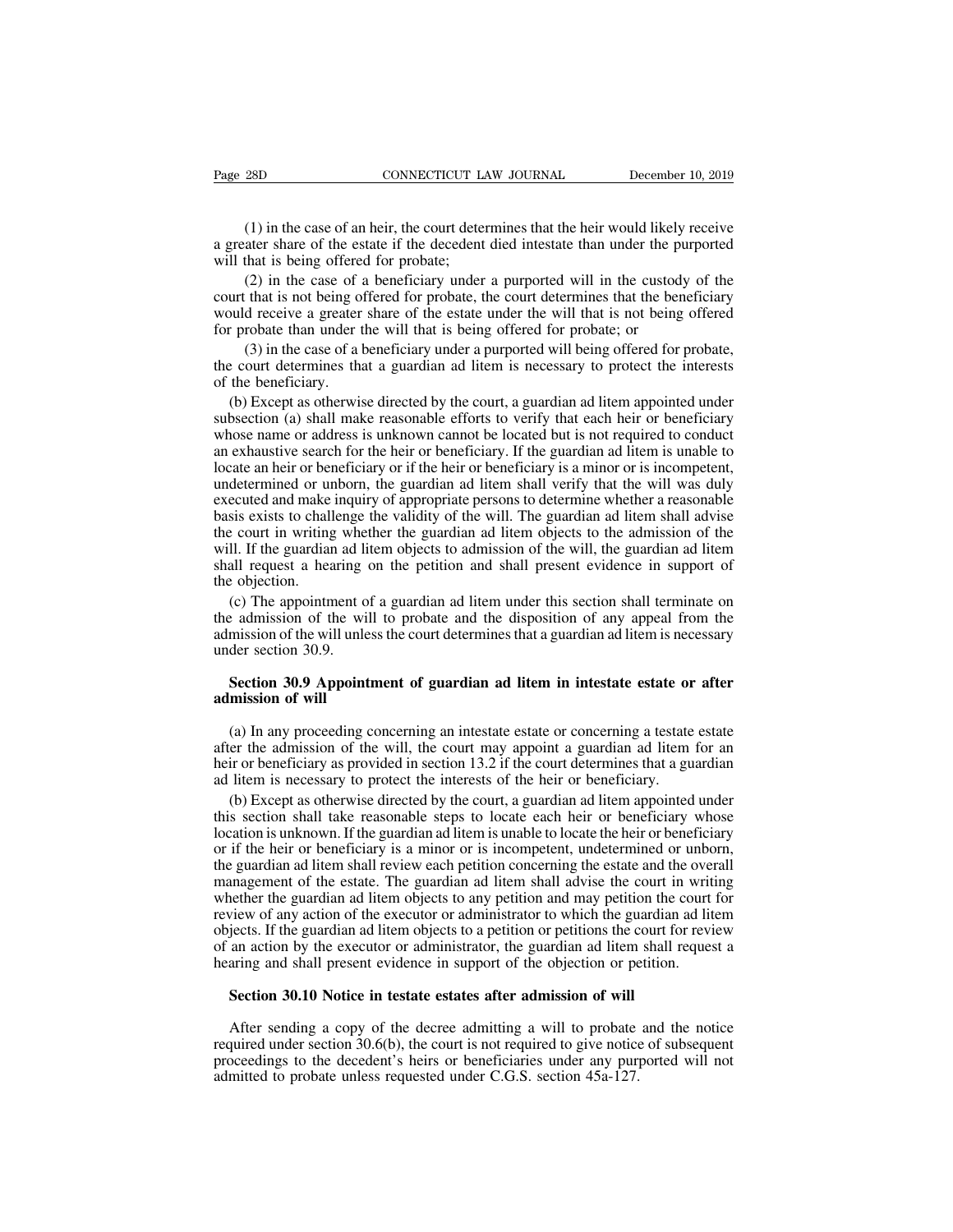(1) in the case of an heir, the court determines that the heir would likely receive a greater share of the estate if the decedent died intestate than under the purported will that is being offered for probate;

(2) in the case of a beneficiary under a purported will in the custody of the court that is not being offered for probate, the court determines that the beneficiary would receive a greater share of the estate under the will that is not being offered for probate than under the will that is being offered for probate; or

(3) in the case of a beneficiary under a purported will being offered for probate, the court determines that a guardian ad litem is necessary to protect the interests of the beneficiary.

(b) Except as otherwise directed by the court, a guardian ad litem appointed under subsection (a) shall make reasonable efforts to verify that each heir or beneficiary whose name or address is unknown cannot be located but is not required to conduct an exhaustive search for the heir or beneficiary. If the guardian ad litem is unable to locate an heir or beneficiary or if the heir or beneficiary is a minor or is incompetent, undetermined or unborn, the guardian ad litem shall verify that the will was duly executed and make inquiry of appropriate persons to determine whether a reasonable basis exists to challenge the validity of the will. The guardian ad litem shall advise the court in writing whether the guardian ad litem objects to the admission of the will. If the guardian ad litem objects to admission of the will, the guardian ad litem shall request a hearing on the petition and shall present evidence in support of the objection.

(c) The appointment of a guardian ad litem under this section shall terminate on the admission of the will to probate and the disposition of any appeal from the admission of the will unless the court determines that a guardian ad litem is necessary under section 30.9.

**Section 30.9 Appointment of guardian ad litem in intestate estate or after admission of will**

(a) In any proceeding concerning an intestate estate or concerning a testate estate after the admission of the will, the court may appoint a guardian ad litem for an heir or beneficiary as provided in section 13.2 if the court determines that a guardian ad litem is necessary to protect the interests of the heir or beneficiary.

(b) Except as otherwise directed by the court, a guardian ad litem appointed under this section shall take reasonable steps to locate each heir or beneficiary whose location is unknown. If the guardian ad litem is unable to locate the heir or beneficiary or if the heir or beneficiary is a minor or is incompetent, undetermined or unborn, the guardian ad litem shall review each petition concerning the estate and the overall management of the estate. The guardian ad litem shall advise the court in writing whether the guardian ad litem objects to any petition and may petition the court for review of any action of the executor or administrator to which the guardian ad litem objects. If the guardian ad litem objects to a petition or petitions the court for review of an action by the executor or administrator, the guardian ad litem shall request a hearing and shall present evidence in support of the objection or petition.

**Section 30.10 Notice in testate estates after admission of will**

After sending a copy of the decree admitting a will to probate and the notice required under section 30.6(b), the court is not required to give notice of subsequent proceedings to the decedent's heirs or beneficiaries under any purported will not admitted to probate unless requested under C.G.S. section 45a-127.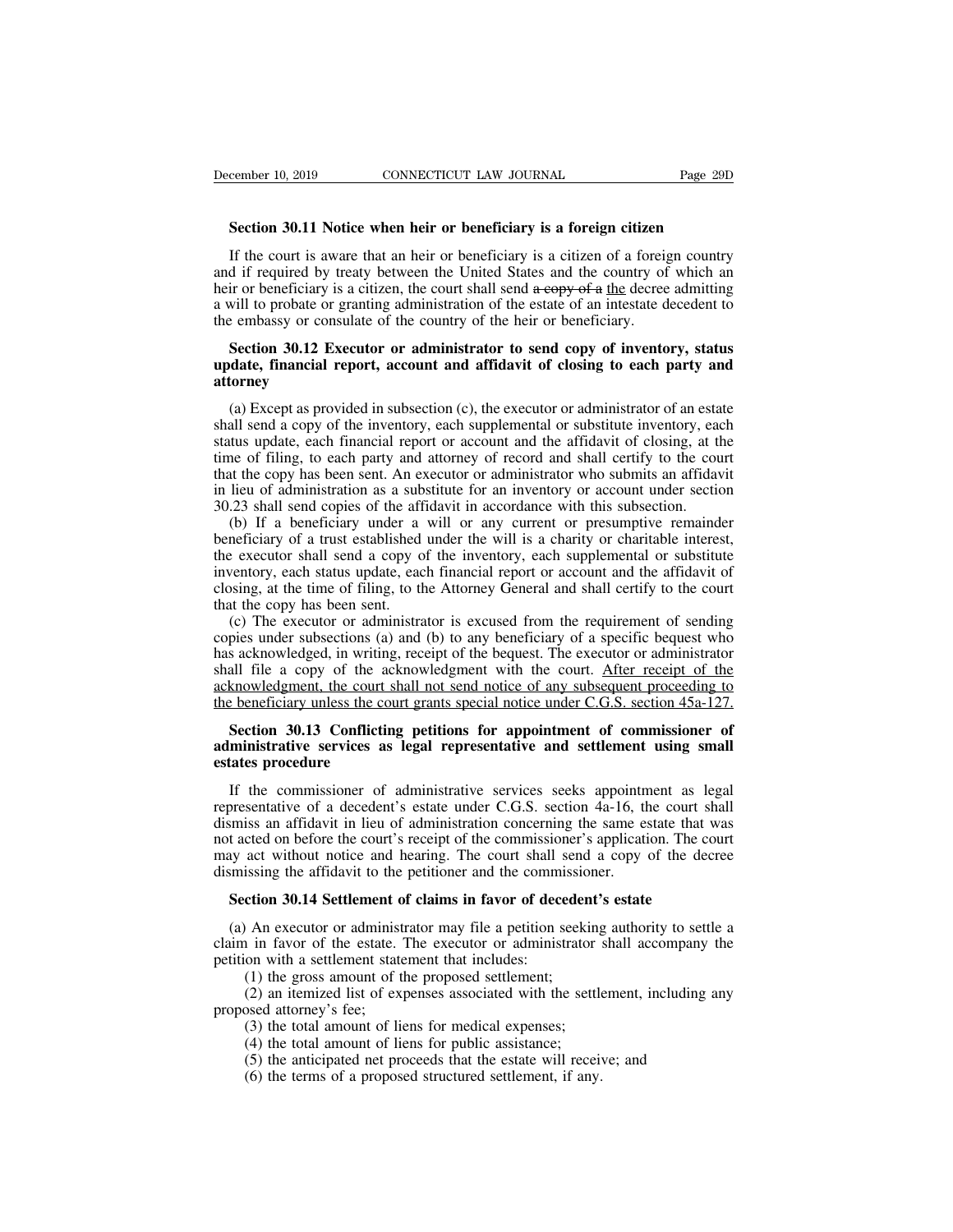**Section 30.11 Notice when heir or beneficiary is a foreign citizen**

If the court is aware that an heir or beneficiary is a citizen of a foreign country and if required by treaty between the United States and the country of which an heir or beneficiary is a citizen, the court shall send ~~a copy of a~~ <u>the</u> decree admitting a will to probate or granting administration of the estate of an intestate decedent to the embassy or consulate of the country of the heir or beneficiary.

**Section 30.12 Executor or administrator to send copy of inventory, status update, financial report, account and affidavit of closing to each party and attorney**

(a) Except as provided in subsection (c), the executor or administrator of an estate shall send a copy of the inventory, each supplemental or substitute inventory, each status update, each financial report or account and the affidavit of closing, at the time of filing, to each party and attorney of record and shall certify to the court that the copy has been sent. An executor or administrator who submits an affidavit in lieu of administration as a substitute for an inventory or account under section 30.23 shall send copies of the affidavit in accordance with this subsection.

(b) If a beneficiary under a will or any current or presumptive remainder beneficiary of a trust established under the will is a charity or charitable interest, the executor shall send a copy of the inventory, each supplemental or substitute inventory, each status update, each financial report or account and the affidavit of closing, at the time of filing, to the Attorney General and shall certify to the court that the copy has been sent.

(c) The executor or administrator is excused from the requirement of sending copies under subsections (a) and (b) to any beneficiary of a specific bequest who has acknowledged, in writing, receipt of the bequest. The executor or administrator shall file a copy of the acknowledgment with the court. <u>After receipt of the acknowledgment, the court shall not send notice of any subsequent proceeding to the beneficiary unless the court grants special notice under C.G.S. section 45a-127.</u>

**Section 30.13 Conflicting petitions for appointment of commissioner of administrative services as legal representative and settlement using small estates procedure**

If the commissioner of administrative services seeks appointment as legal representative of a decedent's estate under C.G.S. section 4a-16, the court shall dismiss an affidavit in lieu of administration concerning the same estate that was not acted on before the court's receipt of the commissioner's application. The court may act without notice and hearing. The court shall send a copy of the decree dismissing the affidavit to the petitioner and the commissioner.

**Section 30.14 Settlement of claims in favor of decedent's estate**

(a) An executor or administrator may file a petition seeking authority to settle a claim in favor of the estate. The executor or administrator shall accompany the petition with a settlement statement that includes:

(1) the gross amount of the proposed settlement;

(2) an itemized list of expenses associated with the settlement, including any proposed attorney's fee;

(3) the total amount of liens for medical expenses;

(4) the total amount of liens for public assistance;

(5) the anticipated net proceeds that the estate will receive; and

(6) the terms of a proposed structured settlement, if any.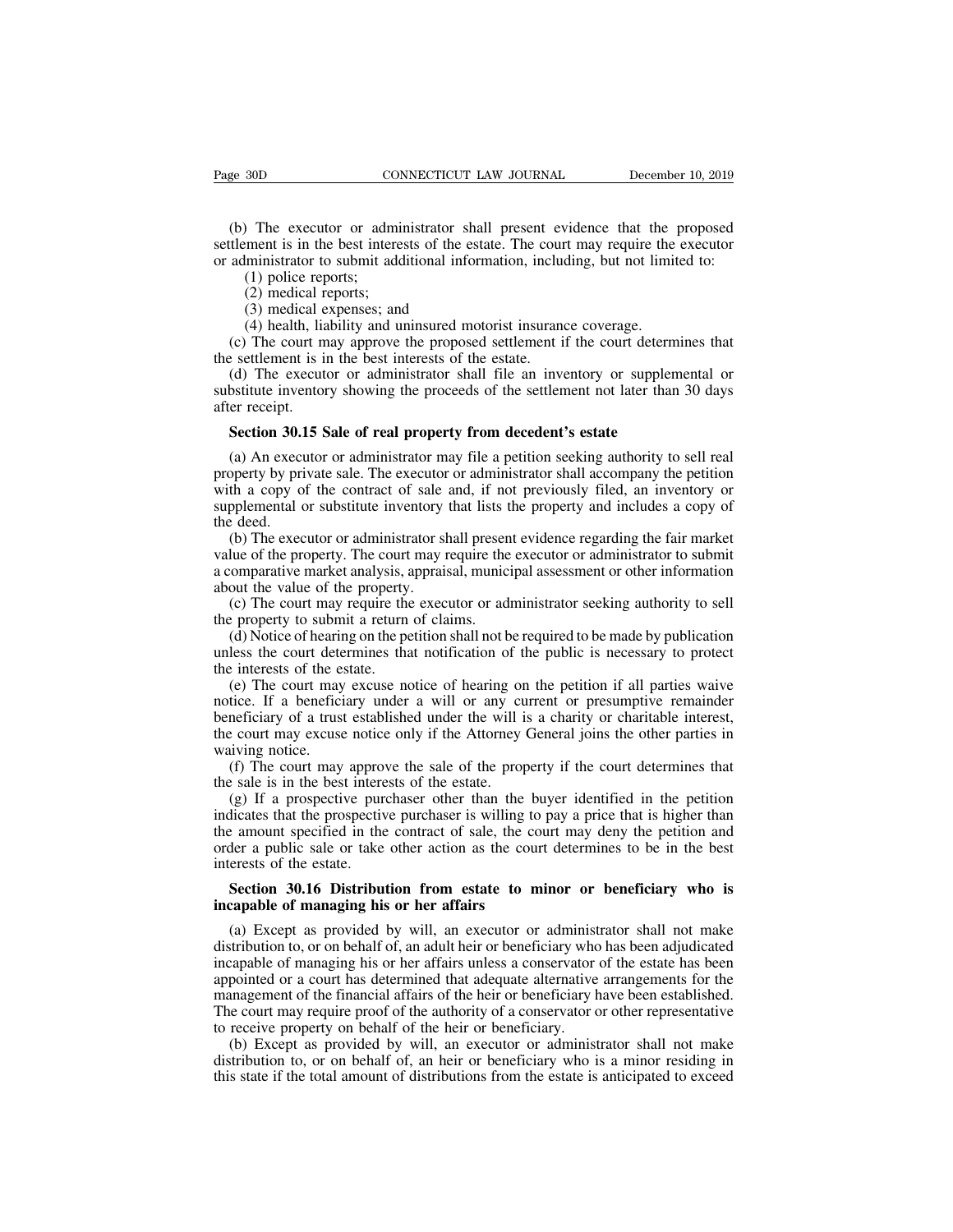(b) The executor or administrator shall present evidence that the proposed settlement is in the best interests of the estate. The court may require the executor or administrator to submit additional information, including, but not limited to:

(1) police reports;

(2) medical reports;

(3) medical expenses; and

(4) health, liability and uninsured motorist insurance coverage.

(c) The court may approve the proposed settlement if the court determines that the settlement is in the best interests of the estate.

(d) The executor or administrator shall file an inventory or supplemental or substitute inventory showing the proceeds of the settlement not later than 30 days after receipt.

**Section 30.15 Sale of real property from decedent's estate**

(a) An executor or administrator may file a petition seeking authority to sell real property by private sale. The executor or administrator shall accompany the petition with a copy of the contract of sale and, if not previously filed, an inventory or supplemental or substitute inventory that lists the property and includes a copy of the deed.

(b) The executor or administrator shall present evidence regarding the fair market value of the property. The court may require the executor or administrator to submit a comparative market analysis, appraisal, municipal assessment or other information about the value of the property.

(c) The court may require the executor or administrator seeking authority to sell the property to submit a return of claims.

(d) Notice of hearing on the petition shall not be required to be made by publication unless the court determines that notification of the public is necessary to protect the interests of the estate.

(e) The court may excuse notice of hearing on the petition if all parties waive notice. If a beneficiary under a will or any current or presumptive remainder beneficiary of a trust established under the will is a charity or charitable interest, the court may excuse notice only if the Attorney General joins the other parties in waiving notice.

(f) The court may approve the sale of the property if the court determines that the sale is in the best interests of the estate.

(g) If a prospective purchaser other than the buyer identified in the petition indicates that the prospective purchaser is willing to pay a price that is higher than the amount specified in the contract of sale, the court may deny the petition and order a public sale or take other action as the court determines to be in the best interests of the estate.

**Section 30.16 Distribution from estate to minor or beneficiary who is incapable of managing his or her affairs**

(a) Except as provided by will, an executor or administrator shall not make distribution to, or on behalf of, an adult heir or beneficiary who has been adjudicated incapable of managing his or her affairs unless a conservator of the estate has been appointed or a court has determined that adequate alternative arrangements for the management of the financial affairs of the heir or beneficiary have been established. The court may require proof of the authority of a conservator or other representative to receive property on behalf of the heir or beneficiary.

(b) Except as provided by will, an executor or administrator shall not make distribution to, or on behalf of, an heir or beneficiary who is a minor residing in this state if the total amount of distributions from the estate is anticipated to exceed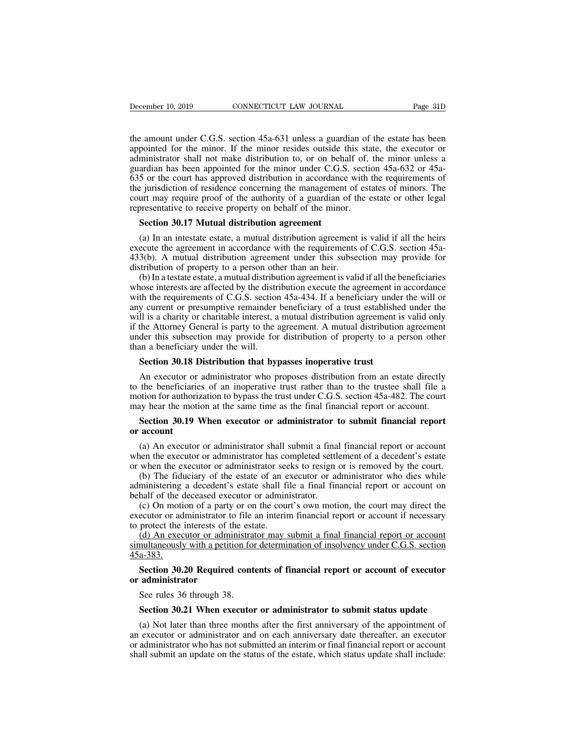the amount under C.G.S. section 45a-631 unless a guardian of the estate has been appointed for the minor. If the minor resides outside this state, the executor or administrator shall not make distribution to, or on behalf of, the minor unless a guardian has been appointed for the minor under C.G.S. section 45a-632 or 45a-635 or the court has approved distribution in accordance with the requirements of the jurisdiction of residence concerning the management of estates of minors. The court may require proof of the authority of a guardian of the estate or other legal representative to receive property on behalf of the minor.

**Section 30.17 Mutual distribution agreement**

(a) In an intestate estate, a mutual distribution agreement is valid if all the heirs execute the agreement in accordance with the requirements of C.G.S. section 45a-433(b). A mutual distribution agreement under this subsection may provide for distribution of property to a person other than an heir.

(b) In a testate estate, a mutual distribution agreement is valid if all the beneficiaries whose interests are affected by the distribution execute the agreement in accordance with the requirements of C.G.S. section 45a-434. If a beneficiary under the will or any current or presumptive remainder beneficiary of a trust established under the will is a charity or charitable interest, a mutual distribution agreement is valid only if the Attorney General is party to the agreement. A mutual distribution agreement under this subsection may provide for distribution of property to a person other than a beneficiary under the will.

**Section 30.18 Distribution that bypasses inoperative trust**

An executor or administrator who proposes distribution from an estate directly to the beneficiaries of an inoperative trust rather than to the trustee shall file a motion for authorization to bypass the trust under C.G.S. section 45a-482. The court may hear the motion at the same time as the final financial report or account.

**Section 30.19 When executor or administrator to submit financial report or account**

(a) An executor or administrator shall submit a final financial report or account when the executor or administrator has completed settlement of a decedent's estate or when the executor or administrator seeks to resign or is removed by the court.

(b) The fiduciary of the estate of an executor or administrator who dies while administering a decedent's estate shall file a final financial report or account on behalf of the deceased executor or administrator.

(c) On motion of a party or on the court's own motion, the court may direct the executor or administrator to file an interim financial report or account if necessary to protect the interests of the estate.

<u>(d) An executor or administrator may submit a final financial report or account simultaneously with a petition for determination of insolvency under C.G.S. section 45a-383.</u>

**Section 30.20 Required contents of financial report or account of executor or administrator**

See rules 36 through 38.

**Section 30.21 When executor or administrator to submit status update**

(a) Not later than three months after the first anniversary of the appointment of an executor or administrator and on each anniversary date thereafter, an executor or administrator who has not submitted an interim or final financial report or account shall submit an update on the status of the estate, which status update shall include: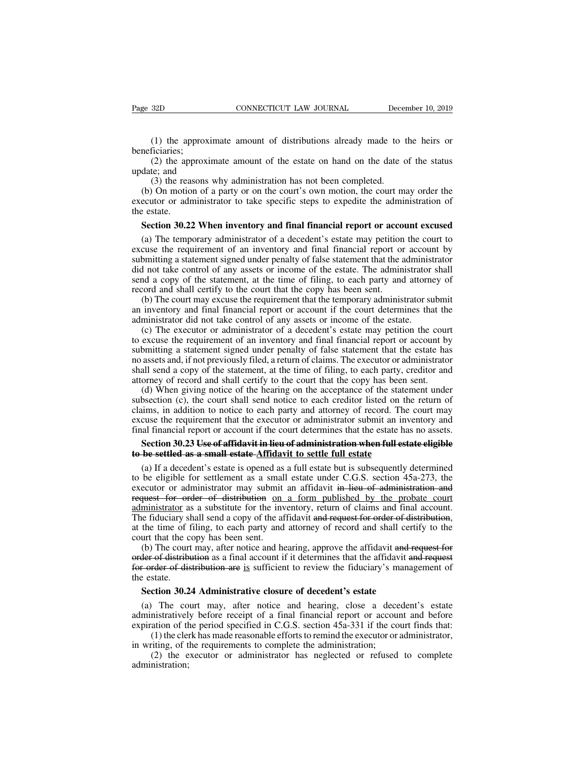(1) the approximate amount of distributions already made to the heirs or beneficiaries;

(2) the approximate amount of the estate on hand on the date of the status update; and

(3) the reasons why administration has not been completed.

(b) On motion of a party or on the court's own motion, the court may order the executor or administrator to take specific steps to expedite the administration of the estate.

**Section 30.22 When inventory and final financial report or account excused**

(a) The temporary administrator of a decedent's estate may petition the court to excuse the requirement of an inventory and final financial report or account by submitting a statement signed under penalty of false statement that the administrator did not take control of any assets or income of the estate. The administrator shall send a copy of the statement, at the time of filing, to each party and attorney of record and shall certify to the court that the copy has been sent.

(b) The court may excuse the requirement that the temporary administrator submit an inventory and final financial report or account if the court determines that the administrator did not take control of any assets or income of the estate.

(c) The executor or administrator of a decedent's estate may petition the court to excuse the requirement of an inventory and final financial report or account by submitting a statement signed under penalty of false statement that the estate has no assets and, if not previously filed, a return of claims. The executor or administrator shall send a copy of the statement, at the time of filing, to each party, creditor and attorney of record and shall certify to the court that the copy has been sent.

(d) When giving notice of the hearing on the acceptance of the statement under subsection (c), the court shall send notice to each creditor listed on the return of claims, in addition to notice to each party and attorney of record. The court may excuse the requirement that the executor or administrator submit an inventory and final financial report or account if the court determines that the estate has no assets.

**Section 30.23 ~~Use of affidavit in lieu of administration when full estate eligible to be settled as a small estate~~ <u>Affidavit to settle full estate</u>**

(a) If a decedent's estate is opened as a full estate but is subsequently determined to be eligible for settlement as a small estate under C.G.S. section 45a-273, the executor or administrator may submit an affidavit ~~in lieu of administration and request for order of distribution~~ <u>on a form published by the probate court administrator</u> as a substitute for the inventory, return of claims and final account. The fiduciary shall send a copy of the affidavit ~~and request for order of distribution~~, at the time of filing, to each party and attorney of record and shall certify to the court that the copy has been sent.

(b) The court may, after notice and hearing, approve the affidavit ~~and request for order of distribution~~ as a final account if it determines that the affidavit ~~and request for order of distribution are~~ <u>is</u> sufficient to review the fiduciary's management of the estate.

**Section 30.24 Administrative closure of decedent's estate**

(a) The court may, after notice and hearing, close a decedent's estate administratively before receipt of a final financial report or account and before expiration of the period specified in C.G.S. section 45a-331 if the court finds that:

(1) the clerk has made reasonable efforts to remind the executor or administrator, in writing, of the requirements to complete the administration;

(2) the executor or administrator has neglected or refused to complete administration;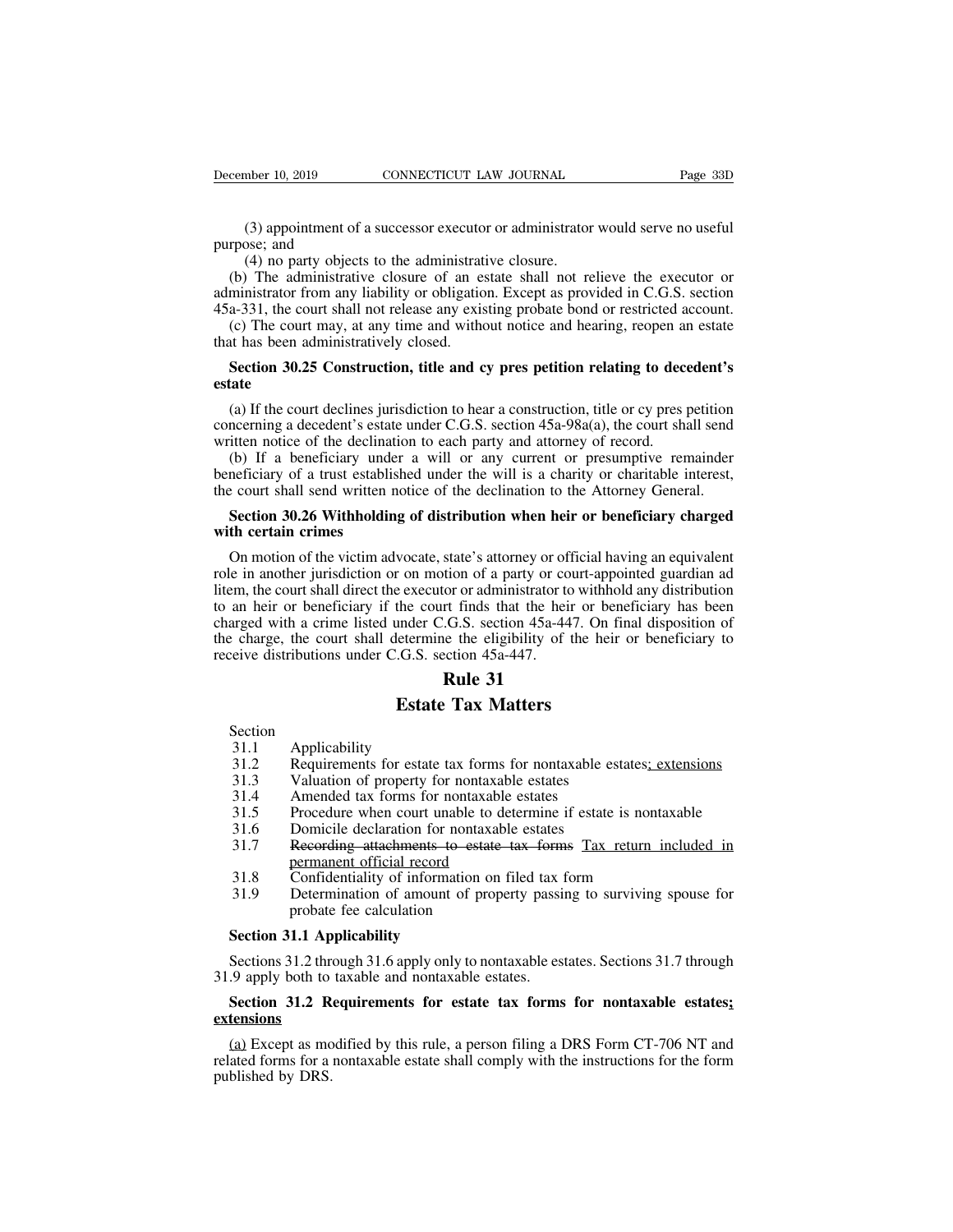(3) appointment of a successor executor or administrator would serve no useful purpose; and

(4) no party objects to the administrative closure.

(b) The administrative closure of an estate shall not relieve the executor or administrator from any liability or obligation. Except as provided in C.G.S. section 45a-331, the court shall not release any existing probate bond or restricted account.

(c) The court may, at any time and without notice and hearing, reopen an estate that has been administratively closed.

**Section 30.25 Construction, title and cy pres petition relating to decedent's estate**

(a) If the court declines jurisdiction to hear a construction, title or cy pres petition concerning a decedent's estate under C.G.S. section 45a-98a(a), the court shall send written notice of the declination to each party and attorney of record.

(b) If a beneficiary under a will or any current or presumptive remainder beneficiary of a trust established under the will is a charity or charitable interest, the court shall send written notice of the declination to the Attorney General.

**Section 30.26 Withholding of distribution when heir or beneficiary charged with certain crimes**

On motion of the victim advocate, state's attorney or official having an equivalent role in another jurisdiction or on motion of a party or court-appointed guardian ad litem, the court shall direct the executor or administrator to withhold any distribution to an heir or beneficiary if the court finds that the heir or beneficiary has been charged with a crime listed under C.G.S. section 45a-447. On final disposition of the charge, the court shall determine the eligibility of the heir or beneficiary to receive distributions under C.G.S. section 45a-447.

## Rule 31

## Estate Tax Matters

| Section | |
|---|---|
| 31.1 | Applicability |
| 31.2 | Requirements for estate tax forms for nontaxable estates<u>; extensions</u> |
| 31.3 | Valuation of property for nontaxable estates |
| 31.4 | Amended tax forms for nontaxable estates |
| 31.5 | Procedure when court unable to determine if estate is nontaxable |
| 31.6 | Domicile declaration for nontaxable estates |
| 31.7 | ~~Recording attachments to estate tax forms~~ <u>Tax return included in permanent official record</u> |
| 31.8 | Confidentiality of information on filed tax form |
| 31.9 | Determination of amount of property passing to surviving spouse for probate fee calculation |

**Section 31.1 Applicability**

Sections 31.2 through 31.6 apply only to nontaxable estates. Sections 31.7 through 31.9 apply both to taxable and nontaxable estates.

**Section 31.2 Requirements for estate tax forms for nontaxable estates<u>; extensions</u>**

<u>(a)</u> Except as modified by this rule, a person filing a DRS Form CT-706 NT and related forms for a nontaxable estate shall comply with the instructions for the form published by DRS.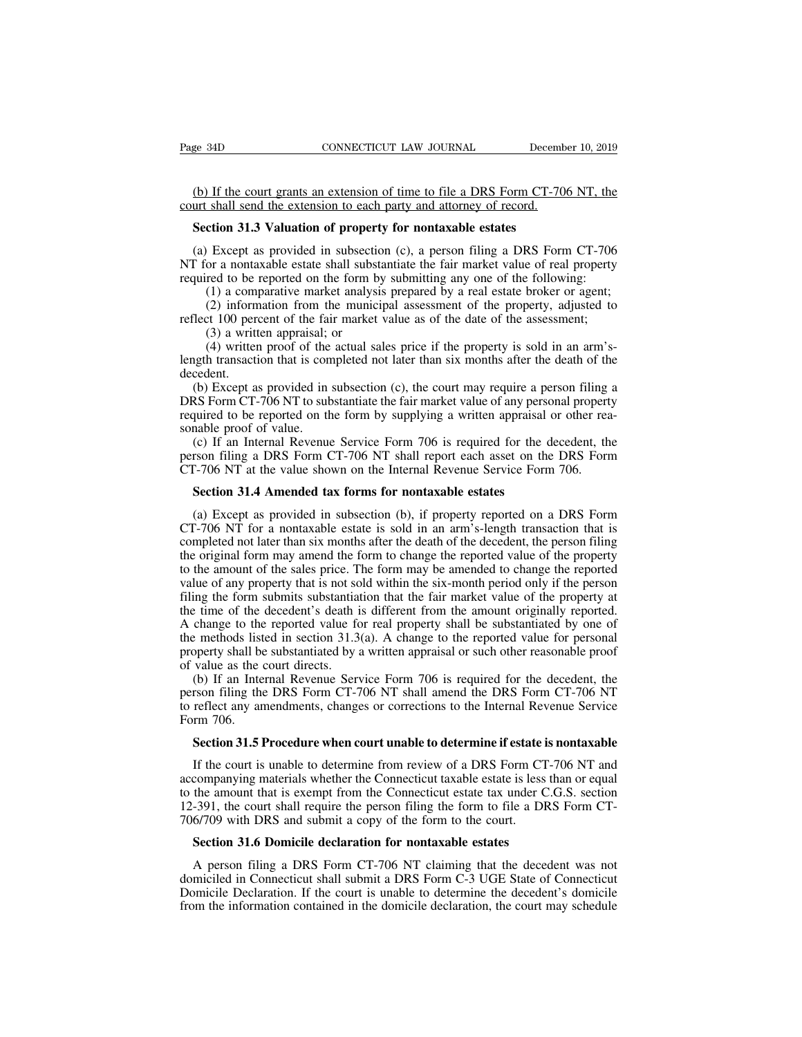(b) If the court grants an extension of time to file a DRS Form CT-706 NT, the court shall send the extension to each party and attorney of record.

**Section 31.3 Valuation of property for nontaxable estates**

(a) Except as provided in subsection (c), a person filing a DRS Form CT-706 NT for a nontaxable estate shall substantiate the fair market value of real property required to be reported on the form by submitting any one of the following:

(1) a comparative market analysis prepared by a real estate broker or agent;

(2) information from the municipal assessment of the property, adjusted to reflect 100 percent of the fair market value as of the date of the assessment;

(3) a written appraisal; or

(4) written proof of the actual sales price if the property is sold in an arm's-length transaction that is completed not later than six months after the death of the decedent.

(b) Except as provided in subsection (c), the court may require a person filing a DRS Form CT-706 NT to substantiate the fair market value of any personal property required to be reported on the form by supplying a written appraisal or other reasonable proof of value.

(c) If an Internal Revenue Service Form 706 is required for the decedent, the person filing a DRS Form CT-706 NT shall report each asset on the DRS Form CT-706 NT at the value shown on the Internal Revenue Service Form 706.

**Section 31.4 Amended tax forms for nontaxable estates**

(a) Except as provided in subsection (b), if property reported on a DRS Form CT-706 NT for a nontaxable estate is sold in an arm's-length transaction that is completed not later than six months after the death of the decedent, the person filing the original form may amend the form to change the reported value of the property to the amount of the sales price. The form may be amended to change the reported value of any property that is not sold within the six-month period only if the person filing the form submits substantiation that the fair market value of the property at the time of the decedent's death is different from the amount originally reported. A change to the reported value for real property shall be substantiated by one of the methods listed in section 31.3(a). A change to the reported value for personal property shall be substantiated by a written appraisal or such other reasonable proof of value as the court directs.

(b) If an Internal Revenue Service Form 706 is required for the decedent, the person filing the DRS Form CT-706 NT shall amend the DRS Form CT-706 NT to reflect any amendments, changes or corrections to the Internal Revenue Service Form 706.

**Section 31.5 Procedure when court unable to determine if estate is nontaxable**

If the court is unable to determine from review of a DRS Form CT-706 NT and accompanying materials whether the Connecticut taxable estate is less than or equal to the amount that is exempt from the Connecticut estate tax under C.G.S. section 12-391, the court shall require the person filing the form to file a DRS Form CT-706/709 with DRS and submit a copy of the form to the court.

**Section 31.6 Domicile declaration for nontaxable estates**

A person filing a DRS Form CT-706 NT claiming that the decedent was not domiciled in Connecticut shall submit a DRS Form C-3 UGE State of Connecticut Domicile Declaration. If the court is unable to determine the decedent's domicile from the information contained in the domicile declaration, the court may schedule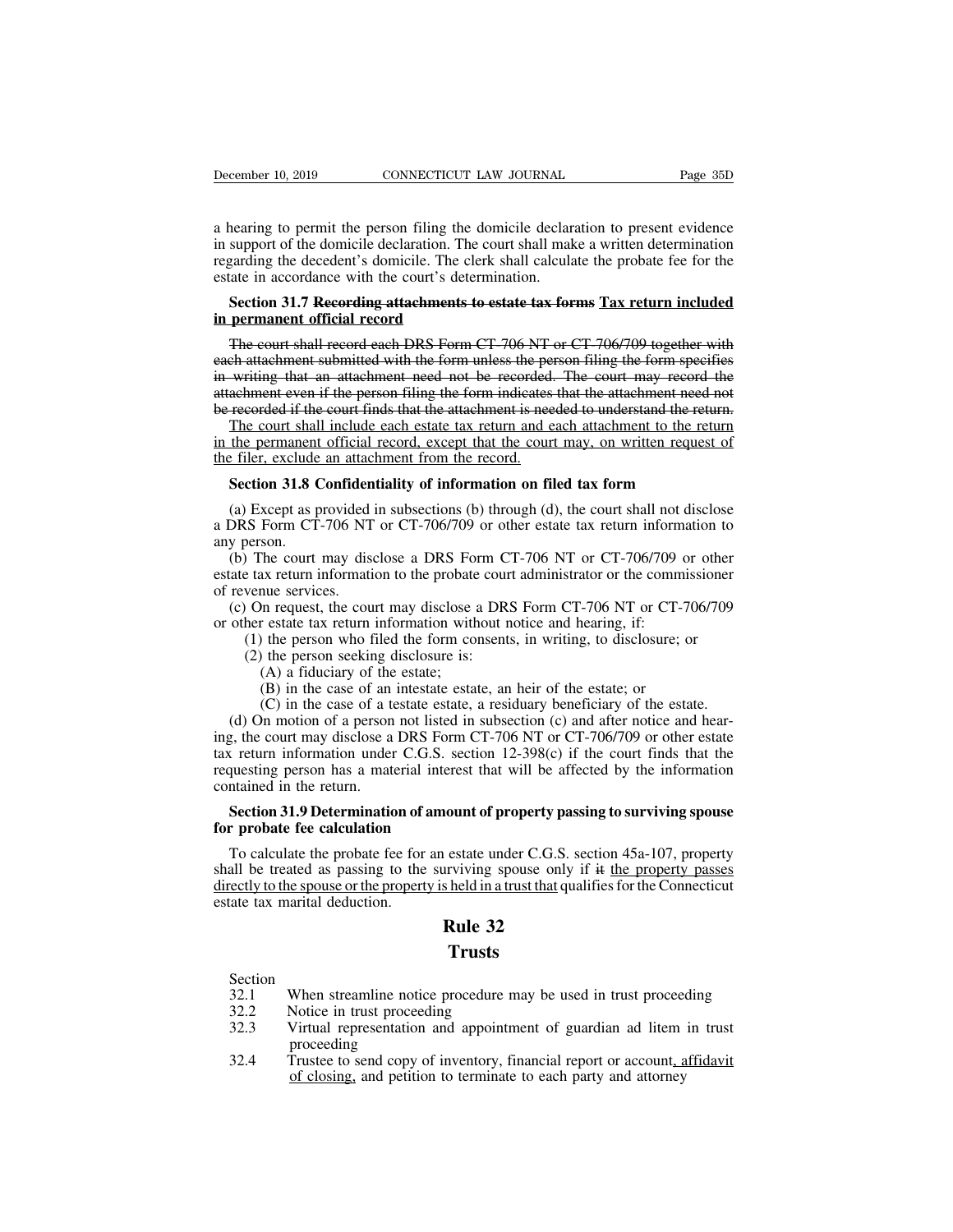a hearing to permit the person filing the domicile declaration to present evidence in support of the domicile declaration. The court shall make a written determination regarding the decedent's domicile. The clerk shall calculate the probate fee for the estate in accordance with the court's determination.

**Section 31.7 ~~Recording attachments to estate tax forms~~ <u>Tax return included in permanent official record</u>**

~~The court shall record each DRS Form CT-706 NT or CT-706/709 together with each attachment submitted with the form unless the person filing the form specifies in writing that an attachment need not be recorded. The court may record the attachment even if the person filing the form indicates that the attachment need not be recorded if the court finds that the attachment is needed to understand the return.~~

<u>The court shall include each estate tax return and each attachment to the return in the permanent official record, except that the court may, on written request of the filer, exclude an attachment from the record.</u>

**Section 31.8 Confidentiality of information on filed tax form**

(a) Except as provided in subsections (b) through (d), the court shall not disclose a DRS Form CT-706 NT or CT-706/709 or other estate tax return information to any person.

(b) The court may disclose a DRS Form CT-706 NT or CT-706/709 or other estate tax return information to the probate court administrator or the commissioner of revenue services.

(c) On request, the court may disclose a DRS Form CT-706 NT or CT-706/709 or other estate tax return information without notice and hearing, if:

(1) the person who filed the form consents, in writing, to disclosure; or

(2) the person seeking disclosure is:

(A) a fiduciary of the estate;

(B) in the case of an intestate estate, an heir of the estate; or

(C) in the case of a testate estate, a residuary beneficiary of the estate.

(d) On motion of a person not listed in subsection (c) and after notice and hearing, the court may disclose a DRS Form CT-706 NT or CT-706/709 or other estate tax return information under C.G.S. section 12-398(c) if the court finds that the requesting person has a material interest that will be affected by the information contained in the return.

**Section 31.9 Determination of amount of property passing to surviving spouse for probate fee calculation**

To calculate the probate fee for an estate under C.G.S. section 45a-107, property shall be treated as passing to the surviving spouse only if ~~it~~ <u>the property passes directly to the spouse or the property is held in a trust that</u> qualifies for the Connecticut estate tax marital deduction.

# Rule 32

## Trusts

Section

32.1 When streamline notice procedure may be used in trust proceeding

32.2 Notice in trust proceeding

32.3 Virtual representation and appointment of guardian ad litem in trust proceeding

32.4 Trustee to send copy of inventory, financial report or account<u>, affidavit of closing,</u> and petition to terminate to each party and attorney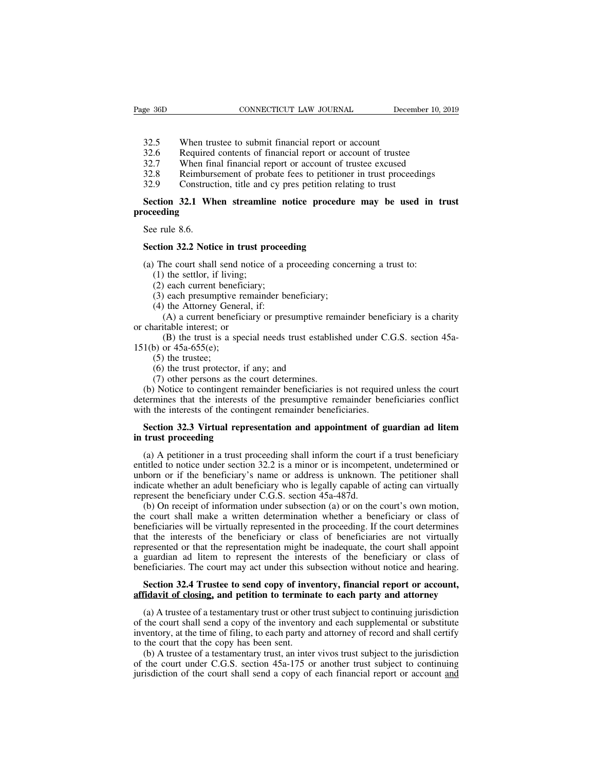32.5 When trustee to submit financial report or account
32.6 Required contents of financial report or account of trustee
32.7 When final financial report or account of trustee excused
32.8 Reimbursement of probate fees to petitioner in trust proceedings
32.9 Construction, title and cy pres petition relating to trust

**Section 32.1 When streamline notice procedure may be used in trust proceeding**

See rule 8.6.

**Section 32.2 Notice in trust proceeding**

(a) The court shall send notice of a proceeding concerning a trust to:

(1) the settlor, if living;

(2) each current beneficiary;

(3) each presumptive remainder beneficiary;

(4) the Attorney General, if:

(A) a current beneficiary or presumptive remainder beneficiary is a charity or charitable interest; or

(B) the trust is a special needs trust established under C.G.S. section 45a-151(b) or 45a-655(e);

(5) the trustee;

(6) the trust protector, if any; and

(7) other persons as the court determines.

(b) Notice to contingent remainder beneficiaries is not required unless the court determines that the interests of the presumptive remainder beneficiaries conflict with the interests of the contingent remainder beneficiaries.

**Section 32.3 Virtual representation and appointment of guardian ad litem in trust proceeding**

(a) A petitioner in a trust proceeding shall inform the court if a trust beneficiary entitled to notice under section 32.2 is a minor or is incompetent, undetermined or unborn or if the beneficiary's name or address is unknown. The petitioner shall indicate whether an adult beneficiary who is legally capable of acting can virtually represent the beneficiary under C.G.S. section 45a-487d.

(b) On receipt of information under subsection (a) or on the court's own motion, the court shall make a written determination whether a beneficiary or class of beneficiaries will be virtually represented in the proceeding. If the court determines that the interests of the beneficiary or class of beneficiaries are not virtually represented or that the representation might be inadequate, the court shall appoint a guardian ad litem to represent the interests of the beneficiary or class of beneficiaries. The court may act under this subsection without notice and hearing.

**Section 32.4 Trustee to send copy of inventory, financial report or account, affidavit of closing, and petition to terminate to each party and attorney**

(a) A trustee of a testamentary trust or other trust subject to continuing jurisdiction of the court shall send a copy of the inventory and each supplemental or substitute inventory, at the time of filing, to each party and attorney of record and shall certify to the court that the copy has been sent.

(b) A trustee of a testamentary trust, an inter vivos trust subject to the jurisdiction of the court under C.G.S. section 45a-175 or another trust subject to continuing jurisdiction of the court shall send a copy of each financial report or account and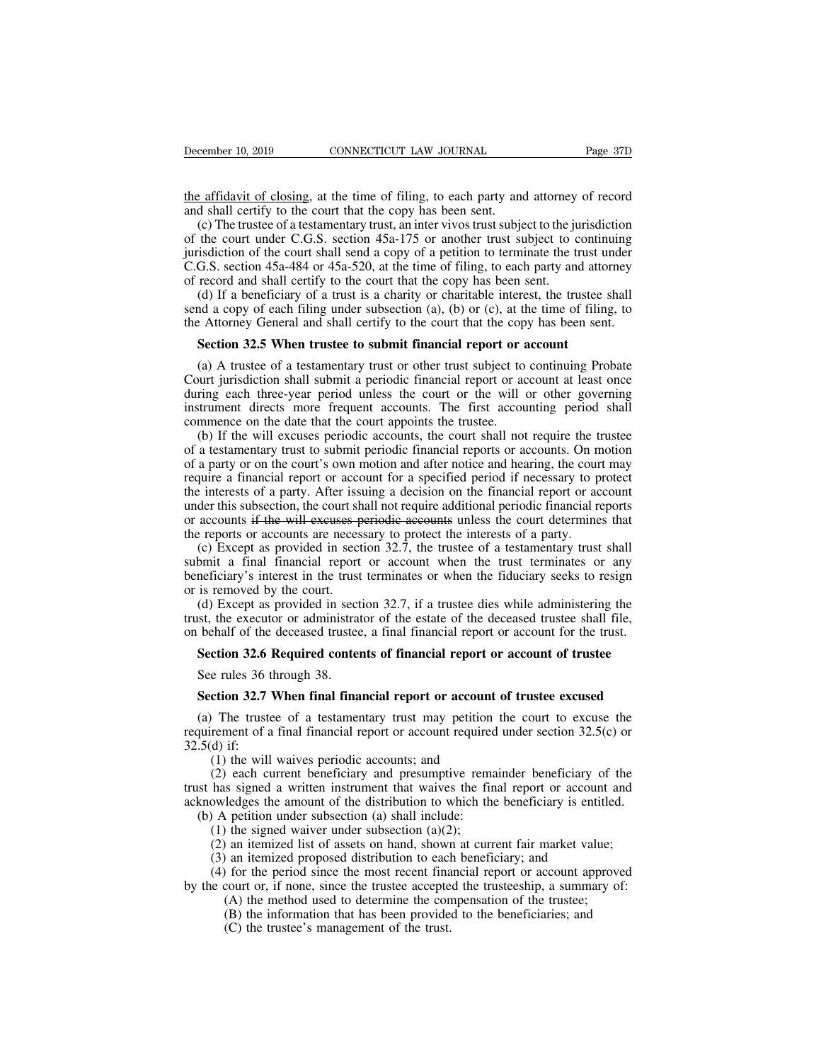the affidavit of closing, at the time of filing, to each party and attorney of record and shall certify to the court that the copy has been sent.

(c) The trustee of a testamentary trust, an inter vivos trust subject to the jurisdiction of the court under C.G.S. section 45a-175 or another trust subject to continuing jurisdiction of the court shall send a copy of a petition to terminate the trust under C.G.S. section 45a-484 or 45a-520, at the time of filing, to each party and attorney of record and shall certify to the court that the copy has been sent.

(d) If a beneficiary of a trust is a charity or charitable interest, the trustee shall send a copy of each filing under subsection (a), (b) or (c), at the time of filing, to the Attorney General and shall certify to the court that the copy has been sent.

**Section 32.5 When trustee to submit financial report or account**

(a) A trustee of a testamentary trust or other trust subject to continuing Probate Court jurisdiction shall submit a periodic financial report or account at least once during each three-year period unless the court or the will or other governing instrument directs more frequent accounts. The first accounting period shall commence on the date that the court appoints the trustee.

(b) If the will excuses periodic accounts, the court shall not require the trustee of a testamentary trust to submit periodic financial reports or accounts. On motion of a party or on the court's own motion and after notice and hearing, the court may require a financial report or account for a specified period if necessary to protect the interests of a party. After issuing a decision on the financial report or account under this subsection, the court shall not require additional periodic financial reports or accounts ~~if the will excuses periodic accounts~~ unless the court determines that the reports or accounts are necessary to protect the interests of a party.

(c) Except as provided in section 32.7, the trustee of a testamentary trust shall submit a final financial report or account when the trust terminates or any beneficiary's interest in the trust terminates or when the fiduciary seeks to resign or is removed by the court.

(d) Except as provided in section 32.7, if a trustee dies while administering the trust, the executor or administrator of the estate of the deceased trustee shall file, on behalf of the deceased trustee, a final financial report or account for the trust.

**Section 32.6 Required contents of financial report or account of trustee**

See rules 36 through 38.

**Section 32.7 When final financial report or account of trustee excused**

(a) The trustee of a testamentary trust may petition the court to excuse the requirement of a final financial report or account required under section 32.5(c) or 32.5(d) if:

(1) the will waives periodic accounts; and

(2) each current beneficiary and presumptive remainder beneficiary of the trust has signed a written instrument that waives the final report or account and acknowledges the amount of the distribution to which the beneficiary is entitled.

(b) A petition under subsection (a) shall include:

(1) the signed waiver under subsection (a)(2);

(2) an itemized list of assets on hand, shown at current fair market value;

(3) an itemized proposed distribution to each beneficiary; and

(4) for the period since the most recent financial report or account approved by the court or, if none, since the trustee accepted the trusteeship, a summary of:

(A) the method used to determine the compensation of the trustee;

(B) the information that has been provided to the beneficiaries; and

(C) the trustee's management of the trust.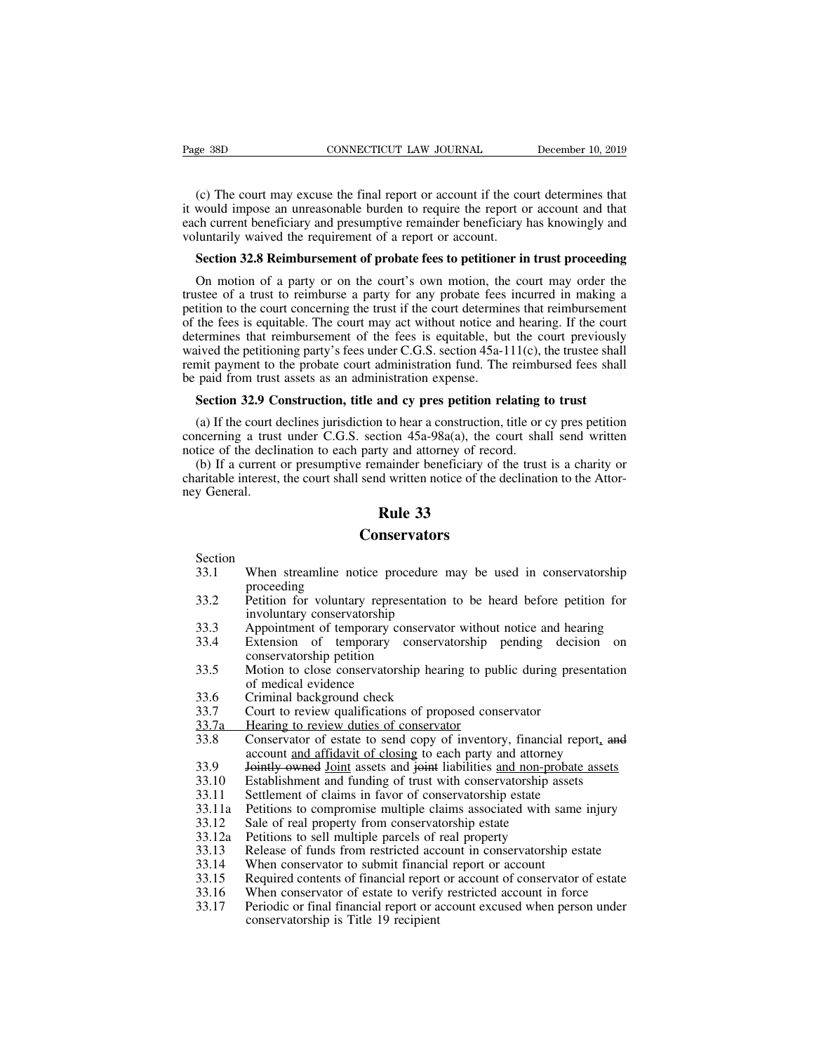(c) The court may excuse the final report or account if the court determines that it would impose an unreasonable burden to require the report or account and that each current beneficiary and presumptive remainder beneficiary has knowingly and voluntarily waived the requirement of a report or account.

**Section 32.8 Reimbursement of probate fees to petitioner in trust proceeding**

On motion of a party or on the court's own motion, the court may order the trustee of a trust to reimburse a party for any probate fees incurred in making a petition to the court concerning the trust if the court determines that reimbursement of the fees is equitable. The court may act without notice and hearing. If the court determines that reimbursement of the fees is equitable, but the court previously waived the petitioning party's fees under C.G.S. section 45a-111(c), the trustee shall remit payment to the probate court administration fund. The reimbursed fees shall be paid from trust assets as an administration expense.

**Section 32.9 Construction, title and cy pres petition relating to trust**

(a) If the court declines jurisdiction to hear a construction, title or cy pres petition concerning a trust under C.G.S. section 45a-98a(a), the court shall send written notice of the declination to each party and attorney of record.

(b) If a current or presumptive remainder beneficiary of the trust is a charity or charitable interest, the court shall send written notice of the declination to the Attorney General.

# Rule 33

# Conservators

| Section | |
|---|---|
| 33.1 | When streamline notice procedure may be used in conservatorship proceeding |
| 33.2 | Petition for voluntary representation to be heard before petition for involuntary conservatorship |
| 33.3 | Appointment of temporary conservator without notice and hearing |
| 33.4 | Extension of temporary conservatorship pending decision on conservatorship petition |
| 33.5 | Motion to close conservatorship hearing to public during presentation of medical evidence |
| 33.6 | Criminal background check |
| 33.7 | Court to review qualifications of proposed conservator |
| <u>33.7a</u> | <u>Hearing to review duties of conservator</u> |
| 33.8 | Conservator of estate to send copy of inventory, financial report<u>,</u> ~~and~~ account <u>and affidavit of closing</u> to each party and attorney |
| 33.9 | ~~Jointly owned~~ <u>Joint</u> assets and ~~joint~~ liabilities <u>and non-probate assets</u> |
| 33.10 | Establishment and funding of trust with conservatorship assets |
| 33.11 | Settlement of claims in favor of conservatorship estate |
| 33.11a | Petitions to compromise multiple claims associated with same injury |
| 33.12 | Sale of real property from conservatorship estate |
| 33.12a | Petitions to sell multiple parcels of real property |
| 33.13 | Release of funds from restricted account in conservatorship estate |
| 33.14 | When conservator to submit financial report or account |
| 33.15 | Required contents of financial report or account of conservator of estate |
| 33.16 | When conservator of estate to verify restricted account in force |
| 33.17 | Periodic or final financial report or account excused when person under conservatorship is Title 19 recipient |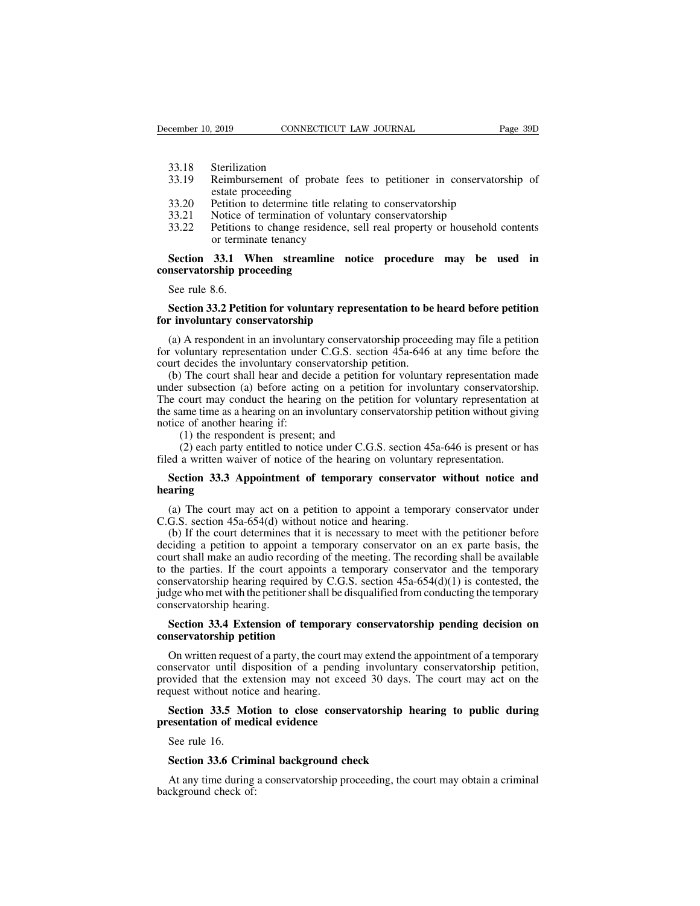33.18 Sterilization
33.19 Reimbursement of probate fees to petitioner in conservatorship of estate proceeding
33.20 Petition to determine title relating to conservatorship
33.21 Notice of termination of voluntary conservatorship
33.22 Petitions to change residence, sell real property or household contents or terminate tenancy

**Section 33.1 When streamline notice procedure may be used in conservatorship proceeding**

See rule 8.6.

**Section 33.2 Petition for voluntary representation to be heard before petition for involuntary conservatorship**

(a) A respondent in an involuntary conservatorship proceeding may file a petition for voluntary representation under C.G.S. section 45a-646 at any time before the court decides the involuntary conservatorship petition.

(b) The court shall hear and decide a petition for voluntary representation made under subsection (a) before acting on a petition for involuntary conservatorship. The court may conduct the hearing on the petition for voluntary representation at the same time as a hearing on an involuntary conservatorship petition without giving notice of another hearing if:

(1) the respondent is present; and

(2) each party entitled to notice under C.G.S. section 45a-646 is present or has filed a written waiver of notice of the hearing on voluntary representation.

**Section 33.3 Appointment of temporary conservator without notice and hearing**

(a) The court may act on a petition to appoint a temporary conservator under C.G.S. section 45a-654(d) without notice and hearing.

(b) If the court determines that it is necessary to meet with the petitioner before deciding a petition to appoint a temporary conservator on an ex parte basis, the court shall make an audio recording of the meeting. The recording shall be available to the parties. If the court appoints a temporary conservator and the temporary conservatorship hearing required by C.G.S. section 45a-654(d)(1) is contested, the judge who met with the petitioner shall be disqualified from conducting the temporary conservatorship hearing.

**Section 33.4 Extension of temporary conservatorship pending decision on conservatorship petition**

On written request of a party, the court may extend the appointment of a temporary conservator until disposition of a pending involuntary conservatorship petition, provided that the extension may not exceed 30 days. The court may act on the request without notice and hearing.

**Section 33.5 Motion to close conservatorship hearing to public during presentation of medical evidence**

See rule 16.

**Section 33.6 Criminal background check**

At any time during a conservatorship proceeding, the court may obtain a criminal background check of: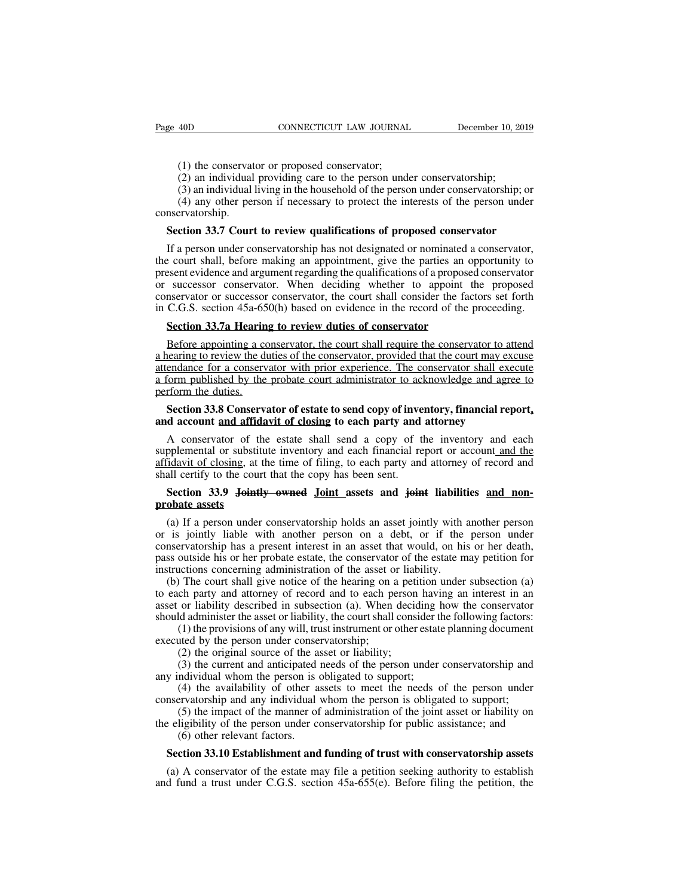(1) the conservator or proposed conservator;

(2) an individual providing care to the person under conservatorship;

(3) an individual living in the household of the person under conservatorship; or

(4) any other person if necessary to protect the interests of the person under conservatorship.

**Section 33.7 Court to review qualifications of proposed conservator**

If a person under conservatorship has not designated or nominated a conservator, the court shall, before making an appointment, give the parties an opportunity to present evidence and argument regarding the qualifications of a proposed conservator or successor conservator. When deciding whether to appoint the proposed conservator or successor conservator, the court shall consider the factors set forth in C.G.S. section 45a-650(h) based on evidence in the record of the proceeding.

<u>**Section 33.7a Hearing to review duties of conservator**</u>

<u>Before appointing a conservator, the court shall require the conservator to attend a hearing to review the duties of the conservator, provided that the court may excuse attendance for a conservator with prior experience. The conservator shall execute a form published by the probate court administrator to acknowledge and agree to perform the duties.</u>

**Section 33.8 Conservator of estate to send copy of inventory, financial report<u>,</u> ~~and~~ account <u>and affidavit of closing</u> to each party and attorney**

A conservator of the estate shall send a copy of the inventory and each supplemental or substitute inventory and each financial report or account<u> and the affidavit of closing</u>, at the time of filing, to each party and attorney of record and shall certify to the court that the copy has been sent.

**Section 33.9 ~~Jointly owned~~ <u>Joint </u>assets and ~~joint~~ liabilities <u>and non-probate assets</u>**

(a) If a person under conservatorship holds an asset jointly with another person or is jointly liable with another person on a debt, or if the person under conservatorship has a present interest in an asset that would, on his or her death, pass outside his or her probate estate, the conservator of the estate may petition for instructions concerning administration of the asset or liability.

(b) The court shall give notice of the hearing on a petition under subsection (a) to each party and attorney of record and to each person having an interest in an asset or liability described in subsection (a). When deciding how the conservator should administer the asset or liability, the court shall consider the following factors:

(1) the provisions of any will, trust instrument or other estate planning document executed by the person under conservatorship;

(2) the original source of the asset or liability;

(3) the current and anticipated needs of the person under conservatorship and any individual whom the person is obligated to support;

(4) the availability of other assets to meet the needs of the person under conservatorship and any individual whom the person is obligated to support;

(5) the impact of the manner of administration of the joint asset or liability on the eligibility of the person under conservatorship for public assistance; and

(6) other relevant factors.

**Section 33.10 Establishment and funding of trust with conservatorship assets**

(a) A conservator of the estate may file a petition seeking authority to establish and fund a trust under C.G.S. section 45a-655(e). Before filing the petition, the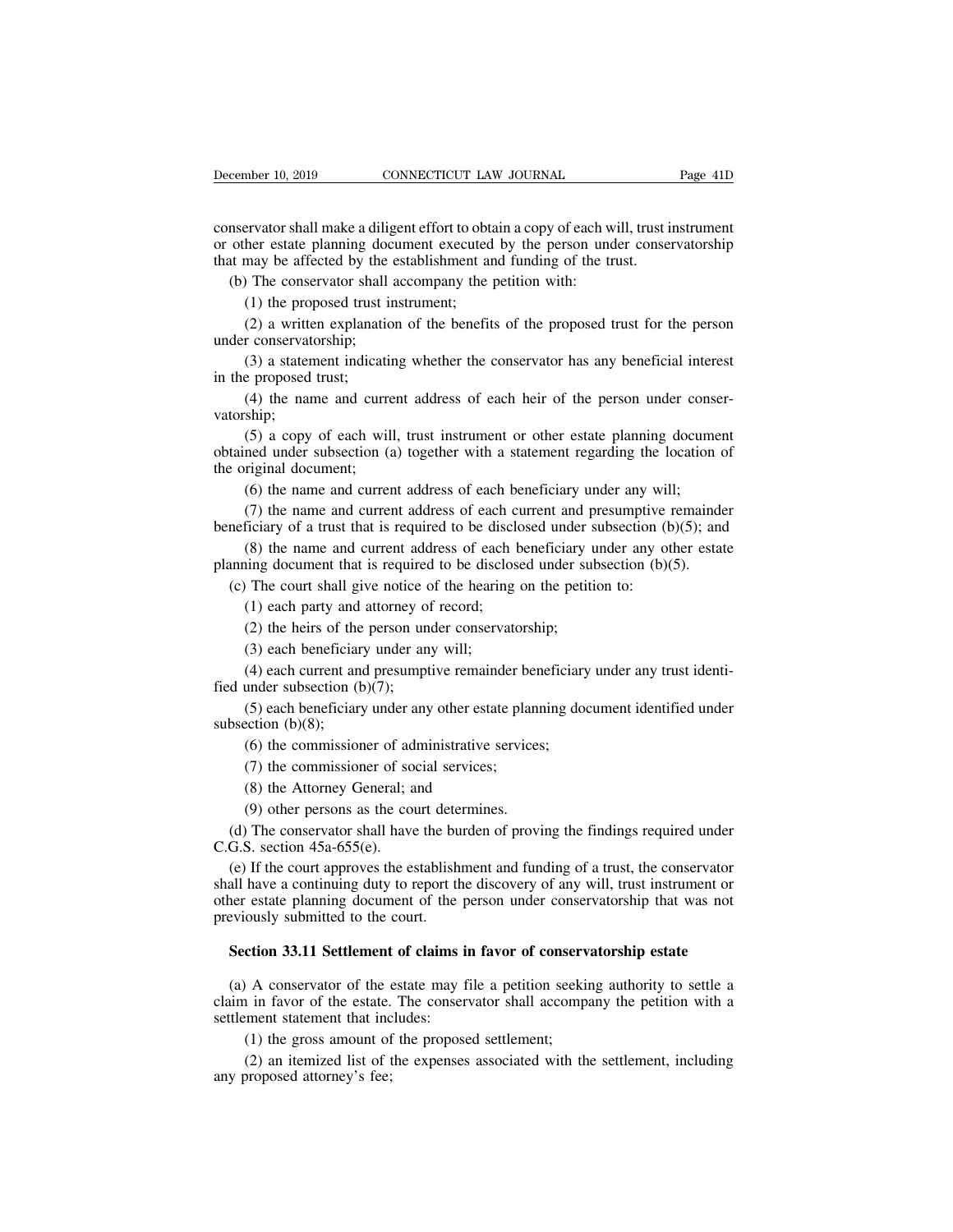conservator shall make a diligent effort to obtain a copy of each will, trust instrument or other estate planning document executed by the person under conservatorship that may be affected by the establishment and funding of the trust.

(b) The conservator shall accompany the petition with:

(1) the proposed trust instrument;

(2) a written explanation of the benefits of the proposed trust for the person under conservatorship;

(3) a statement indicating whether the conservator has any beneficial interest in the proposed trust;

(4) the name and current address of each heir of the person under conservatorship;

(5) a copy of each will, trust instrument or other estate planning document obtained under subsection (a) together with a statement regarding the location of the original document;

(6) the name and current address of each beneficiary under any will;

(7) the name and current address of each current and presumptive remainder beneficiary of a trust that is required to be disclosed under subsection (b)(5); and

(8) the name and current address of each beneficiary under any other estate planning document that is required to be disclosed under subsection (b)(5).

(c) The court shall give notice of the hearing on the petition to:

(1) each party and attorney of record;

(2) the heirs of the person under conservatorship;

(3) each beneficiary under any will;

(4) each current and presumptive remainder beneficiary under any trust identified under subsection (b)(7);

(5) each beneficiary under any other estate planning document identified under subsection (b)(8);

(6) the commissioner of administrative services;

(7) the commissioner of social services;

(8) the Attorney General; and

(9) other persons as the court determines.

(d) The conservator shall have the burden of proving the findings required under C.G.S. section 45a-655(e).

(e) If the court approves the establishment and funding of a trust, the conservator shall have a continuing duty to report the discovery of any will, trust instrument or other estate planning document of the person under conservatorship that was not previously submitted to the court.

**Section 33.11 Settlement of claims in favor of conservatorship estate**

(a) A conservator of the estate may file a petition seeking authority to settle a claim in favor of the estate. The conservator shall accompany the petition with a settlement statement that includes:

(1) the gross amount of the proposed settlement;

(2) an itemized list of the expenses associated with the settlement, including any proposed attorney's fee;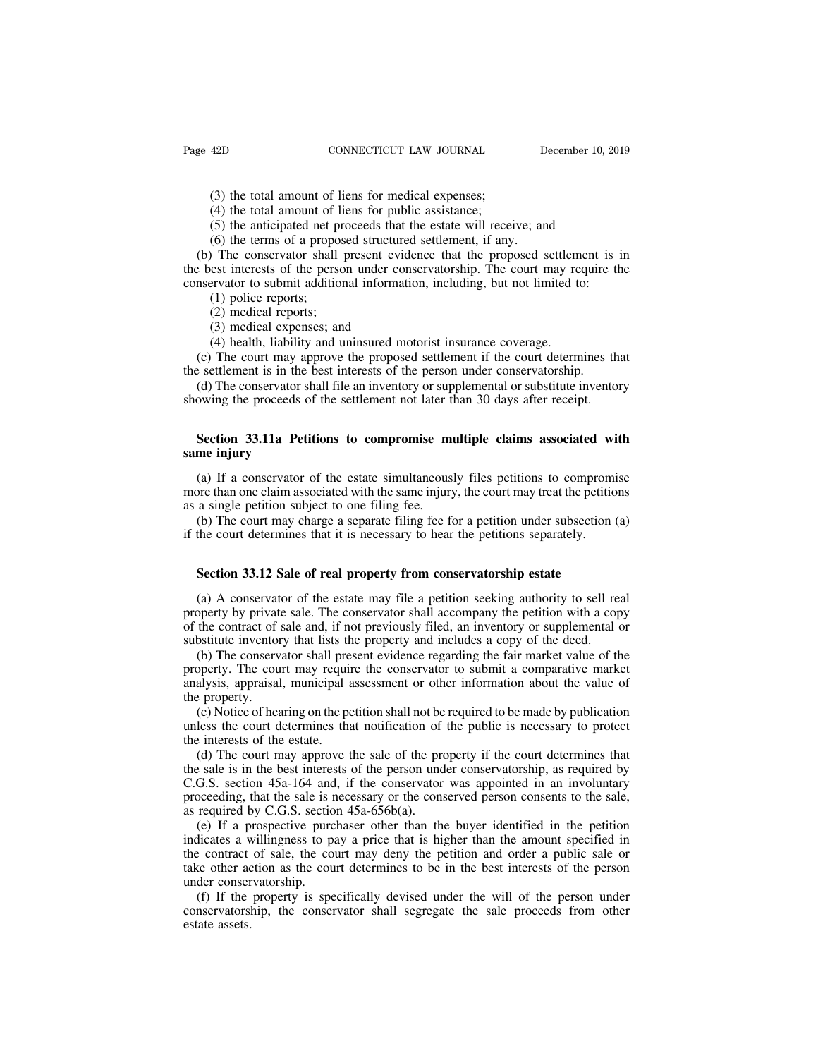(3) the total amount of liens for medical expenses;

(4) the total amount of liens for public assistance;

(5) the anticipated net proceeds that the estate will receive; and

(6) the terms of a proposed structured settlement, if any.

(b) The conservator shall present evidence that the proposed settlement is in the best interests of the person under conservatorship. The court may require the conservator to submit additional information, including, but not limited to:

(1) police reports;

(2) medical reports;

(3) medical expenses; and

(4) health, liability and uninsured motorist insurance coverage.

(c) The court may approve the proposed settlement if the court determines that the settlement is in the best interests of the person under conservatorship.

(d) The conservator shall file an inventory or supplemental or substitute inventory showing the proceeds of the settlement not later than 30 days after receipt.

## Section 33.11a Petitions to compromise multiple claims associated with same injury

(a) If a conservator of the estate simultaneously files petitions to compromise more than one claim associated with the same injury, the court may treat the petitions as a single petition subject to one filing fee.

(b) The court may charge a separate filing fee for a petition under subsection (a) if the court determines that it is necessary to hear the petitions separately.

## Section 33.12 Sale of real property from conservatorship estate

(a) A conservator of the estate may file a petition seeking authority to sell real property by private sale. The conservator shall accompany the petition with a copy of the contract of sale and, if not previously filed, an inventory or supplemental or substitute inventory that lists the property and includes a copy of the deed.

(b) The conservator shall present evidence regarding the fair market value of the property. The court may require the conservator to submit a comparative market analysis, appraisal, municipal assessment or other information about the value of the property.

(c) Notice of hearing on the petition shall not be required to be made by publication unless the court determines that notification of the public is necessary to protect the interests of the estate.

(d) The court may approve the sale of the property if the court determines that the sale is in the best interests of the person under conservatorship, as required by C.G.S. section 45a-164 and, if the conservator was appointed in an involuntary proceeding, that the sale is necessary or the conserved person consents to the sale, as required by C.G.S. section 45a-656b(a).

(e) If a prospective purchaser other than the buyer identified in the petition indicates a willingness to pay a price that is higher than the amount specified in the contract of sale, the court may deny the petition and order a public sale or take other action as the court determines to be in the best interests of the person under conservatorship.

(f) If the property is specifically devised under the will of the person under conservatorship, the conservator shall segregate the sale proceeds from other estate assets.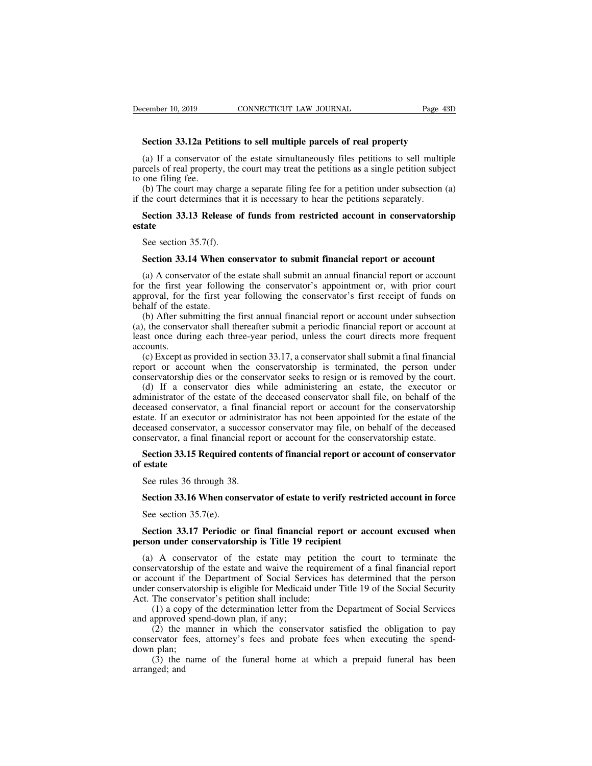**Section 33.12a Petitions to sell multiple parcels of real property**

(a) If a conservator of the estate simultaneously files petitions to sell multiple parcels of real property, the court may treat the petitions as a single petition subject to one filing fee.

(b) The court may charge a separate filing fee for a petition under subsection (a) if the court determines that it is necessary to hear the petitions separately.

**Section 33.13 Release of funds from restricted account in conservatorship estate**

See section 35.7(f).

**Section 33.14 When conservator to submit financial report or account**

(a) A conservator of the estate shall submit an annual financial report or account for the first year following the conservator's appointment or, with prior court approval, for the first year following the conservator's first receipt of funds on behalf of the estate.

(b) After submitting the first annual financial report or account under subsection (a), the conservator shall thereafter submit a periodic financial report or account at least once during each three-year period, unless the court directs more frequent accounts.

(c) Except as provided in section 33.17, a conservator shall submit a final financial report or account when the conservatorship is terminated, the person under conservatorship dies or the conservator seeks to resign or is removed by the court.

(d) If a conservator dies while administering an estate, the executor or administrator of the estate of the deceased conservator shall file, on behalf of the deceased conservator, a final financial report or account for the conservatorship estate. If an executor or administrator has not been appointed for the estate of the deceased conservator, a successor conservator may file, on behalf of the deceased conservator, a final financial report or account for the conservatorship estate.

**Section 33.15 Required contents of financial report or account of conservator of estate**

See rules 36 through 38.

**Section 33.16 When conservator of estate to verify restricted account in force**

See section 35.7(e).

**Section 33.17 Periodic or final financial report or account excused when person under conservatorship is Title 19 recipient**

(a) A conservator of the estate may petition the court to terminate the conservatorship of the estate and waive the requirement of a final financial report or account if the Department of Social Services has determined that the person under conservatorship is eligible for Medicaid under Title 19 of the Social Security Act. The conservator's petition shall include:

(1) a copy of the determination letter from the Department of Social Services and approved spend-down plan, if any;

(2) the manner in which the conservator satisfied the obligation to pay conservator fees, attorney's fees and probate fees when executing the spend-down plan;

(3) the name of the funeral home at which a prepaid funeral has been arranged; and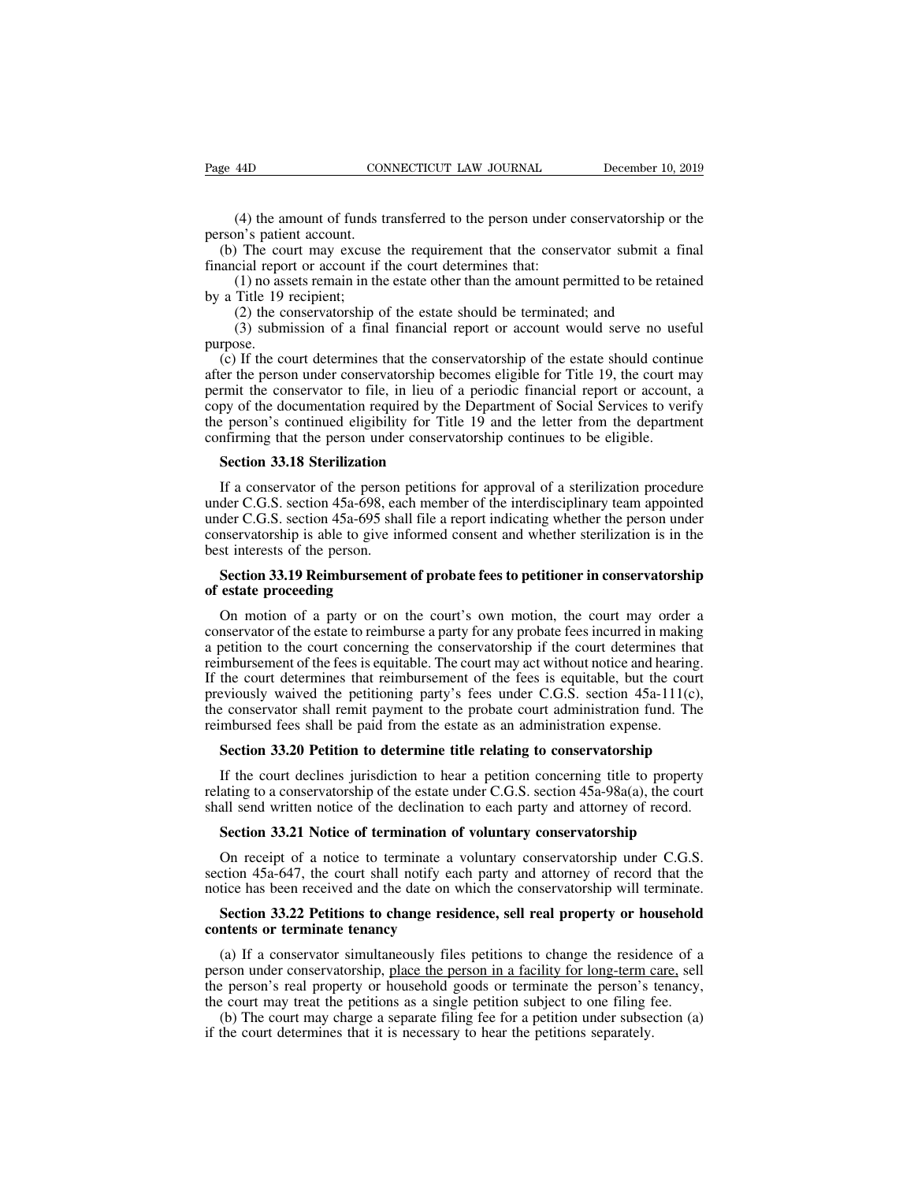(4) the amount of funds transferred to the person under conservatorship or the person's patient account.

(b) The court may excuse the requirement that the conservator submit a final financial report or account if the court determines that:

(1) no assets remain in the estate other than the amount permitted to be retained by a Title 19 recipient;

(2) the conservatorship of the estate should be terminated; and

(3) submission of a final financial report or account would serve no useful purpose.

(c) If the court determines that the conservatorship of the estate should continue after the person under conservatorship becomes eligible for Title 19, the court may permit the conservator to file, in lieu of a periodic financial report or account, a copy of the documentation required by the Department of Social Services to verify the person's continued eligibility for Title 19 and the letter from the department confirming that the person under conservatorship continues to be eligible.

**Section 33.18 Sterilization**

If a conservator of the person petitions for approval of a sterilization procedure under C.G.S. section 45a-698, each member of the interdisciplinary team appointed under C.G.S. section 45a-695 shall file a report indicating whether the person under conservatorship is able to give informed consent and whether sterilization is in the best interests of the person.

**Section 33.19 Reimbursement of probate fees to petitioner in conservatorship of estate proceeding**

On motion of a party or on the court's own motion, the court may order a conservator of the estate to reimburse a party for any probate fees incurred in making a petition to the court concerning the conservatorship if the court determines that reimbursement of the fees is equitable. The court may act without notice and hearing. If the court determines that reimbursement of the fees is equitable, but the court previously waived the petitioning party's fees under C.G.S. section 45a-111(c), the conservator shall remit payment to the probate court administration fund. The reimbursed fees shall be paid from the estate as an administration expense.

**Section 33.20 Petition to determine title relating to conservatorship**

If the court declines jurisdiction to hear a petition concerning title to property relating to a conservatorship of the estate under C.G.S. section 45a-98a(a), the court shall send written notice of the declination to each party and attorney of record.

**Section 33.21 Notice of termination of voluntary conservatorship**

On receipt of a notice to terminate a voluntary conservatorship under C.G.S. section 45a-647, the court shall notify each party and attorney of record that the notice has been received and the date on which the conservatorship will terminate.

**Section 33.22 Petitions to change residence, sell real property or household contents or terminate tenancy**

(a) If a conservator simultaneously files petitions to change the residence of a person under conservatorship, place the person in a facility for long-term care, sell the person's real property or household goods or terminate the person's tenancy, the court may treat the petitions as a single petition subject to one filing fee.

(b) The court may charge a separate filing fee for a petition under subsection (a) if the court determines that it is necessary to hear the petitions separately.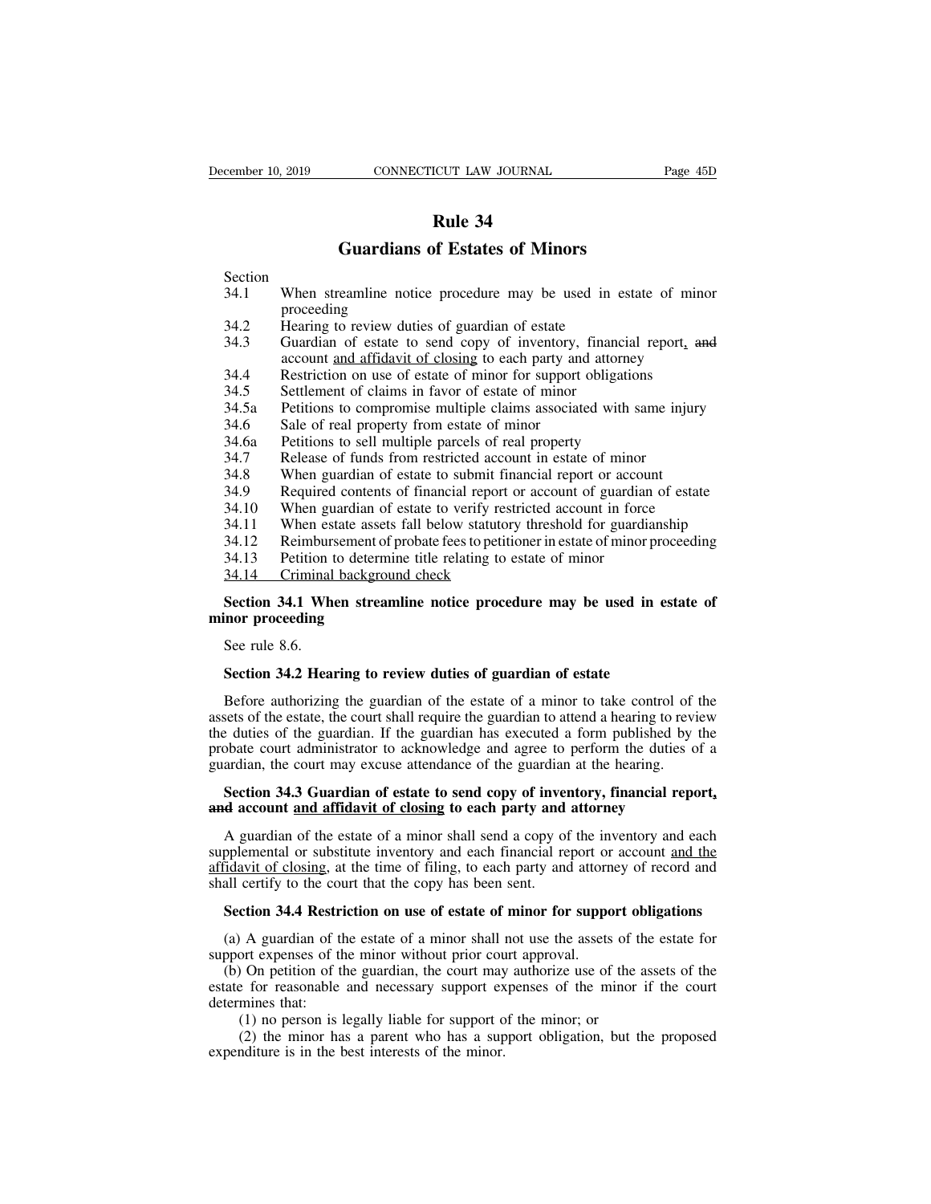# Rule 34

## Guardians of Estates of Minors

Section

34.1 When streamline notice procedure may be used in estate of minor proceeding
34.2 Hearing to review duties of guardian of estate
34.3 Guardian of estate to send copy of inventory, financial report, ~~and~~ account and affidavit of closing to each party and attorney
34.4 Restriction on use of estate of minor for support obligations
34.5 Settlement of claims in favor of estate of minor
34.5a Petitions to compromise multiple claims associated with same injury
34.6 Sale of real property from estate of minor
34.6a Petitions to sell multiple parcels of real property
34.7 Release of funds from restricted account in estate of minor
34.8 When guardian of estate to submit financial report or account
34.9 Required contents of financial report or account of guardian of estate
34.10 When guardian of estate to verify restricted account in force
34.11 When estate assets fall below statutory threshold for guardianship
34.12 Reimbursement of probate fees to petitioner in estate of minor proceeding
34.13 Petition to determine title relating to estate of minor
34.14 Criminal background check

**Section 34.1 When streamline notice procedure may be used in estate of minor proceeding**

See rule 8.6.

**Section 34.2 Hearing to review duties of guardian of estate**

Before authorizing the guardian of the estate of a minor to take control of the assets of the estate, the court shall require the guardian to attend a hearing to review the duties of the guardian. If the guardian has executed a form published by the probate court administrator to acknowledge and agree to perform the duties of a guardian, the court may excuse attendance of the guardian at the hearing.

**Section 34.3 Guardian of estate to send copy of inventory, financial report, ~~and~~ account and affidavit of closing to each party and attorney**

A guardian of the estate of a minor shall send a copy of the inventory and each supplemental or substitute inventory and each financial report or account and the affidavit of closing, at the time of filing, to each party and attorney of record and shall certify to the court that the copy has been sent.

**Section 34.4 Restriction on use of estate of minor for support obligations**

(a) A guardian of the estate of a minor shall not use the assets of the estate for support expenses of the minor without prior court approval.

(b) On petition of the guardian, the court may authorize use of the assets of the estate for reasonable and necessary support expenses of the minor if the court determines that:

(1) no person is legally liable for support of the minor; or

(2) the minor has a parent who has a support obligation, but the proposed expenditure is in the best interests of the minor.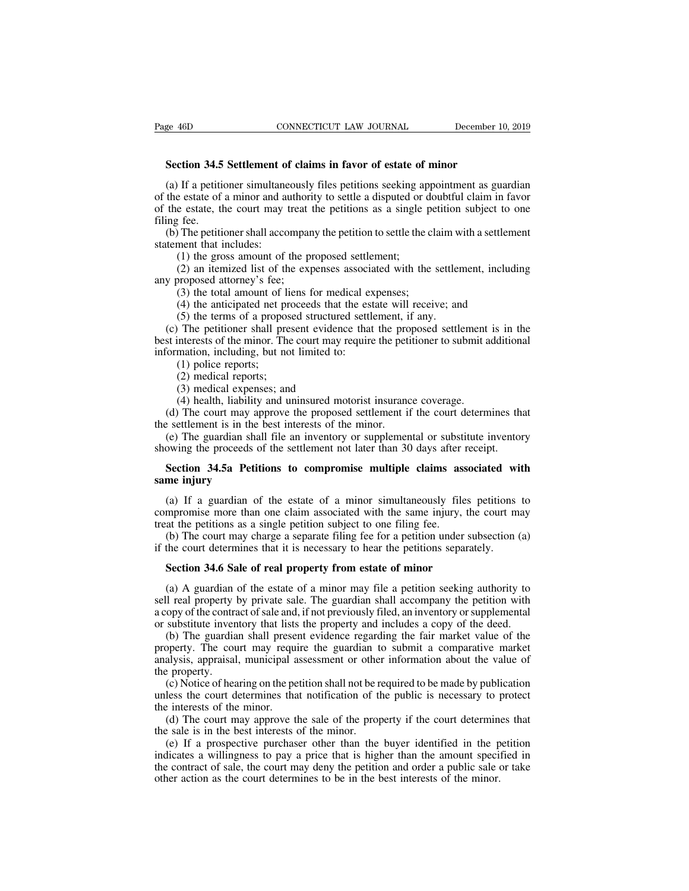**Section 34.5 Settlement of claims in favor of estate of minor**

(a) If a petitioner simultaneously files petitions seeking appointment as guardian of the estate of a minor and authority to settle a disputed or doubtful claim in favor of the estate, the court may treat the petitions as a single petition subject to one filing fee.

(b) The petitioner shall accompany the petition to settle the claim with a settlement statement that includes:

(1) the gross amount of the proposed settlement;

(2) an itemized list of the expenses associated with the settlement, including any proposed attorney's fee;

(3) the total amount of liens for medical expenses;

(4) the anticipated net proceeds that the estate will receive; and

(5) the terms of a proposed structured settlement, if any.

(c) The petitioner shall present evidence that the proposed settlement is in the best interests of the minor. The court may require the petitioner to submit additional information, including, but not limited to:

(1) police reports;

(2) medical reports;

(3) medical expenses; and

(4) health, liability and uninsured motorist insurance coverage.

(d) The court may approve the proposed settlement if the court determines that the settlement is in the best interests of the minor.

(e) The guardian shall file an inventory or supplemental or substitute inventory showing the proceeds of the settlement not later than 30 days after receipt.

**Section 34.5a Petitions to compromise multiple claims associated with same injury**

(a) If a guardian of the estate of a minor simultaneously files petitions to compromise more than one claim associated with the same injury, the court may treat the petitions as a single petition subject to one filing fee.

(b) The court may charge a separate filing fee for a petition under subsection (a) if the court determines that it is necessary to hear the petitions separately.

**Section 34.6 Sale of real property from estate of minor**

(a) A guardian of the estate of a minor may file a petition seeking authority to sell real property by private sale. The guardian shall accompany the petition with a copy of the contract of sale and, if not previously filed, an inventory or supplemental or substitute inventory that lists the property and includes a copy of the deed.

(b) The guardian shall present evidence regarding the fair market value of the property. The court may require the guardian to submit a comparative market analysis, appraisal, municipal assessment or other information about the value of the property.

(c) Notice of hearing on the petition shall not be required to be made by publication unless the court determines that notification of the public is necessary to protect the interests of the minor.

(d) The court may approve the sale of the property if the court determines that the sale is in the best interests of the minor.

(e) If a prospective purchaser other than the buyer identified in the petition indicates a willingness to pay a price that is higher than the amount specified in the contract of sale, the court may deny the petition and order a public sale or take other action as the court determines to be in the best interests of the minor.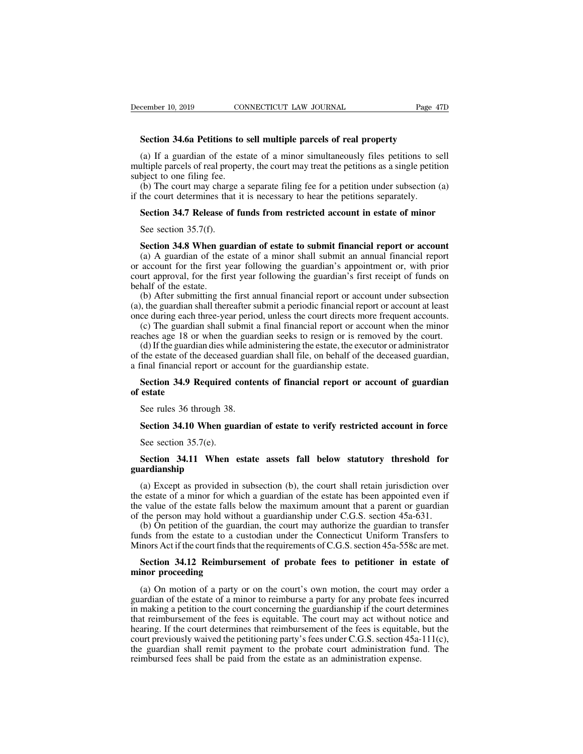**Section 34.6a Petitions to sell multiple parcels of real property**

(a) If a guardian of the estate of a minor simultaneously files petitions to sell multiple parcels of real property, the court may treat the petitions as a single petition subject to one filing fee.

(b) The court may charge a separate filing fee for a petition under subsection (a) if the court determines that it is necessary to hear the petitions separately.

**Section 34.7 Release of funds from restricted account in estate of minor**

See section 35.7(f).

**Section 34.8 When guardian of estate to submit financial report or account**

(a) A guardian of the estate of a minor shall submit an annual financial report or account for the first year following the guardian's appointment or, with prior court approval, for the first year following the guardian's first receipt of funds on behalf of the estate.

(b) After submitting the first annual financial report or account under subsection (a), the guardian shall thereafter submit a periodic financial report or account at least once during each three-year period, unless the court directs more frequent accounts.

(c) The guardian shall submit a final financial report or account when the minor reaches age 18 or when the guardian seeks to resign or is removed by the court.

(d) If the guardian dies while administering the estate, the executor or administrator of the estate of the deceased guardian shall file, on behalf of the deceased guardian, a final financial report or account for the guardianship estate.

**Section 34.9 Required contents of financial report or account of guardian of estate**

See rules 36 through 38.

**Section 34.10 When guardian of estate to verify restricted account in force**

See section 35.7(e).

**Section 34.11 When estate assets fall below statutory threshold for guardianship**

(a) Except as provided in subsection (b), the court shall retain jurisdiction over the estate of a minor for which a guardian of the estate has been appointed even if the value of the estate falls below the maximum amount that a parent or guardian of the person may hold without a guardianship under C.G.S. section 45a-631.

(b) On petition of the guardian, the court may authorize the guardian to transfer funds from the estate to a custodian under the Connecticut Uniform Transfers to Minors Act if the court finds that the requirements of C.G.S. section 45a-558c are met.

**Section 34.12 Reimbursement of probate fees to petitioner in estate of minor proceeding**

(a) On motion of a party or on the court's own motion, the court may order a guardian of the estate of a minor to reimburse a party for any probate fees incurred in making a petition to the court concerning the guardianship if the court determines that reimbursement of the fees is equitable. The court may act without notice and hearing. If the court determines that reimbursement of the fees is equitable, but the court previously waived the petitioning party's fees under C.G.S. section 45a-111(c), the guardian shall remit payment to the probate court administration fund. The reimbursed fees shall be paid from the estate as an administration expense.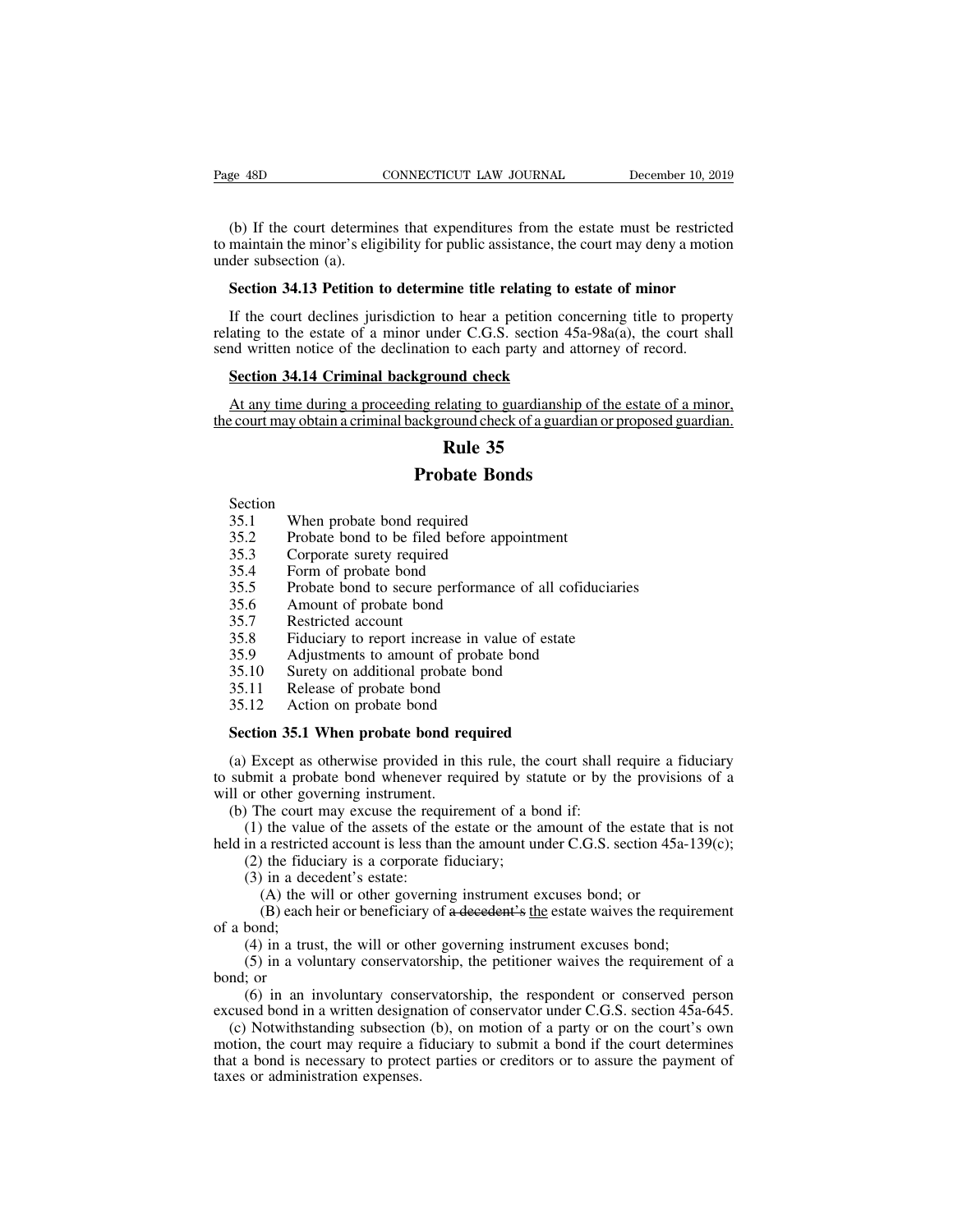(b) If the court determines that expenditures from the estate must be restricted to maintain the minor's eligibility for public assistance, the court may deny a motion under subsection (a).

**Section 34.13 Petition to determine title relating to estate of minor**

If the court declines jurisdiction to hear a petition concerning title to property relating to the estate of a minor under C.G.S. section 45a-98a(a), the court shall send written notice of the declination to each party and attorney of record.

<u>**Section 34.14 Criminal background check**</u>

<u>At any time during a proceeding relating to guardianship of the estate of a minor, the court may obtain a criminal background check of a guardian or proposed guardian.</u>

# Rule 35

# Probate Bonds

| Section | |
|---|---|
| 35.1 | When probate bond required |
| 35.2 | Probate bond to be filed before appointment |
| 35.3 | Corporate surety required |
| 35.4 | Form of probate bond |
| 35.5 | Probate bond to secure performance of all cofiduciaries |
| 35.6 | Amount of probate bond |
| 35.7 | Restricted account |
| 35.8 | Fiduciary to report increase in value of estate |
| 35.9 | Adjustments to amount of probate bond |
| 35.10 | Surety on additional probate bond |
| 35.11 | Release of probate bond |
| 35.12 | Action on probate bond |

**Section 35.1 When probate bond required**

(a) Except as otherwise provided in this rule, the court shall require a fiduciary to submit a probate bond whenever required by statute or by the provisions of a will or other governing instrument.

(b) The court may excuse the requirement of a bond if:

(1) the value of the assets of the estate or the amount of the estate that is not held in a restricted account is less than the amount under C.G.S. section 45a-139(c);

(2) the fiduciary is a corporate fiduciary;

(3) in a decedent's estate:

(A) the will or other governing instrument excuses bond; or

(B) each heir or beneficiary of ~~a decedent's~~ <u>the</u> estate waives the requirement of a bond;

(4) in a trust, the will or other governing instrument excuses bond;

(5) in a voluntary conservatorship, the petitioner waives the requirement of a bond; or

(6) in an involuntary conservatorship, the respondent or conserved person excused bond in a written designation of conservator under C.G.S. section 45a-645.

(c) Notwithstanding subsection (b), on motion of a party or on the court's own motion, the court may require a fiduciary to submit a bond if the court determines that a bond is necessary to protect parties or creditors or to assure the payment of taxes or administration expenses.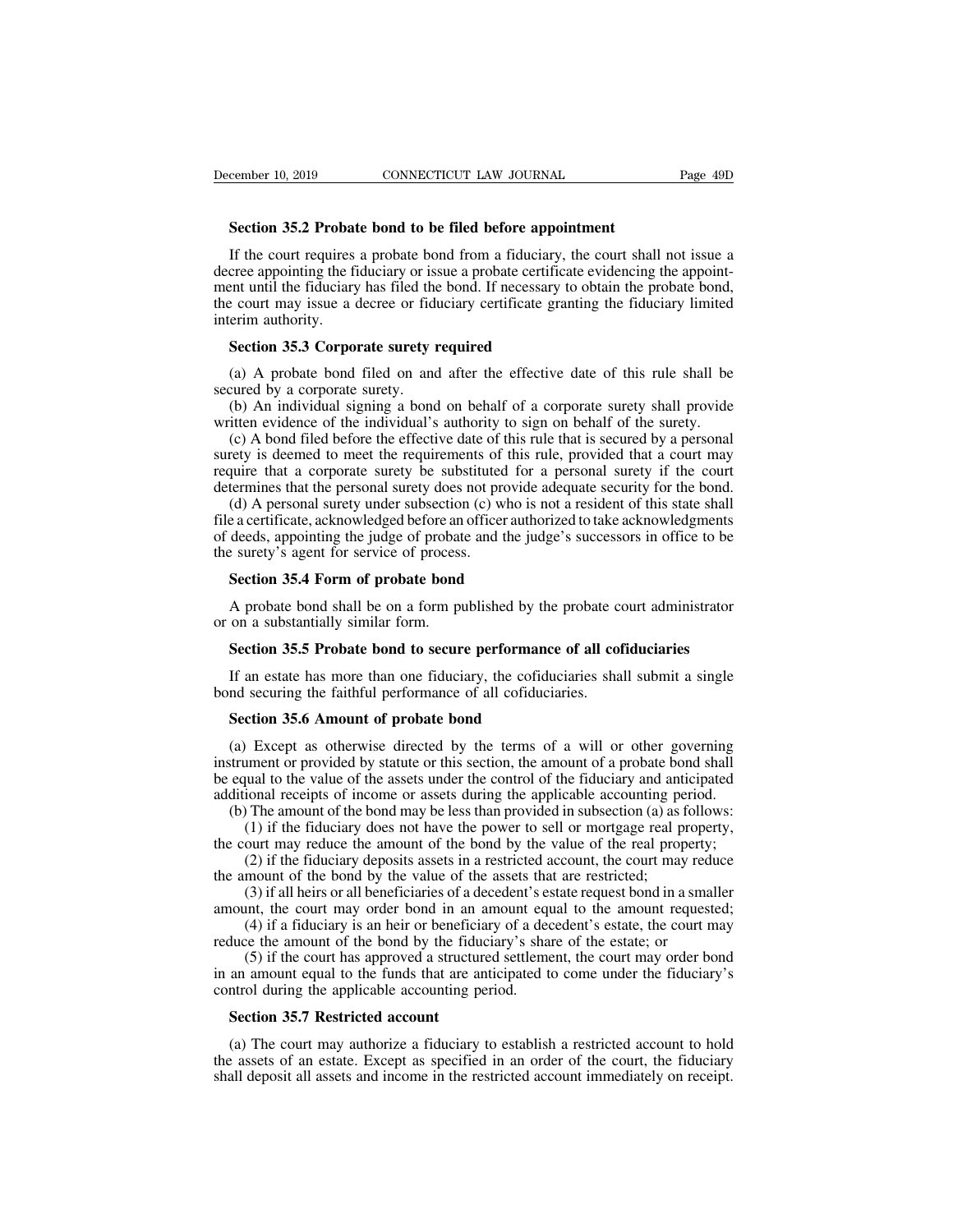**Section 35.2 Probate bond to be filed before appointment**

If the court requires a probate bond from a fiduciary, the court shall not issue a decree appointing the fiduciary or issue a probate certificate evidencing the appointment until the fiduciary has filed the bond. If necessary to obtain the probate bond, the court may issue a decree or fiduciary certificate granting the fiduciary limited interim authority.

**Section 35.3 Corporate surety required**

(a) A probate bond filed on and after the effective date of this rule shall be secured by a corporate surety.

(b) An individual signing a bond on behalf of a corporate surety shall provide written evidence of the individual's authority to sign on behalf of the surety.

(c) A bond filed before the effective date of this rule that is secured by a personal surety is deemed to meet the requirements of this rule, provided that a court may require that a corporate surety be substituted for a personal surety if the court determines that the personal surety does not provide adequate security for the bond.

(d) A personal surety under subsection (c) who is not a resident of this state shall file a certificate, acknowledged before an officer authorized to take acknowledgments of deeds, appointing the judge of probate and the judge's successors in office to be the surety's agent for service of process.

**Section 35.4 Form of probate bond**

A probate bond shall be on a form published by the probate court administrator or on a substantially similar form.

**Section 35.5 Probate bond to secure performance of all cofiduciaries**

If an estate has more than one fiduciary, the cofiduciaries shall submit a single bond securing the faithful performance of all cofiduciaries.

**Section 35.6 Amount of probate bond**

(a) Except as otherwise directed by the terms of a will or other governing instrument or provided by statute or this section, the amount of a probate bond shall be equal to the value of the assets under the control of the fiduciary and anticipated additional receipts of income or assets during the applicable accounting period.

(b) The amount of the bond may be less than provided in subsection (a) as follows:

(1) if the fiduciary does not have the power to sell or mortgage real property, the court may reduce the amount of the bond by the value of the real property;

(2) if the fiduciary deposits assets in a restricted account, the court may reduce the amount of the bond by the value of the assets that are restricted;

(3) if all heirs or all beneficiaries of a decedent's estate request bond in a smaller amount, the court may order bond in an amount equal to the amount requested;

(4) if a fiduciary is an heir or beneficiary of a decedent's estate, the court may reduce the amount of the bond by the fiduciary's share of the estate; or

(5) if the court has approved a structured settlement, the court may order bond in an amount equal to the funds that are anticipated to come under the fiduciary's control during the applicable accounting period.

**Section 35.7 Restricted account**

(a) The court may authorize a fiduciary to establish a restricted account to hold the assets of an estate. Except as specified in an order of the court, the fiduciary shall deposit all assets and income in the restricted account immediately on receipt.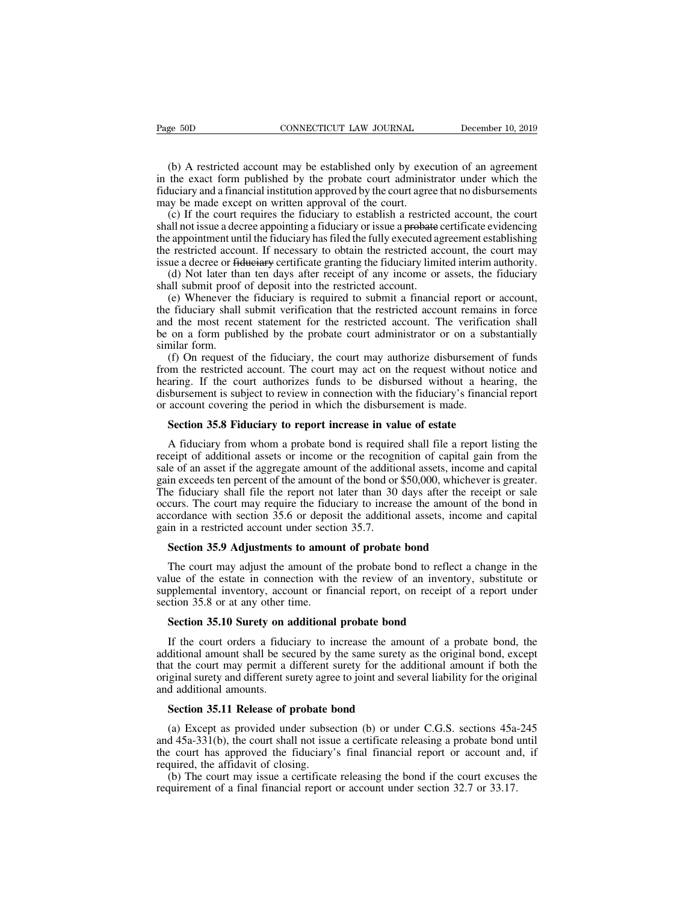(b) A restricted account may be established only by execution of an agreement in the exact form published by the probate court administrator under which the fiduciary and a financial institution approved by the court agree that no disbursements may be made except on written approval of the court.

(c) If the court requires the fiduciary to establish a restricted account, the court shall not issue a decree appointing a fiduciary or issue a ~~probate~~ certificate evidencing the appointment until the fiduciary has filed the fully executed agreement establishing the restricted account. If necessary to obtain the restricted account, the court may issue a decree or ~~fiduciary~~ certificate granting the fiduciary limited interim authority.

(d) Not later than ten days after receipt of any income or assets, the fiduciary shall submit proof of deposit into the restricted account.

(e) Whenever the fiduciary is required to submit a financial report or account, the fiduciary shall submit verification that the restricted account remains in force and the most recent statement for the restricted account. The verification shall be on a form published by the probate court administrator or on a substantially similar form.

(f) On request of the fiduciary, the court may authorize disbursement of funds from the restricted account. The court may act on the request without notice and hearing. If the court authorizes funds to be disbursed without a hearing, the disbursement is subject to review in connection with the fiduciary's financial report or account covering the period in which the disbursement is made.

**Section 35.8 Fiduciary to report increase in value of estate**

A fiduciary from whom a probate bond is required shall file a report listing the receipt of additional assets or income or the recognition of capital gain from the sale of an asset if the aggregate amount of the additional assets, income and capital gain exceeds ten percent of the amount of the bond or $50,000, whichever is greater. The fiduciary shall file the report not later than 30 days after the receipt or sale occurs. The court may require the fiduciary to increase the amount of the bond in accordance with section 35.6 or deposit the additional assets, income and capital gain in a restricted account under section 35.7.

**Section 35.9 Adjustments to amount of probate bond**

The court may adjust the amount of the probate bond to reflect a change in the value of the estate in connection with the review of an inventory, substitute or supplemental inventory, account or financial report, on receipt of a report under section 35.8 or at any other time.

**Section 35.10 Surety on additional probate bond**

If the court orders a fiduciary to increase the amount of a probate bond, the additional amount shall be secured by the same surety as the original bond, except that the court may permit a different surety for the additional amount if both the original surety and different surety agree to joint and several liability for the original and additional amounts.

**Section 35.11 Release of probate bond**

(a) Except as provided under subsection (b) or under C.G.S. sections 45a-245 and 45a-331(b), the court shall not issue a certificate releasing a probate bond until the court has approved the fiduciary's final financial report or account and, if required, the affidavit of closing.

(b) The court may issue a certificate releasing the bond if the court excuses the requirement of a final financial report or account under section 32.7 or 33.17.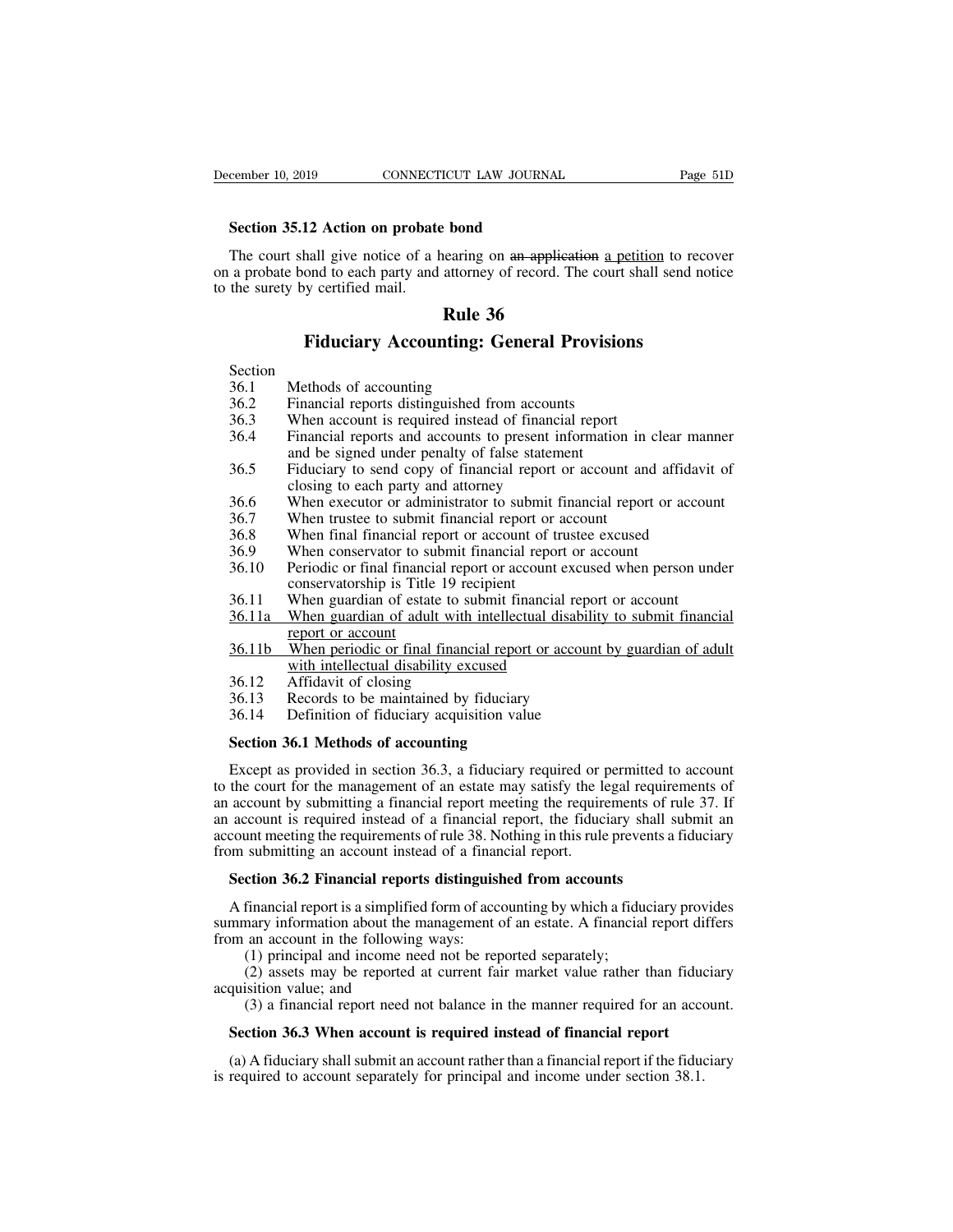**Section 35.12 Action on probate bond**

The court shall give notice of a hearing on ~~an application~~ a petition to recover on a probate bond to each party and attorney of record. The court shall send notice to the surety by certified mail.

## Rule 36

## Fiduciary Accounting: General Provisions

| Section | |
|---|---|
| 36.1 | Methods of accounting |
| 36.2 | Financial reports distinguished from accounts |
| 36.3 | When account is required instead of financial report |
| 36.4 | Financial reports and accounts to present information in clear manner and be signed under penalty of false statement |
| 36.5 | Fiduciary to send copy of financial report or account and affidavit of closing to each party and attorney |
| 36.6 | When executor or administrator to submit financial report or account |
| 36.7 | When trustee to submit financial report or account |
| 36.8 | When final financial report or account of trustee excused |
| 36.9 | When conservator to submit financial report or account |
| 36.10 | Periodic or final financial report or account excused when person under conservatorship is Title 19 recipient |
| 36.11 | When guardian of estate to submit financial report or account |
| 36.11a | When guardian of adult with intellectual disability to submit financial report or account |
| 36.11b | When periodic or final financial report or account by guardian of adult with intellectual disability excused |
| 36.12 | Affidavit of closing |
| 36.13 | Records to be maintained by fiduciary |
| 36.14 | Definition of fiduciary acquisition value |

**Section 36.1 Methods of accounting**

Except as provided in section 36.3, a fiduciary required or permitted to account to the court for the management of an estate may satisfy the legal requirements of an account by submitting a financial report meeting the requirements of rule 37. If an account is required instead of a financial report, the fiduciary shall submit an account meeting the requirements of rule 38. Nothing in this rule prevents a fiduciary from submitting an account instead of a financial report.

**Section 36.2 Financial reports distinguished from accounts**

A financial report is a simplified form of accounting by which a fiduciary provides summary information about the management of an estate. A financial report differs from an account in the following ways:

(1) principal and income need not be reported separately;

(2) assets may be reported at current fair market value rather than fiduciary acquisition value; and

(3) a financial report need not balance in the manner required for an account.

**Section 36.3 When account is required instead of financial report**

(a) A fiduciary shall submit an account rather than a financial report if the fiduciary is required to account separately for principal and income under section 38.1.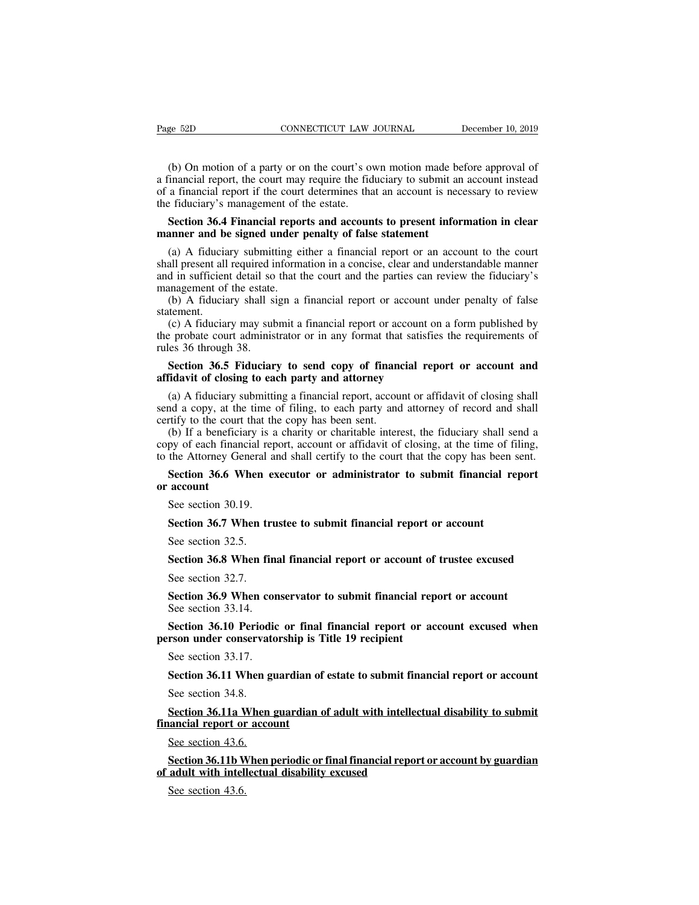(b) On motion of a party or on the court's own motion made before approval of a financial report, the court may require the fiduciary to submit an account instead of a financial report if the court determines that an account is necessary to review the fiduciary's management of the estate.

**Section 36.4 Financial reports and accounts to present information in clear manner and be signed under penalty of false statement**

(a) A fiduciary submitting either a financial report or an account to the court shall present all required information in a concise, clear and understandable manner and in sufficient detail so that the court and the parties can review the fiduciary's management of the estate.

(b) A fiduciary shall sign a financial report or account under penalty of false statement.

(c) A fiduciary may submit a financial report or account on a form published by the probate court administrator or in any format that satisfies the requirements of rules 36 through 38.

**Section 36.5 Fiduciary to send copy of financial report or account and affidavit of closing to each party and attorney**

(a) A fiduciary submitting a financial report, account or affidavit of closing shall send a copy, at the time of filing, to each party and attorney of record and shall certify to the court that the copy has been sent.

(b) If a beneficiary is a charity or charitable interest, the fiduciary shall send a copy of each financial report, account or affidavit of closing, at the time of filing, to the Attorney General and shall certify to the court that the copy has been sent.

**Section 36.6 When executor or administrator to submit financial report or account**

See section 30.19.

**Section 36.7 When trustee to submit financial report or account**

See section 32.5.

**Section 36.8 When final financial report or account of trustee excused**

See section 32.7.

**Section 36.9 When conservator to submit financial report or account**

See section 33.14.

**Section 36.10 Periodic or final financial report or account excused when person under conservatorship is Title 19 recipient**

See section 33.17.

**Section 36.11 When guardian of estate to submit financial report or account**

See section 34.8.

<u>**Section 36.11a When guardian of adult with intellectual disability to submit financial report or account**</u>

<u>See section 43.6.</u>

<u>**Section 36.11b When periodic or final financial report or account by guardian of adult with intellectual disability excused**</u>

<u>See section 43.6.</u>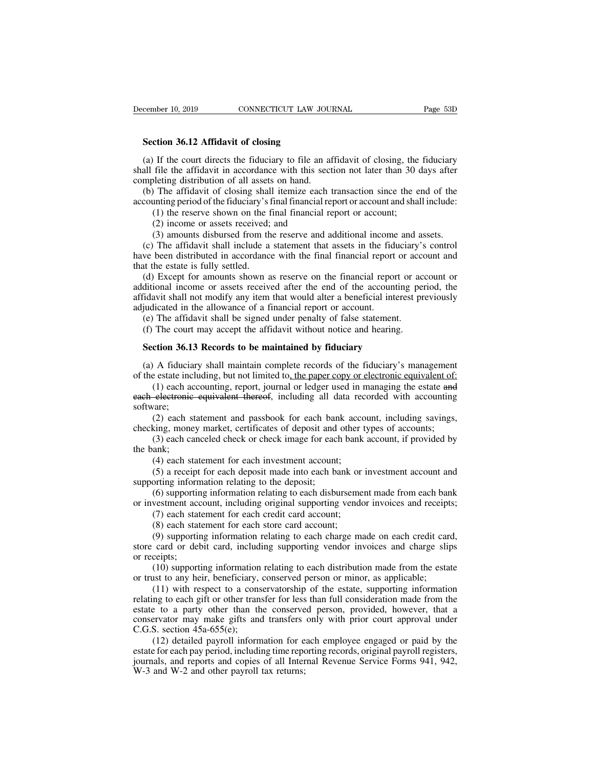**Section 36.12 Affidavit of closing**

(a) If the court directs the fiduciary to file an affidavit of closing, the fiduciary shall file the affidavit in accordance with this section not later than 30 days after completing distribution of all assets on hand.

(b) The affidavit of closing shall itemize each transaction since the end of the accounting period of the fiduciary's final financial report or account and shall include:

(1) the reserve shown on the final financial report or account;

(2) income or assets received; and

(3) amounts disbursed from the reserve and additional income and assets.

(c) The affidavit shall include a statement that assets in the fiduciary's control have been distributed in accordance with the final financial report or account and that the estate is fully settled.

(d) Except for amounts shown as reserve on the financial report or account or additional income or assets received after the end of the accounting period, the affidavit shall not modify any item that would alter a beneficial interest previously adjudicated in the allowance of a financial report or account.

(e) The affidavit shall be signed under penalty of false statement.

(f) The court may accept the affidavit without notice and hearing.

**Section 36.13 Records to be maintained by fiduciary**

(a) A fiduciary shall maintain complete records of the fiduciary's management of the estate including, but not limited to, the paper copy or electronic equivalent of:

(1) each accounting, report, journal or ledger used in managing the estate ~~and each electronic equivalent thereof~~, including all data recorded with accounting software;

(2) each statement and passbook for each bank account, including savings, checking, money market, certificates of deposit and other types of accounts;

(3) each canceled check or check image for each bank account, if provided by the bank;

(4) each statement for each investment account;

(5) a receipt for each deposit made into each bank or investment account and supporting information relating to the deposit;

(6) supporting information relating to each disbursement made from each bank or investment account, including original supporting vendor invoices and receipts;

(7) each statement for each credit card account;

(8) each statement for each store card account;

(9) supporting information relating to each charge made on each credit card, store card or debit card, including supporting vendor invoices and charge slips or receipts;

(10) supporting information relating to each distribution made from the estate or trust to any heir, beneficiary, conserved person or minor, as applicable;

(11) with respect to a conservatorship of the estate, supporting information relating to each gift or other transfer for less than full consideration made from the estate to a party other than the conserved person, provided, however, that a conservator may make gifts and transfers only with prior court approval under C.G.S. section 45a-655(e);

(12) detailed payroll information for each employee engaged or paid by the estate for each pay period, including time reporting records, original payroll registers, journals, and reports and copies of all Internal Revenue Service Forms 941, 942, W-3 and W-2 and other payroll tax returns;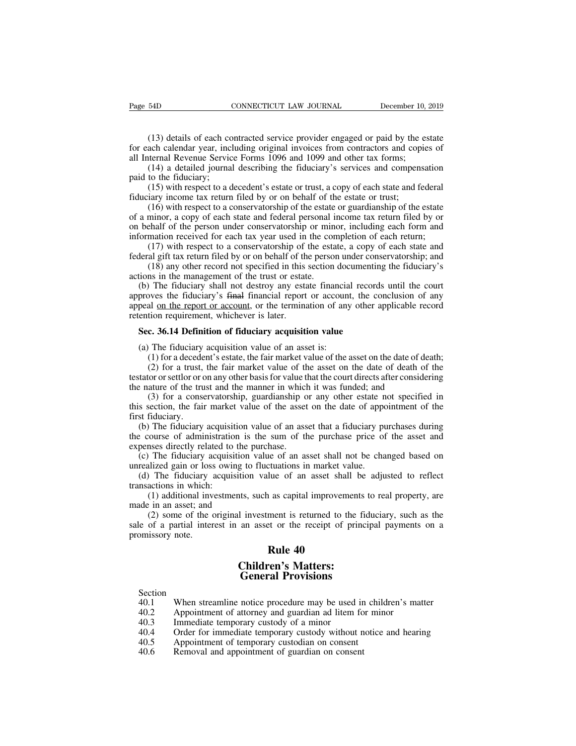(13) details of each contracted service provider engaged or paid by the estate for each calendar year, including original invoices from contractors and copies of all Internal Revenue Service Forms 1096 and 1099 and other tax forms;

(14) a detailed journal describing the fiduciary's services and compensation paid to the fiduciary;

(15) with respect to a decedent's estate or trust, a copy of each state and federal fiduciary income tax return filed by or on behalf of the estate or trust;

(16) with respect to a conservatorship of the estate or guardianship of the estate of a minor, a copy of each state and federal personal income tax return filed by or on behalf of the person under conservatorship or minor, including each form and information received for each tax year used in the completion of each return;

(17) with respect to a conservatorship of the estate, a copy of each state and federal gift tax return filed by or on behalf of the person under conservatorship; and

(18) any other record not specified in this section documenting the fiduciary's actions in the management of the trust or estate.

(b) The fiduciary shall not destroy any estate financial records until the court approves the fiduciary's ~~final~~ financial report or account, the conclusion of any appeal on the report or account, or the termination of any other applicable record retention requirement, whichever is later.

**Sec. 36.14 Definition of fiduciary acquisition value**

(a) The fiduciary acquisition value of an asset is:

(1) for a decedent's estate, the fair market value of the asset on the date of death;

(2) for a trust, the fair market value of the asset on the date of death of the testator or settlor or on any other basis for value that the court directs after considering the nature of the trust and the manner in which it was funded; and

(3) for a conservatorship, guardianship or any other estate not specified in this section, the fair market value of the asset on the date of appointment of the first fiduciary.

(b) The fiduciary acquisition value of an asset that a fiduciary purchases during the course of administration is the sum of the purchase price of the asset and expenses directly related to the purchase.

(c) The fiduciary acquisition value of an asset shall not be changed based on unrealized gain or loss owing to fluctuations in market value.

(d) The fiduciary acquisition value of an asset shall be adjusted to reflect transactions in which:

(1) additional investments, such as capital improvements to real property, are made in an asset; and

(2) some of the original investment is returned to the fiduciary, such as the sale of a partial interest in an asset or the receipt of principal payments on a promissory note.

# Rule 40

# Children's Matters: General Provisions

Section

40.1 When streamline notice procedure may be used in children's matter

40.2 Appointment of attorney and guardian ad litem for minor

40.3 Immediate temporary custody of a minor

40.4 Order for immediate temporary custody without notice and hearing

40.5 Appointment of temporary custodian on consent

40.6 Removal and appointment of guardian on consent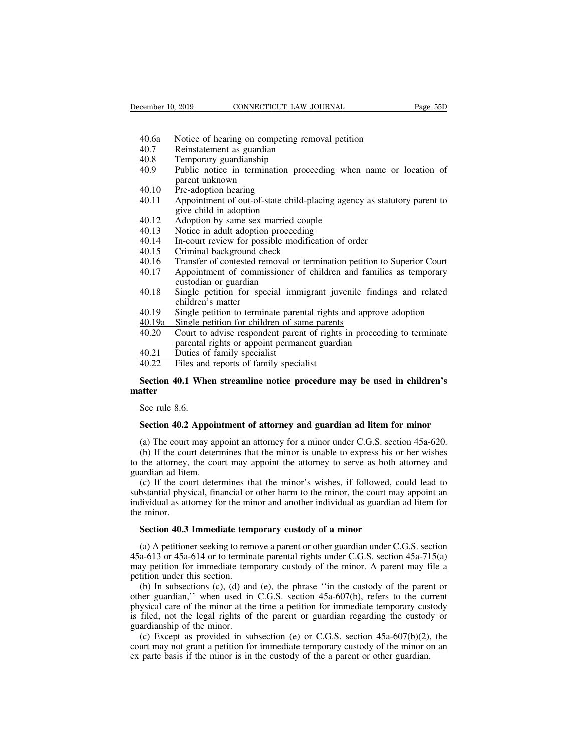40.6a Notice of hearing on competing removal petition
40.7 Reinstatement as guardian
40.8 Temporary guardianship
40.9 Public notice in termination proceeding when name or location of parent unknown
40.10 Pre-adoption hearing
40.11 Appointment of out-of-state child-placing agency as statutory parent to give child in adoption
40.12 Adoption by same sex married couple
40.13 Notice in adult adoption proceeding
40.14 In-court review for possible modification of order
40.15 Criminal background check
40.16 Transfer of contested removal or termination petition to Superior Court
40.17 Appointment of commissioner of children and families as temporary custodian or guardian
40.18 Single petition for special immigrant juvenile findings and related children's matter
40.19 Single petition to terminate parental rights and approve adoption
<u>40.19a Single petition for children of same parents</u>
40.20 Court to advise respondent parent of rights in proceeding to terminate parental rights or appoint permanent guardian
<u>40.21 Duties of family specialist</u>
<u>40.22 Files and reports of family specialist</u>

**Section 40.1 When streamline notice procedure may be used in children's matter**

See rule 8.6.

**Section 40.2 Appointment of attorney and guardian ad litem for minor**

(a) The court may appoint an attorney for a minor under C.G.S. section 45a-620.

(b) If the court determines that the minor is unable to express his or her wishes to the attorney, the court may appoint the attorney to serve as both attorney and guardian ad litem.

(c) If the court determines that the minor's wishes, if followed, could lead to substantial physical, financial or other harm to the minor, the court may appoint an individual as attorney for the minor and another individual as guardian ad litem for the minor.

**Section 40.3 Immediate temporary custody of a minor**

(a) A petitioner seeking to remove a parent or other guardian under C.G.S. section 45a-613 or 45a-614 or to terminate parental rights under C.G.S. section 45a-715(a) may petition for immediate temporary custody of the minor. A parent may file a petition under this section.

(b) In subsections (c), (d) and (e), the phrase ''in the custody of the parent or other guardian,'' when used in C.G.S. section 45a-607(b), refers to the current physical care of the minor at the time a petition for immediate temporary custody is filed, not the legal rights of the parent or guardian regarding the custody or guardianship of the minor.

(c) Except as provided in <u>subsection (e) or</u> C.G.S. section 45a-607(b)(2), the court may not grant a petition for immediate temporary custody of the minor on an ex parte basis if the minor is in the custody of ~~the~~ <u>a</u> parent or other guardian.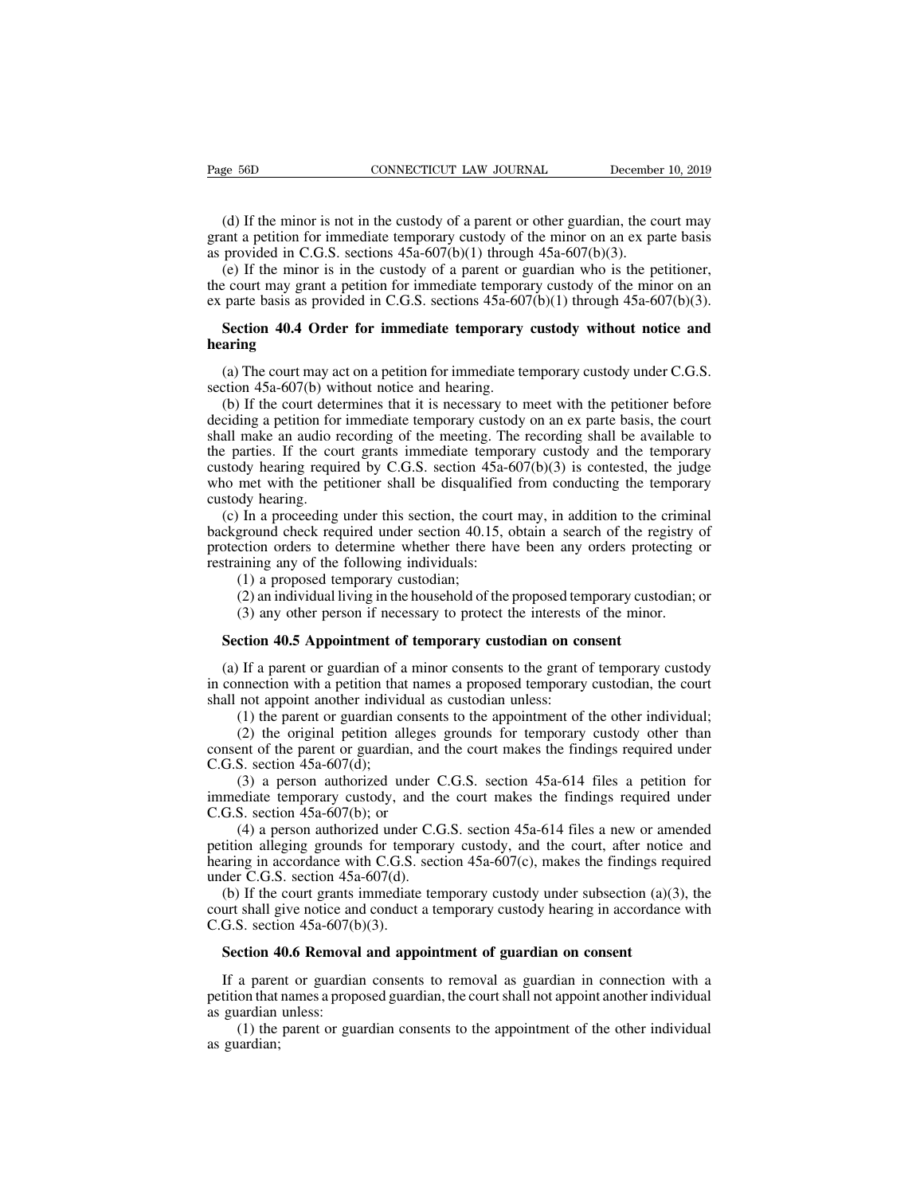(d) If the minor is not in the custody of a parent or other guardian, the court may grant a petition for immediate temporary custody of the minor on an ex parte basis as provided in C.G.S. sections 45a-607(b)(1) through 45a-607(b)(3).

(e) If the minor is in the custody of a parent or guardian who is the petitioner, the court may grant a petition for immediate temporary custody of the minor on an ex parte basis as provided in C.G.S. sections 45a-607(b)(1) through 45a-607(b)(3).

**Section 40.4 Order for immediate temporary custody without notice and hearing**

(a) The court may act on a petition for immediate temporary custody under C.G.S. section 45a-607(b) without notice and hearing.

(b) If the court determines that it is necessary to meet with the petitioner before deciding a petition for immediate temporary custody on an ex parte basis, the court shall make an audio recording of the meeting. The recording shall be available to the parties. If the court grants immediate temporary custody and the temporary custody hearing required by C.G.S. section 45a-607(b)(3) is contested, the judge who met with the petitioner shall be disqualified from conducting the temporary custody hearing.

(c) In a proceeding under this section, the court may, in addition to the criminal background check required under section 40.15, obtain a search of the registry of protection orders to determine whether there have been any orders protecting or restraining any of the following individuals:

(1) a proposed temporary custodian;

(2) an individual living in the household of the proposed temporary custodian; or

(3) any other person if necessary to protect the interests of the minor.

**Section 40.5 Appointment of temporary custodian on consent**

(a) If a parent or guardian of a minor consents to the grant of temporary custody in connection with a petition that names a proposed temporary custodian, the court shall not appoint another individual as custodian unless:

(1) the parent or guardian consents to the appointment of the other individual;

(2) the original petition alleges grounds for temporary custody other than consent of the parent or guardian, and the court makes the findings required under C.G.S. section 45a-607(d);

(3) a person authorized under C.G.S. section 45a-614 files a petition for immediate temporary custody, and the court makes the findings required under C.G.S. section 45a-607(b); or

(4) a person authorized under C.G.S. section 45a-614 files a new or amended petition alleging grounds for temporary custody, and the court, after notice and hearing in accordance with C.G.S. section 45a-607(c), makes the findings required under C.G.S. section 45a-607(d).

(b) If the court grants immediate temporary custody under subsection (a)(3), the court shall give notice and conduct a temporary custody hearing in accordance with C.G.S. section 45a-607(b)(3).

**Section 40.6 Removal and appointment of guardian on consent**

If a parent or guardian consents to removal as guardian in connection with a petition that names a proposed guardian, the court shall not appoint another individual as guardian unless:

(1) the parent or guardian consents to the appointment of the other individual as guardian;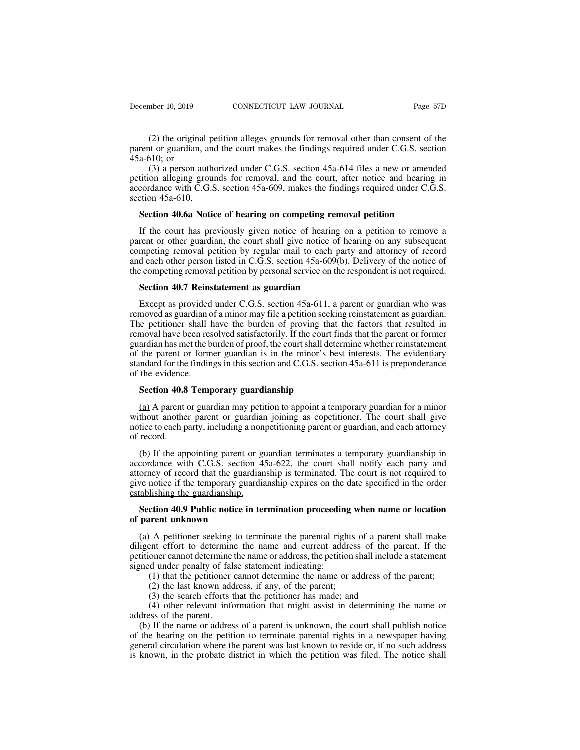(2) the original petition alleges grounds for removal other than consent of the parent or guardian, and the court makes the findings required under C.G.S. section 45a-610; or

(3) a person authorized under C.G.S. section 45a-614 files a new or amended petition alleging grounds for removal, and the court, after notice and hearing in accordance with C.G.S. section 45a-609, makes the findings required under C.G.S. section 45a-610.

**Section 40.6a Notice of hearing on competing removal petition**

If the court has previously given notice of hearing on a petition to remove a parent or other guardian, the court shall give notice of hearing on any subsequent competing removal petition by regular mail to each party and attorney of record and each other person listed in C.G.S. section 45a-609(b). Delivery of the notice of the competing removal petition by personal service on the respondent is not required.

**Section 40.7 Reinstatement as guardian**

Except as provided under C.G.S. section 45a-611, a parent or guardian who was removed as guardian of a minor may file a petition seeking reinstatement as guardian. The petitioner shall have the burden of proving that the factors that resulted in removal have been resolved satisfactorily. If the court finds that the parent or former guardian has met the burden of proof, the court shall determine whether reinstatement of the parent or former guardian is in the minor's best interests. The evidentiary standard for the findings in this section and C.G.S. section 45a-611 is preponderance of the evidence.

**Section 40.8 Temporary guardianship**

<u>(a)</u> A parent or guardian may petition to appoint a temporary guardian for a minor without another parent or guardian joining as copetitioner. The court shall give notice to each party, including a nonpetitioning parent or guardian, and each attorney of record.

<u>(b) If the appointing parent or guardian terminates a temporary guardianship in accordance with C.G.S. section 45a-622, the court shall notify each party and attorney of record that the guardianship is terminated. The court is not required to give notice if the temporary guardianship expires on the date specified in the order establishing the guardianship.</u>

**Section 40.9 Public notice in termination proceeding when name or location of parent unknown**

(a) A petitioner seeking to terminate the parental rights of a parent shall make diligent effort to determine the name and current address of the parent. If the petitioner cannot determine the name or address, the petition shall include a statement signed under penalty of false statement indicating:

(1) that the petitioner cannot determine the name or address of the parent;

(2) the last known address, if any, of the parent;

(3) the search efforts that the petitioner has made; and

(4) other relevant information that might assist in determining the name or address of the parent.

(b) If the name or address of a parent is unknown, the court shall publish notice of the hearing on the petition to terminate parental rights in a newspaper having general circulation where the parent was last known to reside or, if no such address is known, in the probate district in which the petition was filed. The notice shall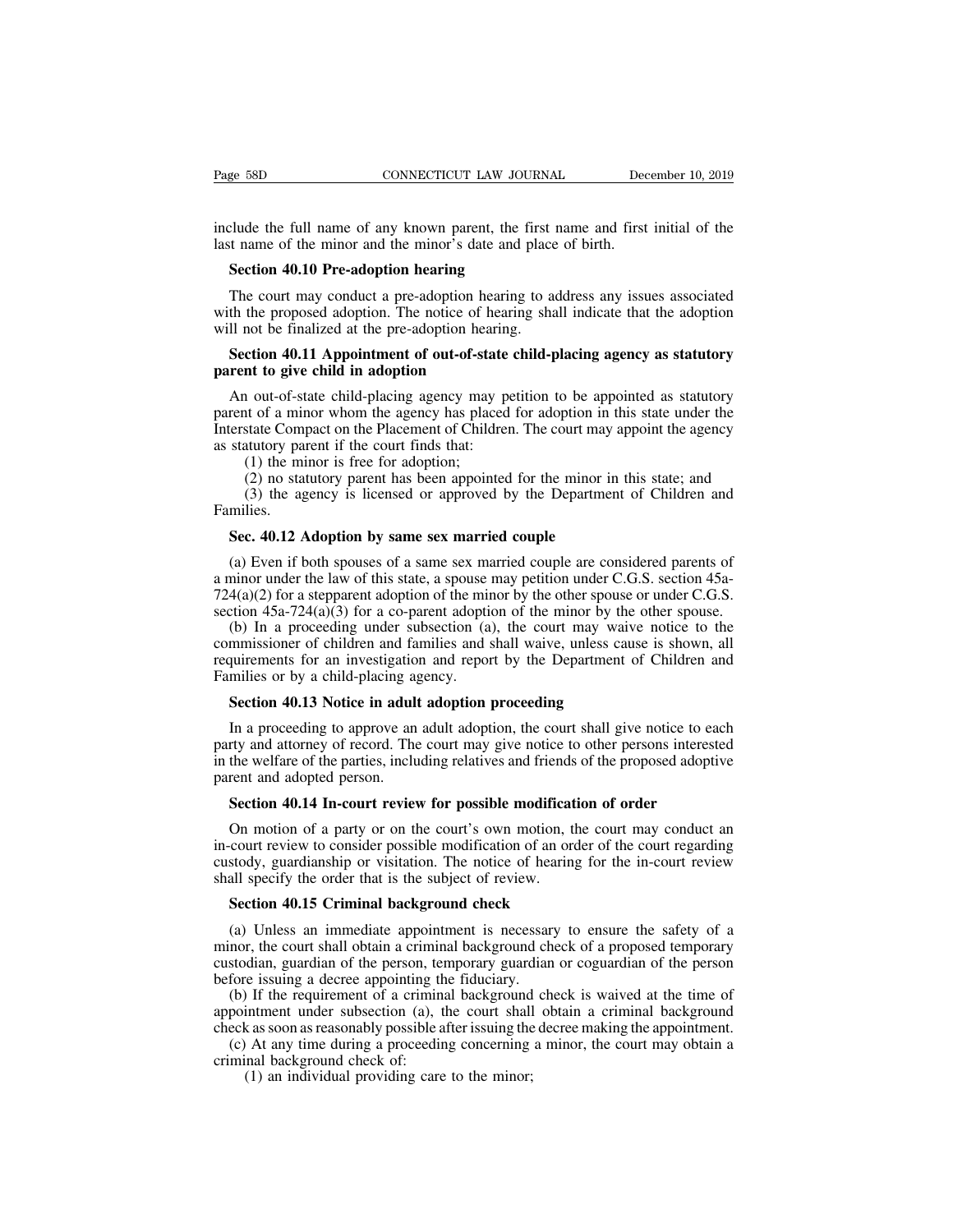include the full name of any known parent, the first name and first initial of the last name of the minor and the minor's date and place of birth.

**Section 40.10 Pre-adoption hearing**

The court may conduct a pre-adoption hearing to address any issues associated with the proposed adoption. The notice of hearing shall indicate that the adoption will not be finalized at the pre-adoption hearing.

**Section 40.11 Appointment of out-of-state child-placing agency as statutory parent to give child in adoption**

An out-of-state child-placing agency may petition to be appointed as statutory parent of a minor whom the agency has placed for adoption in this state under the Interstate Compact on the Placement of Children. The court may appoint the agency as statutory parent if the court finds that:

(1) the minor is free for adoption;

(2) no statutory parent has been appointed for the minor in this state; and

(3) the agency is licensed or approved by the Department of Children and Families.

**Sec. 40.12 Adoption by same sex married couple**

(a) Even if both spouses of a same sex married couple are considered parents of a minor under the law of this state, a spouse may petition under C.G.S. section 45a-724(a)(2) for a stepparent adoption of the minor by the other spouse or under C.G.S. section 45a-724(a)(3) for a co-parent adoption of the minor by the other spouse.

(b) In a proceeding under subsection (a), the court may waive notice to the commissioner of children and families and shall waive, unless cause is shown, all requirements for an investigation and report by the Department of Children and Families or by a child-placing agency.

**Section 40.13 Notice in adult adoption proceeding**

In a proceeding to approve an adult adoption, the court shall give notice to each party and attorney of record. The court may give notice to other persons interested in the welfare of the parties, including relatives and friends of the proposed adoptive parent and adopted person.

**Section 40.14 In-court review for possible modification of order**

On motion of a party or on the court's own motion, the court may conduct an in-court review to consider possible modification of an order of the court regarding custody, guardianship or visitation. The notice of hearing for the in-court review shall specify the order that is the subject of review.

**Section 40.15 Criminal background check**

(a) Unless an immediate appointment is necessary to ensure the safety of a minor, the court shall obtain a criminal background check of a proposed temporary custodian, guardian of the person, temporary guardian or coguardian of the person before issuing a decree appointing the fiduciary.

(b) If the requirement of a criminal background check is waived at the time of appointment under subsection (a), the court shall obtain a criminal background check as soon as reasonably possible after issuing the decree making the appointment.

(c) At any time during a proceeding concerning a minor, the court may obtain a criminal background check of:

(1) an individual providing care to the minor;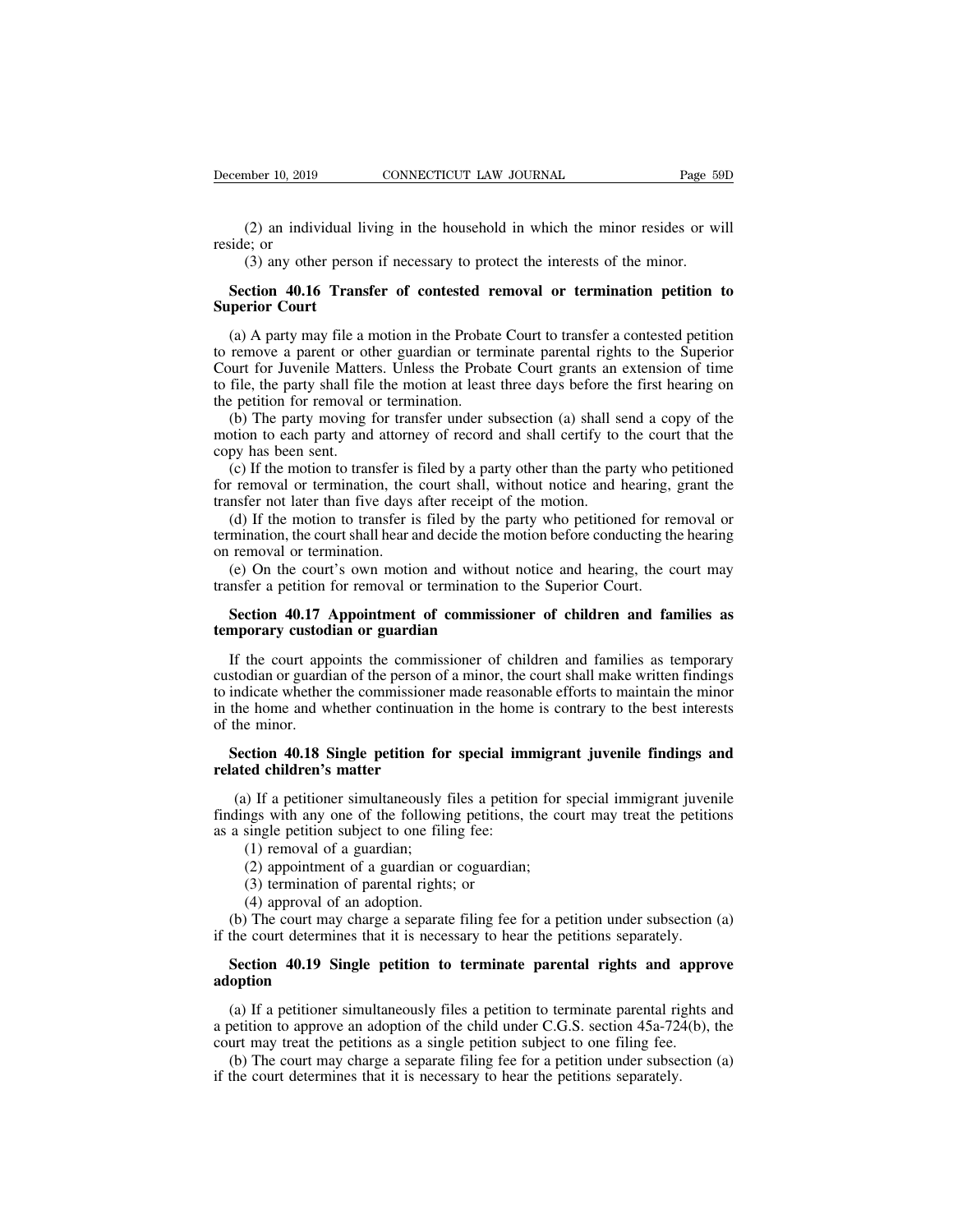(2) an individual living in the household in which the minor resides or will reside; or

(3) any other person if necessary to protect the interests of the minor.

**Section 40.16 Transfer of contested removal or termination petition to Superior Court**

(a) A party may file a motion in the Probate Court to transfer a contested petition to remove a parent or other guardian or terminate parental rights to the Superior Court for Juvenile Matters. Unless the Probate Court grants an extension of time to file, the party shall file the motion at least three days before the first hearing on the petition for removal or termination.

(b) The party moving for transfer under subsection (a) shall send a copy of the motion to each party and attorney of record and shall certify to the court that the copy has been sent.

(c) If the motion to transfer is filed by a party other than the party who petitioned for removal or termination, the court shall, without notice and hearing, grant the transfer not later than five days after receipt of the motion.

(d) If the motion to transfer is filed by the party who petitioned for removal or termination, the court shall hear and decide the motion before conducting the hearing on removal or termination.

(e) On the court's own motion and without notice and hearing, the court may transfer a petition for removal or termination to the Superior Court.

**Section 40.17 Appointment of commissioner of children and families as temporary custodian or guardian**

If the court appoints the commissioner of children and families as temporary custodian or guardian of the person of a minor, the court shall make written findings to indicate whether the commissioner made reasonable efforts to maintain the minor in the home and whether continuation in the home is contrary to the best interests of the minor.

**Section 40.18 Single petition for special immigrant juvenile findings and related children's matter**

(a) If a petitioner simultaneously files a petition for special immigrant juvenile findings with any one of the following petitions, the court may treat the petitions as a single petition subject to one filing fee:

(1) removal of a guardian;

(2) appointment of a guardian or coguardian;

(3) termination of parental rights; or

(4) approval of an adoption.

(b) The court may charge a separate filing fee for a petition under subsection (a) if the court determines that it is necessary to hear the petitions separately.

**Section 40.19 Single petition to terminate parental rights and approve adoption**

(a) If a petitioner simultaneously files a petition to terminate parental rights and a petition to approve an adoption of the child under C.G.S. section 45a-724(b), the court may treat the petitions as a single petition subject to one filing fee.

(b) The court may charge a separate filing fee for a petition under subsection (a) if the court determines that it is necessary to hear the petitions separately.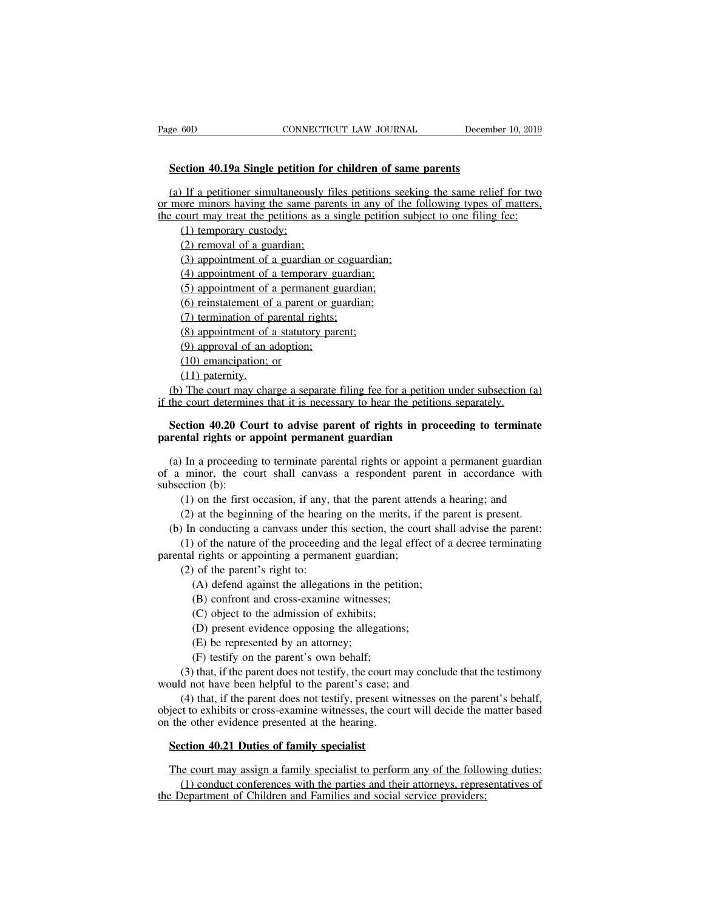**Section 40.19a Single petition for children of same parents**

(a) If a petitioner simultaneously files petitions seeking the same relief for two or more minors having the same parents in any of the following types of matters, the court may treat the petitions as a single petition subject to one filing fee:

(1) temporary custody;

(2) removal of a guardian;

(3) appointment of a guardian or coguardian;

(4) appointment of a temporary guardian;

(5) appointment of a permanent guardian;

(6) reinstatement of a parent or guardian;

(7) termination of parental rights;

(8) appointment of a statutory parent;

(9) approval of an adoption;

(10) emancipation; or

(11) paternity.

(b) The court may charge a separate filing fee for a petition under subsection (a) if the court determines that it is necessary to hear the petitions separately.

**Section 40.20 Court to advise parent of rights in proceeding to terminate parental rights or appoint permanent guardian**

(a) In a proceeding to terminate parental rights or appoint a permanent guardian of a minor, the court shall canvass a respondent parent in accordance with subsection (b):

(1) on the first occasion, if any, that the parent attends a hearing; and

(2) at the beginning of the hearing on the merits, if the parent is present.

(b) In conducting a canvass under this section, the court shall advise the parent:

(1) of the nature of the proceeding and the legal effect of a decree terminating parental rights or appointing a permanent guardian;

(2) of the parent's right to:

(A) defend against the allegations in the petition;

(B) confront and cross-examine witnesses;

(C) object to the admission of exhibits;

(D) present evidence opposing the allegations;

(E) be represented by an attorney;

(F) testify on the parent's own behalf;

(3) that, if the parent does not testify, the court may conclude that the testimony would not have been helpful to the parent's case; and

(4) that, if the parent does not testify, present witnesses on the parent's behalf, object to exhibits or cross-examine witnesses, the court will decide the matter based on the other evidence presented at the hearing.

**Section 40.21 Duties of family specialist**

The court may assign a family specialist to perform any of the following duties:

(1) conduct conferences with the parties and their attorneys, representatives of the Department of Children and Families and social service providers;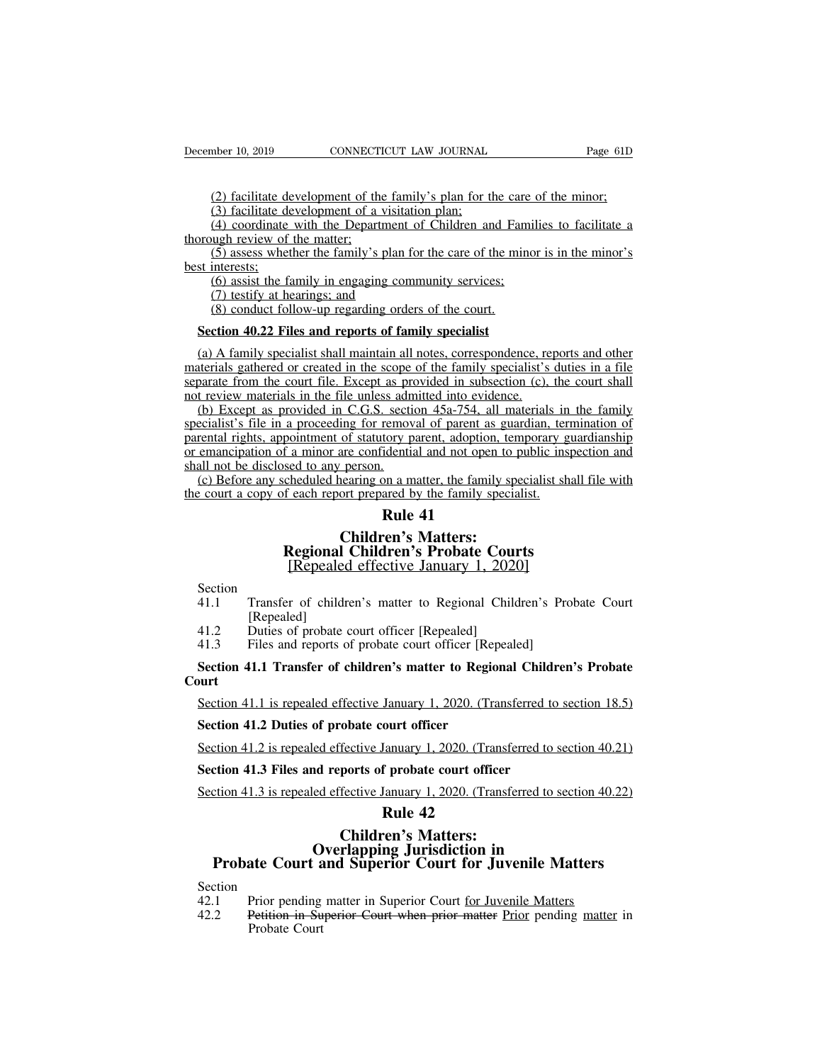(2) facilitate development of the family's plan for the care of the minor;

(3) facilitate development of a visitation plan;

(4) coordinate with the Department of Children and Families to facilitate a thorough review of the matter;

(5) assess whether the family's plan for the care of the minor is in the minor's best interests;

(6) assist the family in engaging community services;

(7) testify at hearings; and

(8) conduct follow-up regarding orders of the court.

**Section 40.22 Files and reports of family specialist**

(a) A family specialist shall maintain all notes, correspondence, reports and other materials gathered or created in the scope of the family specialist's duties in a file separate from the court file. Except as provided in subsection (c), the court shall not review materials in the file unless admitted into evidence.

(b) Except as provided in C.G.S. section 45a-754, all materials in the family specialist's file in a proceeding for removal of parent as guardian, termination of parental rights, appointment of statutory parent, adoption, temporary guardianship or emancipation of a minor are confidential and not open to public inspection and shall not be disclosed to any person.

(c) Before any scheduled hearing on a matter, the family specialist shall file with the court a copy of each report prepared by the family specialist.

# Rule 41

# Children's Matters: Regional Children's Probate Courts [Repealed effective January 1, 2020]

Section

41.1 Transfer of children's matter to Regional Children's Probate Court [Repealed]

41.2 Duties of probate court officer [Repealed]

41.3 Files and reports of probate court officer [Repealed]

**Section 41.1 Transfer of children's matter to Regional Children's Probate Court**

Section 41.1 is repealed effective January 1, 2020. (Transferred to section 18.5)

**Section 41.2 Duties of probate court officer**

Section 41.2 is repealed effective January 1, 2020. (Transferred to section 40.21)

**Section 41.3 Files and reports of probate court officer**

Section 41.3 is repealed effective January 1, 2020. (Transferred to section 40.22)

# Rule 42

# Children's Matters: Overlapping Jurisdiction in Probate Court and Superior Court for Juvenile Matters

Section

42.1 Prior pending matter in Superior Court for Juvenile Matters

42.2 ~~Petition in Superior Court when prior matter~~ Prior pending matter in Probate Court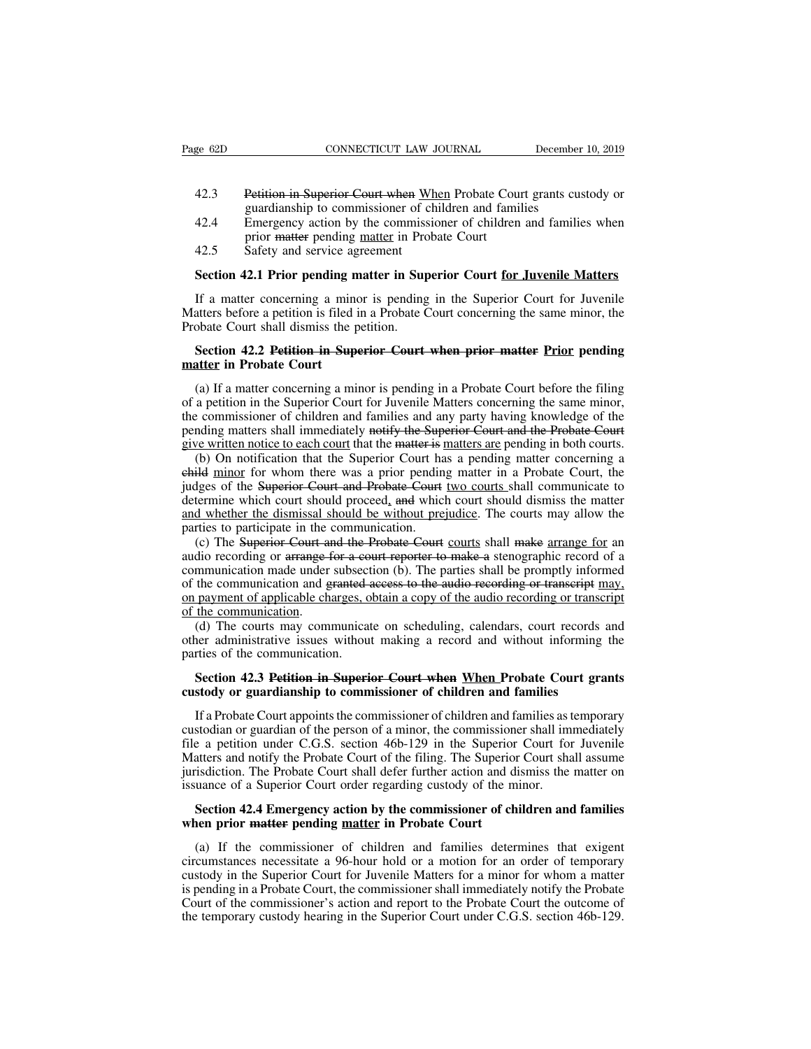42.3 ~~Petition in Superior Court when~~ <u>When</u> Probate Court grants custody or guardianship to commissioner of children and families

42.4 Emergency action by the commissioner of children and families when prior ~~matter~~ pending <u>matter</u> in Probate Court

42.5 Safety and service agreement

### Section 42.1 Prior pending matter in Superior Court <u>for Juvenile Matters</u>

If a matter concerning a minor is pending in the Superior Court for Juvenile Matters before a petition is filed in a Probate Court concerning the same minor, the Probate Court shall dismiss the petition.

### Section 42.2 ~~Petition in Superior Court when prior matter~~ <u>Prior</u> pending <u>matter</u> in Probate Court

(a) If a matter concerning a minor is pending in a Probate Court before the filing of a petition in the Superior Court for Juvenile Matters concerning the same minor, the commissioner of children and families and any party having knowledge of the pending matters shall immediately ~~notify the Superior Court and the Probate Court~~ <u>give written notice to each court</u> that the ~~matter is~~ <u>matters are</u> pending in both courts.

(b) On notification that the Superior Court has a pending matter concerning a ~~child~~ <u>minor</u> for whom there was a prior pending matter in a Probate Court, the judges of the ~~Superior Court and Probate Court~~ <u>two courts</u> shall communicate to determine which court should proceed<u>,</u> ~~and~~ which court should dismiss the matter <u>and whether the dismissal should be without prejudice</u>. The courts may allow the parties to participate in the communication.

(c) The ~~Superior Court and the Probate Court~~ <u>courts</u> shall ~~make~~ <u>arrange for</u> an audio recording or ~~arrange for a court reporter to make a~~ stenographic record of a communication made under subsection (b). The parties shall be promptly informed of the communication and ~~granted access to the audio recording or transcript~~ <u>may, on payment of applicable charges, obtain a copy of the audio recording or transcript of the communication</u>.

(d) The courts may communicate on scheduling, calendars, court records and other administrative issues without making a record and without informing the parties of the communication.

### Section 42.3 ~~Petition in Superior Court when~~ <u>When</u> Probate Court grants custody or guardianship to commissioner of children and families

If a Probate Court appoints the commissioner of children and families as temporary custodian or guardian of the person of a minor, the commissioner shall immediately file a petition under C.G.S. section 46b-129 in the Superior Court for Juvenile Matters and notify the Probate Court of the filing. The Superior Court shall assume jurisdiction. The Probate Court shall defer further action and dismiss the matter on issuance of a Superior Court order regarding custody of the minor.

### Section 42.4 Emergency action by the commissioner of children and families when prior ~~matter~~ pending <u>matter</u> in Probate Court

(a) If the commissioner of children and families determines that exigent circumstances necessitate a 96-hour hold or a motion for an order of temporary custody in the Superior Court for Juvenile Matters for a minor for whom a matter is pending in a Probate Court, the commissioner shall immediately notify the Probate Court of the commissioner's action and report to the Probate Court the outcome of the temporary custody hearing in the Superior Court under C.G.S. section 46b-129.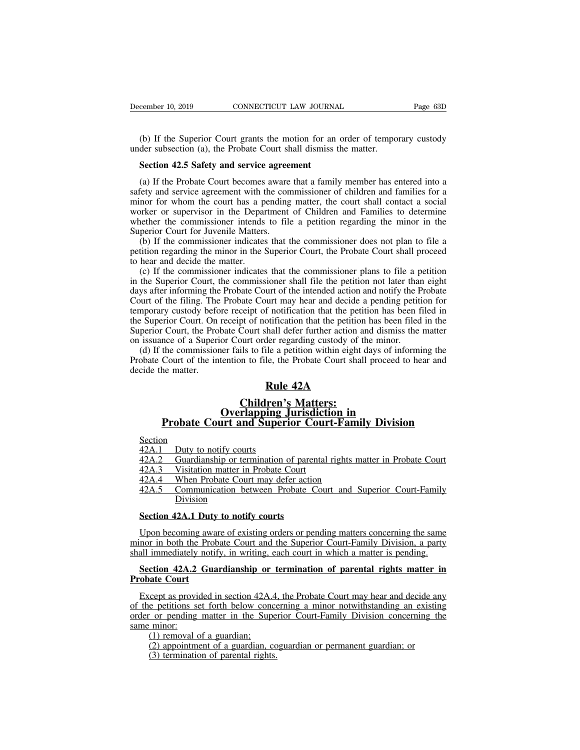(b) If the Superior Court grants the motion for an order of temporary custody under subsection (a), the Probate Court shall dismiss the matter.

**Section 42.5 Safety and service agreement**

(a) If the Probate Court becomes aware that a family member has entered into a safety and service agreement with the commissioner of children and families for a minor for whom the court has a pending matter, the court shall contact a social worker or supervisor in the Department of Children and Families to determine whether the commissioner intends to file a petition regarding the minor in the Superior Court for Juvenile Matters.

(b) If the commissioner indicates that the commissioner does not plan to file a petition regarding the minor in the Superior Court, the Probate Court shall proceed to hear and decide the matter.

(c) If the commissioner indicates that the commissioner plans to file a petition in the Superior Court, the commissioner shall file the petition not later than eight days after informing the Probate Court of the intended action and notify the Probate Court of the filing. The Probate Court may hear and decide a pending petition for temporary custody before receipt of notification that the petition has been filed in the Superior Court. On receipt of notification that the petition has been filed in the Superior Court, the Probate Court shall defer further action and dismiss the matter on issuance of a Superior Court order regarding custody of the minor.

(d) If the commissioner fails to file a petition within eight days of informing the Probate Court of the intention to file, the Probate Court shall proceed to hear and decide the matter.

# Rule 42A

## Children's Matters: Overlapping Jurisdiction in Probate Court and Superior Court-Family Division

Section
42A.1 Duty to notify courts
42A.2 Guardianship or termination of parental rights matter in Probate Court
42A.3 Visitation matter in Probate Court
42A.4 When Probate Court may defer action
42A.5 Communication between Probate Court and Superior Court-Family Division

**Section 42A.1 Duty to notify courts**

Upon becoming aware of existing orders or pending matters concerning the same minor in both the Probate Court and the Superior Court-Family Division, a party shall immediately notify, in writing, each court in which a matter is pending.

**Section 42A.2 Guardianship or termination of parental rights matter in Probate Court**

Except as provided in section 42A.4, the Probate Court may hear and decide any of the petitions set forth below concerning a minor notwithstanding an existing order or pending matter in the Superior Court-Family Division concerning the same minor:

(1) removal of a guardian;
(2) appointment of a guardian, coguardian or permanent guardian; or
(3) termination of parental rights.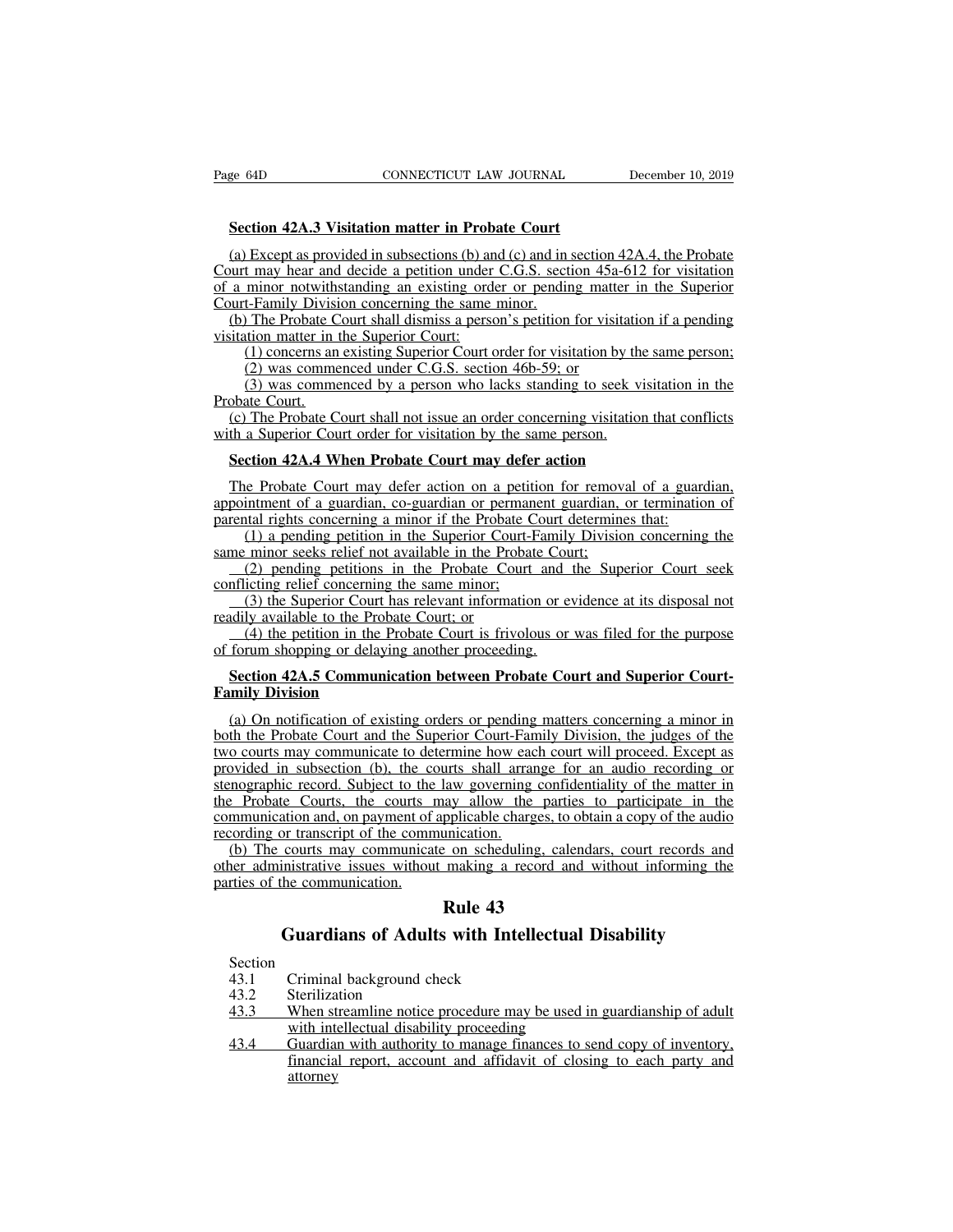**Section 42A.3 Visitation matter in Probate Court**

(a) Except as provided in subsections (b) and (c) and in section 42A.4, the Probate Court may hear and decide a petition under C.G.S. section 45a-612 for visitation of a minor notwithstanding an existing order or pending matter in the Superior Court-Family Division concerning the same minor.

(b) The Probate Court shall dismiss a person's petition for visitation if a pending visitation matter in the Superior Court:

(1) concerns an existing Superior Court order for visitation by the same person;

(2) was commenced under C.G.S. section 46b-59; or

(3) was commenced by a person who lacks standing to seek visitation in the Probate Court.

(c) The Probate Court shall not issue an order concerning visitation that conflicts with a Superior Court order for visitation by the same person.

**Section 42A.4 When Probate Court may defer action**

The Probate Court may defer action on a petition for removal of a guardian, appointment of a guardian, co-guardian or permanent guardian, or termination of parental rights concerning a minor if the Probate Court determines that:

(1) a pending petition in the Superior Court-Family Division concerning the same minor seeks relief not available in the Probate Court;

(2) pending petitions in the Probate Court and the Superior Court seek conflicting relief concerning the same minor;

(3) the Superior Court has relevant information or evidence at its disposal not readily available to the Probate Court; or

(4) the petition in the Probate Court is frivolous or was filed for the purpose of forum shopping or delaying another proceeding.

**Section 42A.5 Communication between Probate Court and Superior Court-Family Division**

(a) On notification of existing orders or pending matters concerning a minor in both the Probate Court and the Superior Court-Family Division, the judges of the two courts may communicate to determine how each court will proceed. Except as provided in subsection (b), the courts shall arrange for an audio recording or stenographic record. Subject to the law governing confidentiality of the matter in the Probate Courts, the courts may allow the parties to participate in the communication and, on payment of applicable charges, to obtain a copy of the audio recording or transcript of the communication.

(b) The courts may communicate on scheduling, calendars, court records and other administrative issues without making a record and without informing the parties of the communication.

# Rule 43

# Guardians of Adults with Intellectual Disability

| Section | |
|---|---|
| 43.1 | Criminal background check |
| 43.2 | Sterilization |
| 43.3 | When streamline notice procedure may be used in guardianship of adult with intellectual disability proceeding |
| 43.4 | Guardian with authority to manage finances to send copy of inventory, financial report, account and affidavit of closing to each party and attorney |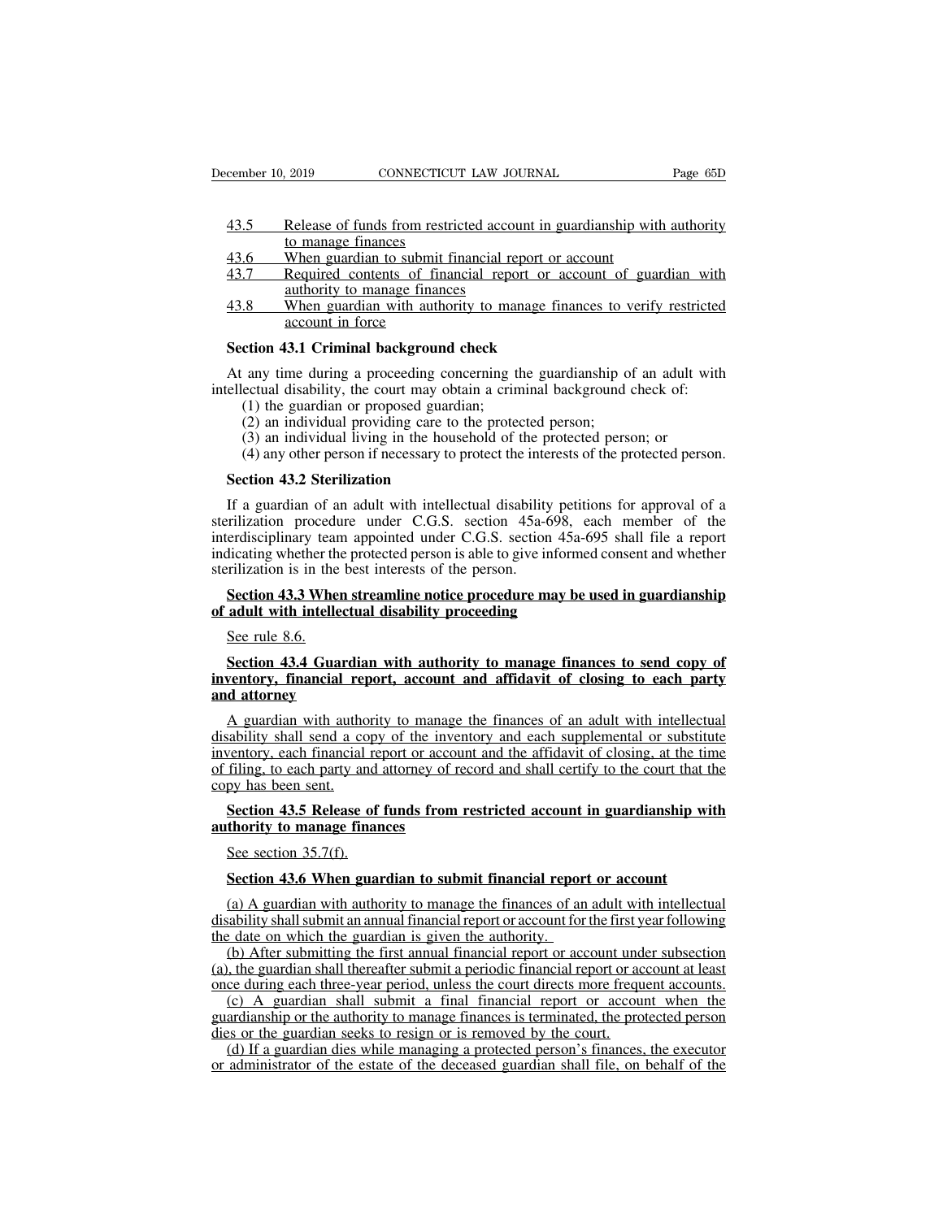43.5 Release of funds from restricted account in guardianship with authority to manage finances
43.6 When guardian to submit financial report or account
43.7 Required contents of financial report or account of guardian with authority to manage finances
43.8 When guardian with authority to manage finances to verify restricted account in force

**Section 43.1 Criminal background check**

At any time during a proceeding concerning the guardianship of an adult with intellectual disability, the court may obtain a criminal background check of:

(1) the guardian or proposed guardian;
(2) an individual providing care to the protected person;
(3) an individual living in the household of the protected person; or
(4) any other person if necessary to protect the interests of the protected person.

**Section 43.2 Sterilization**

If a guardian of an adult with intellectual disability petitions for approval of a sterilization procedure under C.G.S. section 45a-698, each member of the interdisciplinary team appointed under C.G.S. section 45a-695 shall file a report indicating whether the protected person is able to give informed consent and whether sterilization is in the best interests of the person.

**Section 43.3 When streamline notice procedure may be used in guardianship of adult with intellectual disability proceeding**

See rule 8.6.

**Section 43.4 Guardian with authority to manage finances to send copy of inventory, financial report, account and affidavit of closing to each party and attorney**

A guardian with authority to manage the finances of an adult with intellectual disability shall send a copy of the inventory and each supplemental or substitute inventory, each financial report or account and the affidavit of closing, at the time of filing, to each party and attorney of record and shall certify to the court that the copy has been sent.

**Section 43.5 Release of funds from restricted account in guardianship with authority to manage finances**

See section 35.7(f).

**Section 43.6 When guardian to submit financial report or account**

(a) A guardian with authority to manage the finances of an adult with intellectual disability shall submit an annual financial report or account for the first year following the date on which the guardian is given the authority.

(b) After submitting the first annual financial report or account under subsection (a), the guardian shall thereafter submit a periodic financial report or account at least once during each three-year period, unless the court directs more frequent accounts.

(c) A guardian shall submit a final financial report or account when the guardianship or the authority to manage finances is terminated, the protected person dies or the guardian seeks to resign or is removed by the court.

(d) If a guardian dies while managing a protected person's finances, the executor or administrator of the estate of the deceased guardian shall file, on behalf of the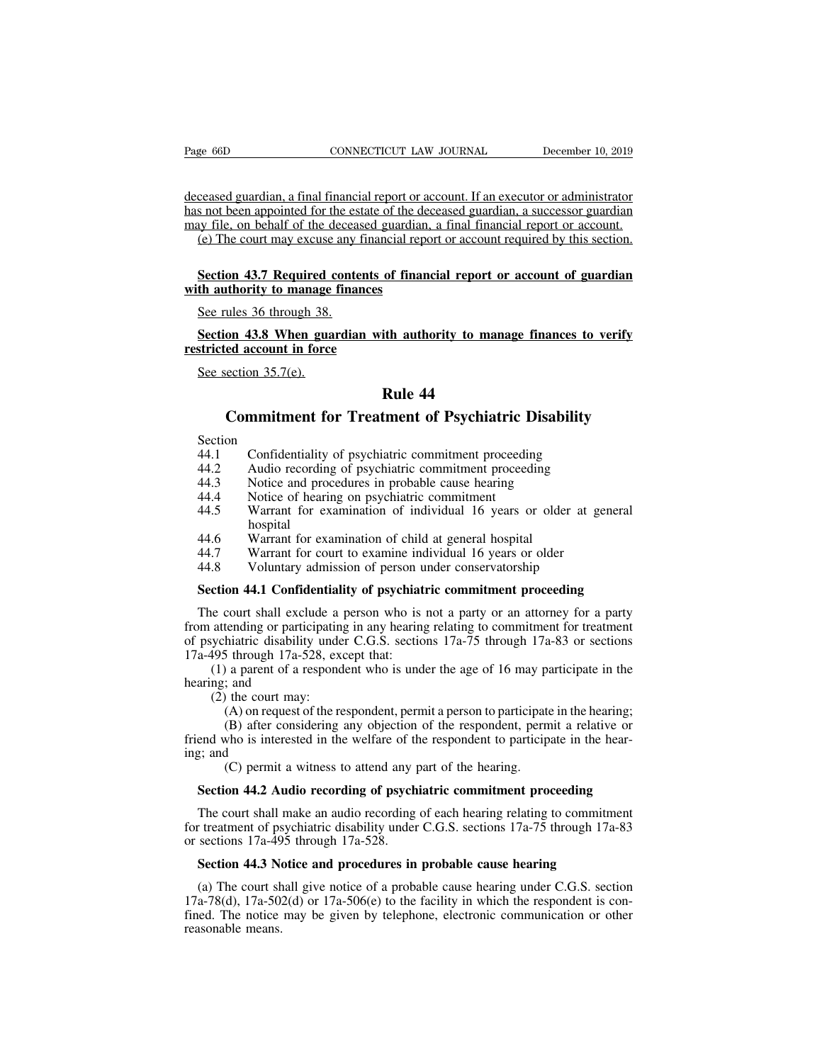deceased guardian, a final financial report or account. If an executor or administrator has not been appointed for the estate of the deceased guardian, a successor guardian may file, on behalf of the deceased guardian, a final financial report or account.

(e) The court may excuse any financial report or account required by this section.

**Section 43.7 Required contents of financial report or account of guardian with authority to manage finances**

See rules 36 through 38.

**Section 43.8 When guardian with authority to manage finances to verify restricted account in force**

See section 35.7(e).

# Rule 44

# Commitment for Treatment of Psychiatric Disability

Section
44.1 Confidentiality of psychiatric commitment proceeding
44.2 Audio recording of psychiatric commitment proceeding
44.3 Notice and procedures in probable cause hearing
44.4 Notice of hearing on psychiatric commitment
44.5 Warrant for examination of individual 16 years or older at general hospital
44.6 Warrant for examination of child at general hospital
44.7 Warrant for court to examine individual 16 years or older
44.8 Voluntary admission of person under conservatorship

**Section 44.1 Confidentiality of psychiatric commitment proceeding**

The court shall exclude a person who is not a party or an attorney for a party from attending or participating in any hearing relating to commitment for treatment of psychiatric disability under C.G.S. sections 17a-75 through 17a-83 or sections 17a-495 through 17a-528, except that:

(1) a parent of a respondent who is under the age of 16 may participate in the hearing; and

(2) the court may:

(A) on request of the respondent, permit a person to participate in the hearing;

(B) after considering any objection of the respondent, permit a relative or friend who is interested in the welfare of the respondent to participate in the hearing; and

(C) permit a witness to attend any part of the hearing.

**Section 44.2 Audio recording of psychiatric commitment proceeding**

The court shall make an audio recording of each hearing relating to commitment for treatment of psychiatric disability under C.G.S. sections 17a-75 through 17a-83 or sections 17a-495 through 17a-528.

**Section 44.3 Notice and procedures in probable cause hearing**

(a) The court shall give notice of a probable cause hearing under C.G.S. section 17a-78(d), 17a-502(d) or 17a-506(e) to the facility in which the respondent is confined. The notice may be given by telephone, electronic communication or other reasonable means.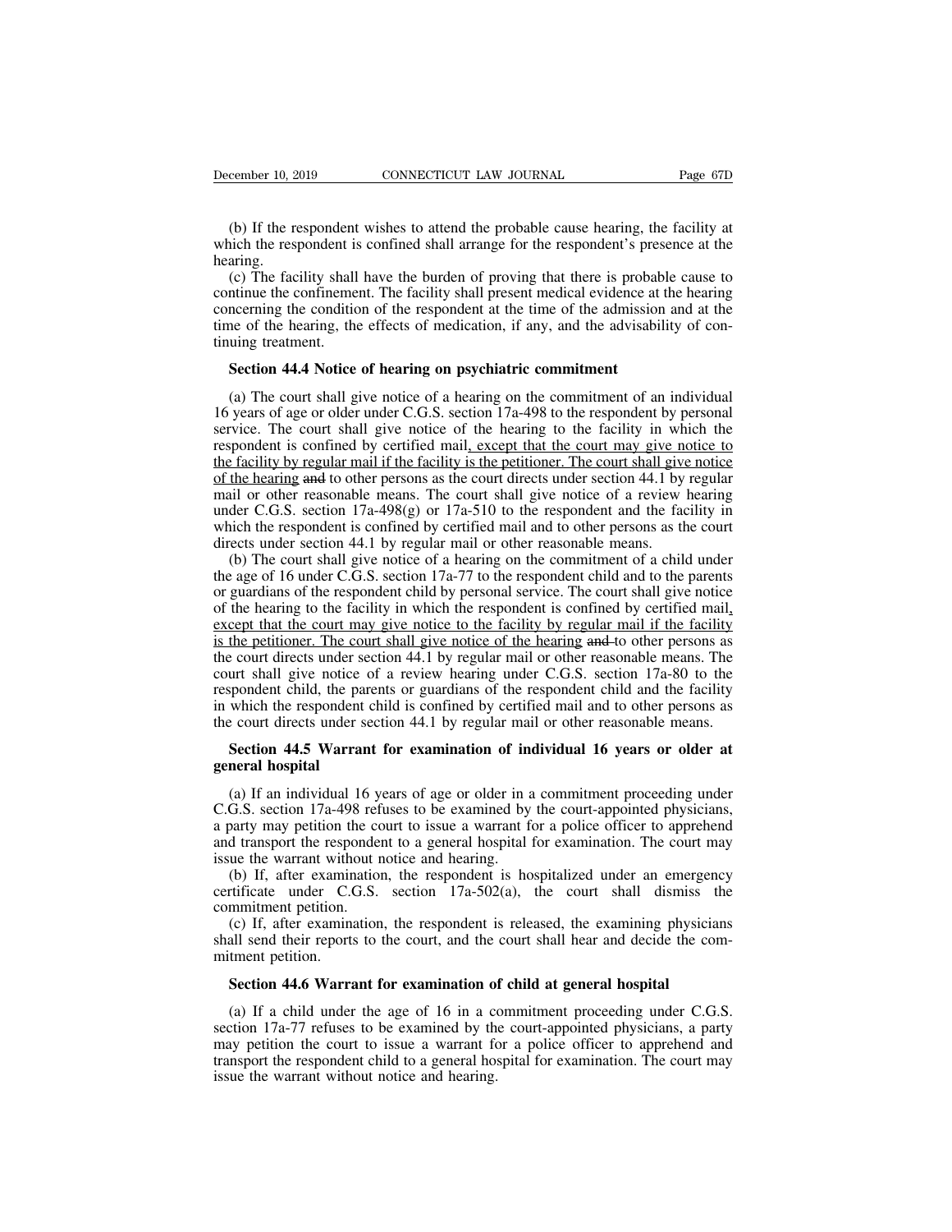(b) If the respondent wishes to attend the probable cause hearing, the facility at which the respondent is confined shall arrange for the respondent's presence at the hearing.

(c) The facility shall have the burden of proving that there is probable cause to continue the confinement. The facility shall present medical evidence at the hearing concerning the condition of the respondent at the time of the admission and at the time of the hearing, the effects of medication, if any, and the advisability of continuing treatment.

**Section 44.4 Notice of hearing on psychiatric commitment**

(a) The court shall give notice of a hearing on the commitment of an individual 16 years of age or older under C.G.S. section 17a-498 to the respondent by personal service. The court shall give notice of the hearing to the facility in which the respondent is confined by certified mail<u>, except that the court may give notice to the facility by regular mail if the facility is the petitioner. The court shall give notice of the hearing</u> ~~and~~ to other persons as the court directs under section 44.1 by regular mail or other reasonable means. The court shall give notice of a review hearing under C.G.S. section 17a-498(g) or 17a-510 to the respondent and the facility in which the respondent is confined by certified mail and to other persons as the court directs under section 44.1 by regular mail or other reasonable means.

(b) The court shall give notice of a hearing on the commitment of a child under the age of 16 under C.G.S. section 17a-77 to the respondent child and to the parents or guardians of the respondent child by personal service. The court shall give notice of the hearing to the facility in which the respondent is confined by certified mail<u>, except that the court may give notice to the facility by regular mail if the facility is the petitioner. The court shall give notice of the hearing</u> ~~and~~ to other persons as the court directs under section 44.1 by regular mail or other reasonable means. The court shall give notice of a review hearing under C.G.S. section 17a-80 to the respondent child, the parents or guardians of the respondent child and the facility in which the respondent child is confined by certified mail and to other persons as the court directs under section 44.1 by regular mail or other reasonable means.

**Section 44.5 Warrant for examination of individual 16 years or older at general hospital**

(a) If an individual 16 years of age or older in a commitment proceeding under C.G.S. section 17a-498 refuses to be examined by the court-appointed physicians, a party may petition the court to issue a warrant for a police officer to apprehend and transport the respondent to a general hospital for examination. The court may issue the warrant without notice and hearing.

(b) If, after examination, the respondent is hospitalized under an emergency certificate under C.G.S. section 17a-502(a), the court shall dismiss the commitment petition.

(c) If, after examination, the respondent is released, the examining physicians shall send their reports to the court, and the court shall hear and decide the commitment petition.

**Section 44.6 Warrant for examination of child at general hospital**

(a) If a child under the age of 16 in a commitment proceeding under C.G.S. section 17a-77 refuses to be examined by the court-appointed physicians, a party may petition the court to issue a warrant for a police officer to apprehend and transport the respondent child to a general hospital for examination. The court may issue the warrant without notice and hearing.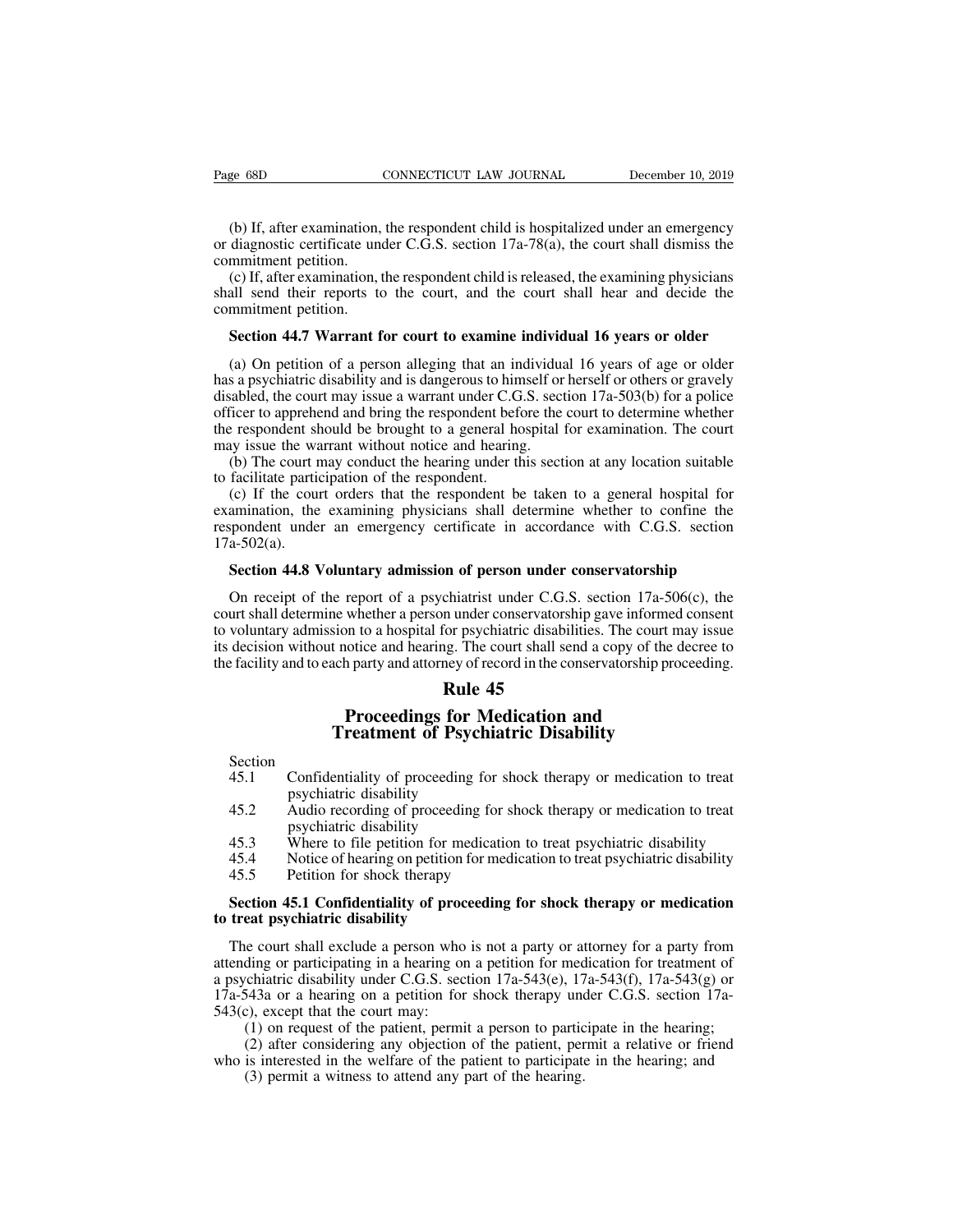(b) If, after examination, the respondent child is hospitalized under an emergency or diagnostic certificate under C.G.S. section 17a-78(a), the court shall dismiss the commitment petition.

(c) If, after examination, the respondent child is released, the examining physicians shall send their reports to the court, and the court shall hear and decide the commitment petition.

**Section 44.7 Warrant for court to examine individual 16 years or older**

(a) On petition of a person alleging that an individual 16 years of age or older has a psychiatric disability and is dangerous to himself or herself or others or gravely disabled, the court may issue a warrant under C.G.S. section 17a-503(b) for a police officer to apprehend and bring the respondent before the court to determine whether the respondent should be brought to a general hospital for examination. The court may issue the warrant without notice and hearing.

(b) The court may conduct the hearing under this section at any location suitable to facilitate participation of the respondent.

(c) If the court orders that the respondent be taken to a general hospital for examination, the examining physicians shall determine whether to confine the respondent under an emergency certificate in accordance with C.G.S. section 17a-502(a).

**Section 44.8 Voluntary admission of person under conservatorship**

On receipt of the report of a psychiatrist under C.G.S. section 17a-506(c), the court shall determine whether a person under conservatorship gave informed consent to voluntary admission to a hospital for psychiatric disabilities. The court may issue its decision without notice and hearing. The court shall send a copy of the decree to the facility and to each party and attorney of record in the conservatorship proceeding.

# Rule 45

# Proceedings for Medication and Treatment of Psychiatric Disability

Section
45.1 Confidentiality of proceeding for shock therapy or medication to treat psychiatric disability
45.2 Audio recording of proceeding for shock therapy or medication to treat psychiatric disability
45.3 Where to file petition for medication to treat psychiatric disability
45.4 Notice of hearing on petition for medication to treat psychiatric disability
45.5 Petition for shock therapy

**Section 45.1 Confidentiality of proceeding for shock therapy or medication to treat psychiatric disability**

The court shall exclude a person who is not a party or attorney for a party from attending or participating in a hearing on a petition for medication for treatment of a psychiatric disability under C.G.S. section 17a-543(e), 17a-543(f), 17a-543(g) or 17a-543a or a hearing on a petition for shock therapy under C.G.S. section 17a-543(c), except that the court may:

(1) on request of the patient, permit a person to participate in the hearing;

(2) after considering any objection of the patient, permit a relative or friend who is interested in the welfare of the patient to participate in the hearing; and

(3) permit a witness to attend any part of the hearing.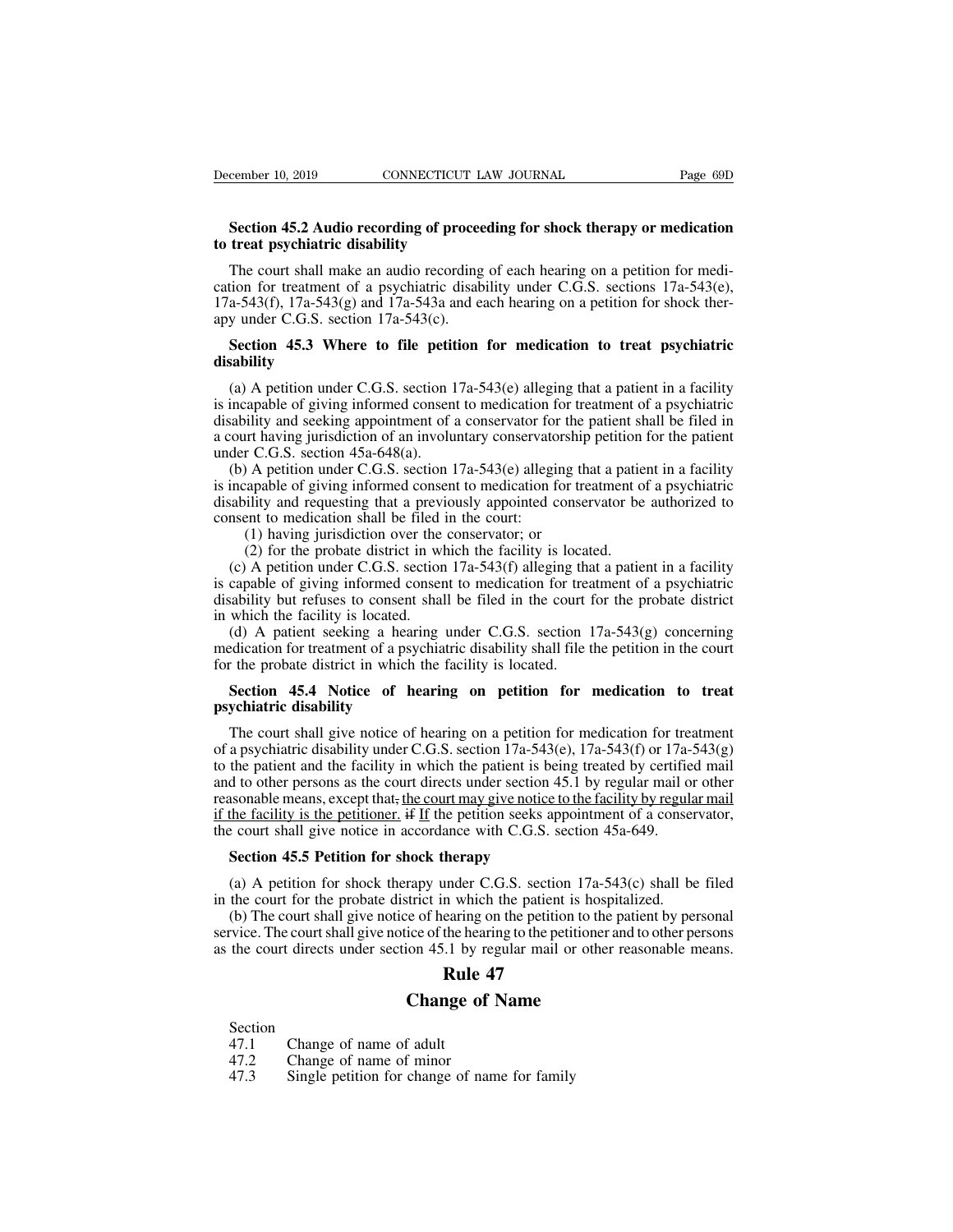**Section 45.2 Audio recording of proceeding for shock therapy or medication to treat psychiatric disability**

The court shall make an audio recording of each hearing on a petition for medication for treatment of a psychiatric disability under C.G.S. sections 17a-543(e), 17a-543(f), 17a-543(g) and 17a-543a and each hearing on a petition for shock therapy under C.G.S. section 17a-543(c).

**Section 45.3 Where to file petition for medication to treat psychiatric disability**

(a) A petition under C.G.S. section 17a-543(e) alleging that a patient in a facility is incapable of giving informed consent to medication for treatment of a psychiatric disability and seeking appointment of a conservator for the patient shall be filed in a court having jurisdiction of an involuntary conservatorship petition for the patient under C.G.S. section 45a-648(a).

(b) A petition under C.G.S. section 17a-543(e) alleging that a patient in a facility is incapable of giving informed consent to medication for treatment of a psychiatric disability and requesting that a previously appointed conservator be authorized to consent to medication shall be filed in the court:

(1) having jurisdiction over the conservator; or

(2) for the probate district in which the facility is located.

(c) A petition under C.G.S. section 17a-543(f) alleging that a patient in a facility is capable of giving informed consent to medication for treatment of a psychiatric disability but refuses to consent shall be filed in the court for the probate district in which the facility is located.

(d) A patient seeking a hearing under C.G.S. section 17a-543(g) concerning medication for treatment of a psychiatric disability shall file the petition in the court for the probate district in which the facility is located.

**Section 45.4 Notice of hearing on petition for medication to treat psychiatric disability**

The court shall give notice of hearing on a petition for medication for treatment of a psychiatric disability under C.G.S. section 17a-543(e), 17a-543(f) or 17a-543(g) to the patient and the facility in which the patient is being treated by certified mail and to other persons as the court directs under section 45.1 by regular mail or other reasonable means, except that~~,~~ the court may give notice to the facility by regular mail if the facility is the petitioner. ~~if~~ If the petition seeks appointment of a conservator, the court shall give notice in accordance with C.G.S. section 45a-649.

**Section 45.5 Petition for shock therapy**

(a) A petition for shock therapy under C.G.S. section 17a-543(c) shall be filed in the court for the probate district in which the patient is hospitalized.

(b) The court shall give notice of hearing on the petition to the patient by personal service. The court shall give notice of the hearing to the petitioner and to other persons as the court directs under section 45.1 by regular mail or other reasonable means.

## Rule 47

## Change of Name

Section
47.1 Change of name of adult
47.2 Change of name of minor
47.3 Single petition for change of name for family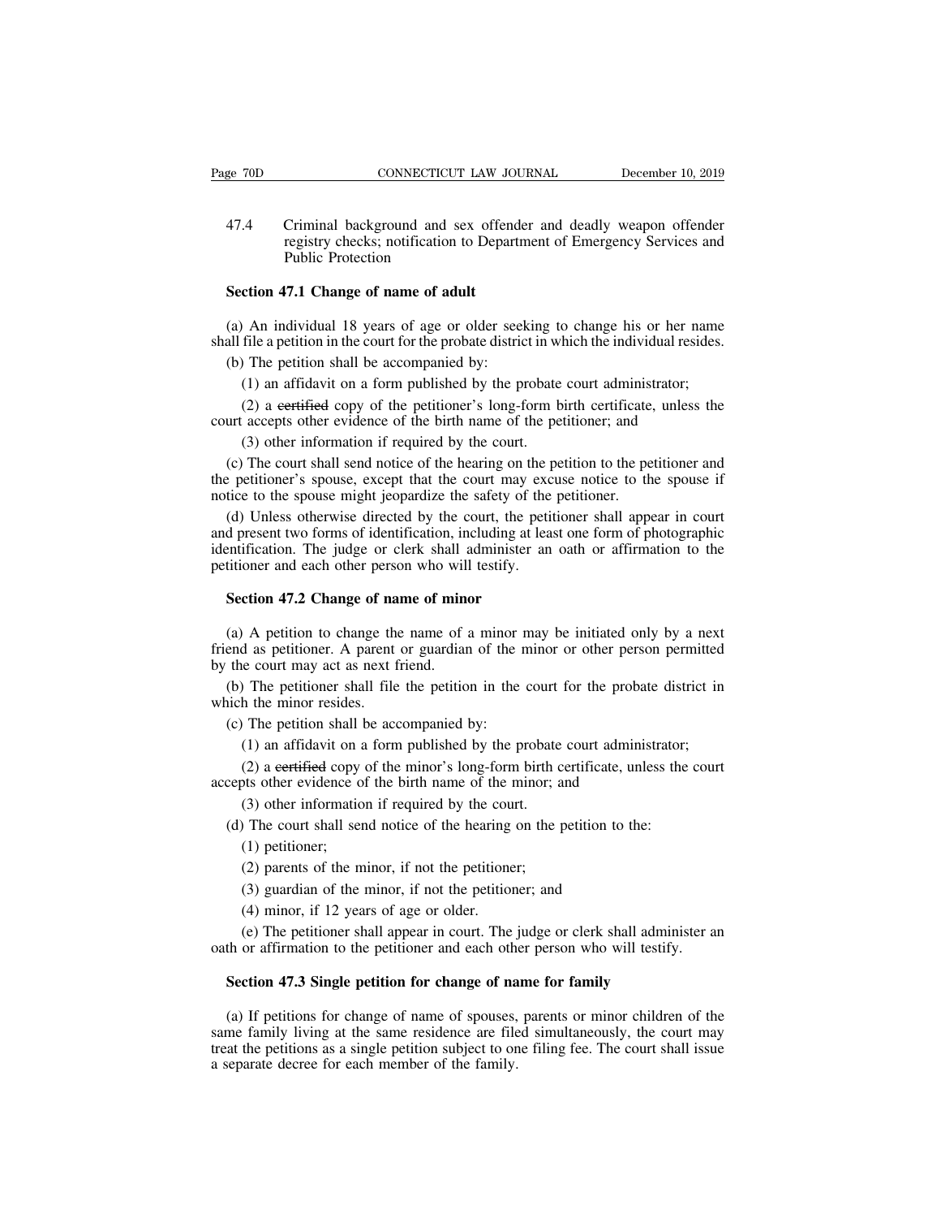47.4 Criminal background and sex offender and deadly weapon offender registry checks; notification to Department of Emergency Services and Public Protection

**Section 47.1 Change of name of adult**

(a) An individual 18 years of age or older seeking to change his or her name shall file a petition in the court for the probate district in which the individual resides.

(b) The petition shall be accompanied by:

(1) an affidavit on a form published by the probate court administrator;

(2) a ~~certified~~ copy of the petitioner's long-form birth certificate, unless the court accepts other evidence of the birth name of the petitioner; and

(3) other information if required by the court.

(c) The court shall send notice of the hearing on the petition to the petitioner and the petitioner's spouse, except that the court may excuse notice to the spouse if notice to the spouse might jeopardize the safety of the petitioner.

(d) Unless otherwise directed by the court, the petitioner shall appear in court and present two forms of identification, including at least one form of photographic identification. The judge or clerk shall administer an oath or affirmation to the petitioner and each other person who will testify.

**Section 47.2 Change of name of minor**

(a) A petition to change the name of a minor may be initiated only by a next friend as petitioner. A parent or guardian of the minor or other person permitted by the court may act as next friend.

(b) The petitioner shall file the petition in the court for the probate district in which the minor resides.

(c) The petition shall be accompanied by:

(1) an affidavit on a form published by the probate court administrator;

(2) a ~~certified~~ copy of the minor's long-form birth certificate, unless the court accepts other evidence of the birth name of the minor; and

(3) other information if required by the court.

(d) The court shall send notice of the hearing on the petition to the:

(1) petitioner;

(2) parents of the minor, if not the petitioner;

(3) guardian of the minor, if not the petitioner; and

(4) minor, if 12 years of age or older.

(e) The petitioner shall appear in court. The judge or clerk shall administer an oath or affirmation to the petitioner and each other person who will testify.

**Section 47.3 Single petition for change of name for family**

(a) If petitions for change of name of spouses, parents or minor children of the same family living at the same residence are filed simultaneously, the court may treat the petitions as a single petition subject to one filing fee. The court shall issue a separate decree for each member of the family.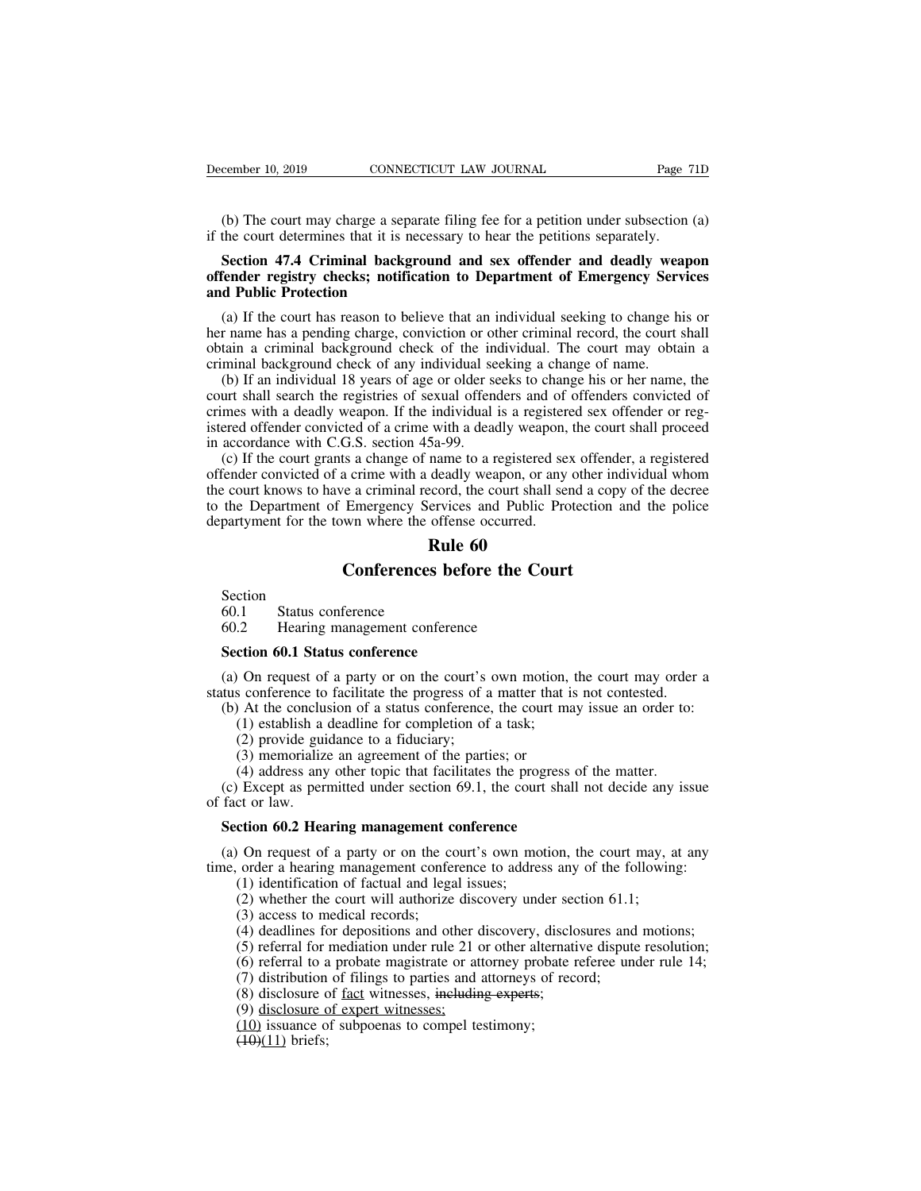(b) The court may charge a separate filing fee for a petition under subsection (a) if the court determines that it is necessary to hear the petitions separately.

**Section 47.4 Criminal background and sex offender and deadly weapon offender registry checks; notification to Department of Emergency Services and Public Protection**

(a) If the court has reason to believe that an individual seeking to change his or her name has a pending charge, conviction or other criminal record, the court shall obtain a criminal background check of the individual. The court may obtain a criminal background check of any individual seeking a change of name.

(b) If an individual 18 years of age or older seeks to change his or her name, the court shall search the registries of sexual offenders and of offenders convicted of crimes with a deadly weapon. If the individual is a registered sex offender or registered offender convicted of a crime with a deadly weapon, the court shall proceed in accordance with C.G.S. section 45a-99.

(c) If the court grants a change of name to a registered sex offender, a registered offender convicted of a crime with a deadly weapon, or any other individual whom the court knows to have a criminal record, the court shall send a copy of the decree to the Department of Emergency Services and Public Protection and the police departyment for the town where the offense occurred.

## Rule 60

## Conferences before the Court

Section
60.1 Status conference
60.2 Hearing management conference

**Section 60.1 Status conference**

(a) On request of a party or on the court's own motion, the court may order a status conference to facilitate the progress of a matter that is not contested.

(b) At the conclusion of a status conference, the court may issue an order to:

(1) establish a deadline for completion of a task;
(2) provide guidance to a fiduciary;
(3) memorialize an agreement of the parties; or
(4) address any other topic that facilitates the progress of the matter.

(c) Except as permitted under section 69.1, the court shall not decide any issue of fact or law.

**Section 60.2 Hearing management conference**

(a) On request of a party or on the court's own motion, the court may, at any time, order a hearing management conference to address any of the following:

(1) identification of factual and legal issues;
(2) whether the court will authorize discovery under section 61.1;
(3) access to medical records;
(4) deadlines for depositions and other discovery, disclosures and motions;
(5) referral for mediation under rule 21 or other alternative dispute resolution;
(6) referral to a probate magistrate or attorney probate referee under rule 14;
(7) distribution of filings to parties and attorneys of record;
(8) disclosure of <u>fact</u> witnesses, ~~including experts~~;
(9) <u>disclosure of expert witnesses;</u>
<u>(10)</u> issuance of subpoenas to compel testimony;
~~(10)~~<u>(11)</u> briefs;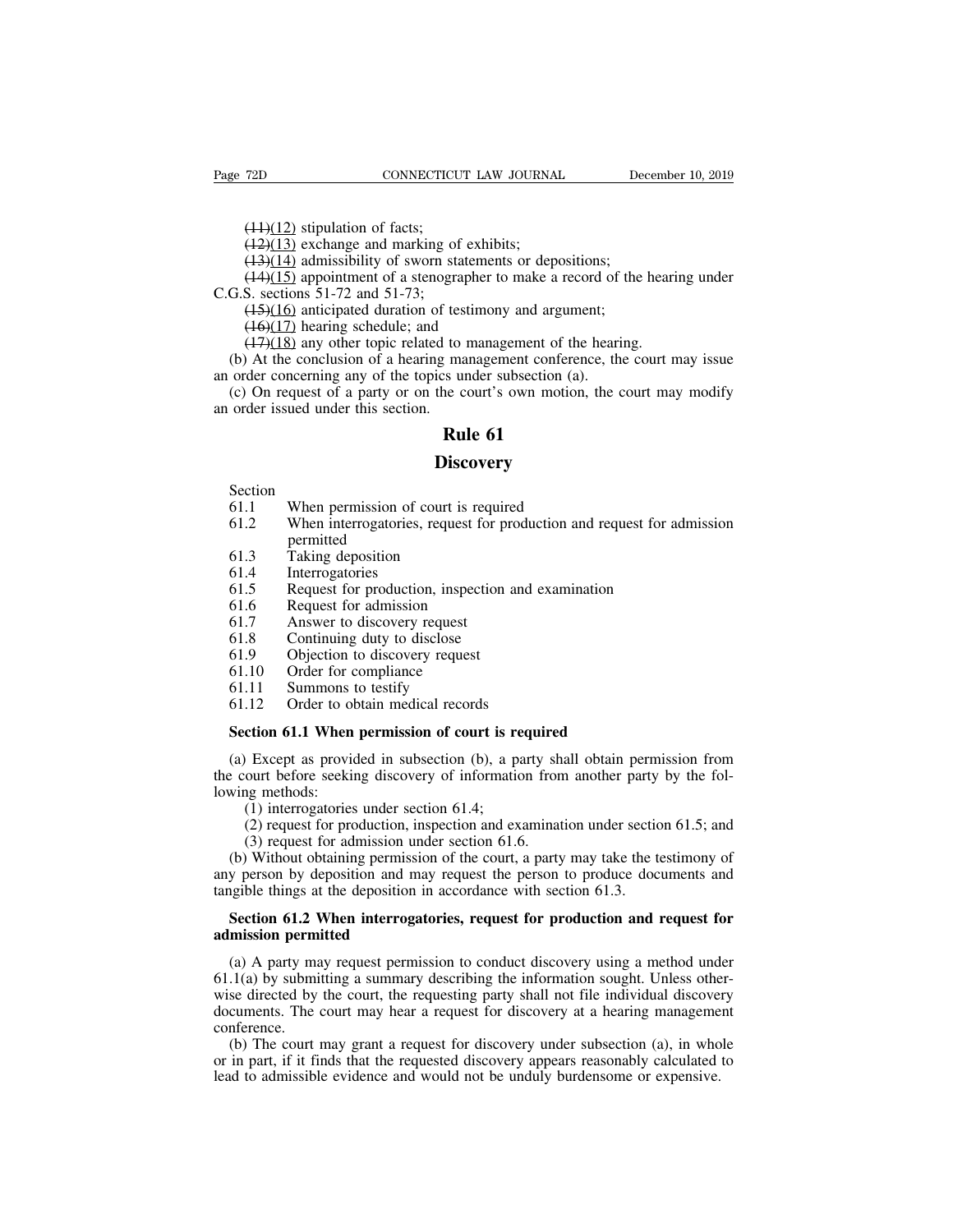~~(11)~~(12) stipulation of facts;

~~(12)~~(13) exchange and marking of exhibits;

~~(13)~~(14) admissibility of sworn statements or depositions;

~~(14)~~(15) appointment of a stenographer to make a record of the hearing under C.G.S. sections 51-72 and 51-73;

~~(15)~~(16) anticipated duration of testimony and argument;

~~(16)~~(17) hearing schedule; and

~~(17)~~(18) any other topic related to management of the hearing.

(b) At the conclusion of a hearing management conference, the court may issue an order concerning any of the topics under subsection (a).

(c) On request of a party or on the court's own motion, the court may modify an order issued under this section.

# Rule 61

# Discovery

| Section | |
|---|---|
| 61.1 | When permission of court is required |
| 61.2 | When interrogatories, request for production and request for admission permitted |
| 61.3 | Taking deposition |
| 61.4 | Interrogatories |
| 61.5 | Request for production, inspection and examination |
| 61.6 | Request for admission |
| 61.7 | Answer to discovery request |
| 61.8 | Continuing duty to disclose |
| 61.9 | Objection to discovery request |
| 61.10 | Order for compliance |
| 61.11 | Summons to testify |
| 61.12 | Order to obtain medical records |

**Section 61.1 When permission of court is required**

(a) Except as provided in subsection (b), a party shall obtain permission from the court before seeking discovery of information from another party by the following methods:

(1) interrogatories under section 61.4;

(2) request for production, inspection and examination under section 61.5; and

(3) request for admission under section 61.6.

(b) Without obtaining permission of the court, a party may take the testimony of any person by deposition and may request the person to produce documents and tangible things at the deposition in accordance with section 61.3.

**Section 61.2 When interrogatories, request for production and request for admission permitted**

(a) A party may request permission to conduct discovery using a method under 61.1(a) by submitting a summary describing the information sought. Unless otherwise directed by the court, the requesting party shall not file individual discovery documents. The court may hear a request for discovery at a hearing management conference.

(b) The court may grant a request for discovery under subsection (a), in whole or in part, if it finds that the requested discovery appears reasonably calculated to lead to admissible evidence and would not be unduly burdensome or expensive.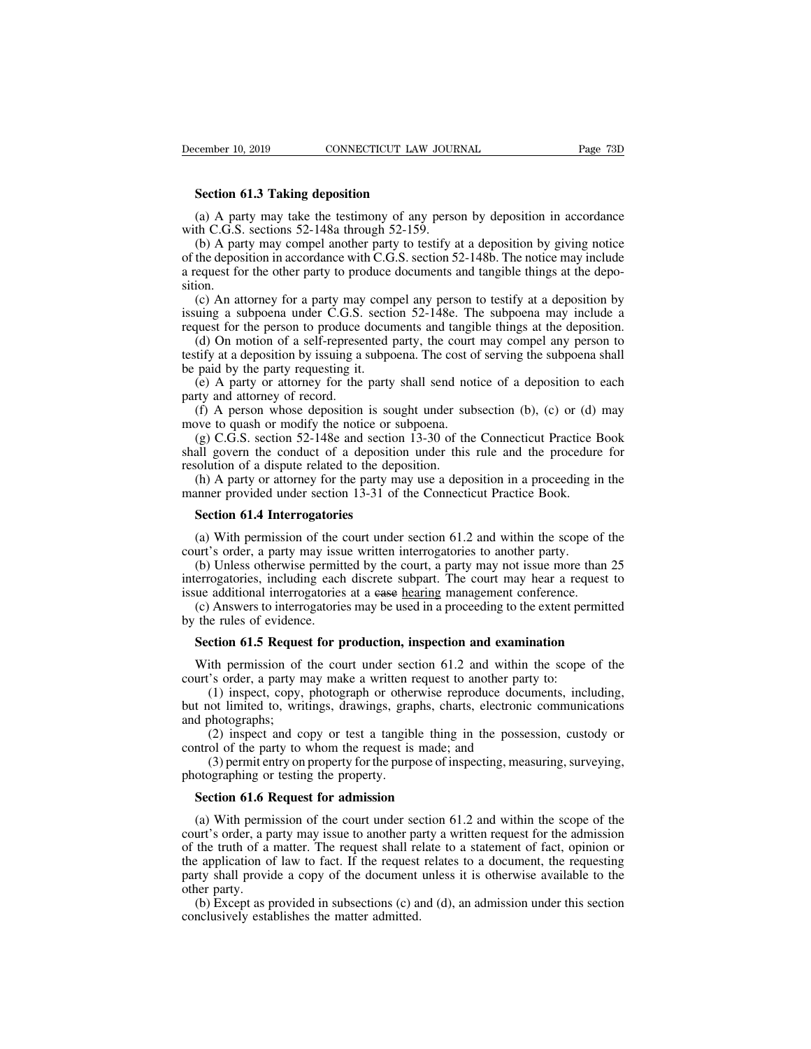**Section 61.3 Taking deposition**

(a) A party may take the testimony of any person by deposition in accordance with C.G.S. sections 52-148a through 52-159.

(b) A party may compel another party to testify at a deposition by giving notice of the deposition in accordance with C.G.S. section 52-148b. The notice may include a request for the other party to produce documents and tangible things at the deposition.

(c) An attorney for a party may compel any person to testify at a deposition by issuing a subpoena under C.G.S. section 52-148e. The subpoena may include a request for the person to produce documents and tangible things at the deposition.

(d) On motion of a self-represented party, the court may compel any person to testify at a deposition by issuing a subpoena. The cost of serving the subpoena shall be paid by the party requesting it.

(e) A party or attorney for the party shall send notice of a deposition to each party and attorney of record.

(f) A person whose deposition is sought under subsection (b), (c) or (d) may move to quash or modify the notice or subpoena.

(g) C.G.S. section 52-148e and section 13-30 of the Connecticut Practice Book shall govern the conduct of a deposition under this rule and the procedure for resolution of a dispute related to the deposition.

(h) A party or attorney for the party may use a deposition in a proceeding in the manner provided under section 13-31 of the Connecticut Practice Book.

**Section 61.4 Interrogatories**

(a) With permission of the court under section 61.2 and within the scope of the court's order, a party may issue written interrogatories to another party.

(b) Unless otherwise permitted by the court, a party may not issue more than 25 interrogatories, including each discrete subpart. The court may hear a request to issue additional interrogatories at a ~~case~~ <u>hearing</u> management conference.

(c) Answers to interrogatories may be used in a proceeding to the extent permitted by the rules of evidence.

**Section 61.5 Request for production, inspection and examination**

With permission of the court under section 61.2 and within the scope of the court's order, a party may make a written request to another party to:

(1) inspect, copy, photograph or otherwise reproduce documents, including, but not limited to, writings, drawings, graphs, charts, electronic communications and photographs;

(2) inspect and copy or test a tangible thing in the possession, custody or control of the party to whom the request is made; and

(3) permit entry on property for the purpose of inspecting, measuring, surveying, photographing or testing the property.

**Section 61.6 Request for admission**

(a) With permission of the court under section 61.2 and within the scope of the court's order, a party may issue to another party a written request for the admission of the truth of a matter. The request shall relate to a statement of fact, opinion or the application of law to fact. If the request relates to a document, the requesting party shall provide a copy of the document unless it is otherwise available to the other party.

(b) Except as provided in subsections (c) and (d), an admission under this section conclusively establishes the matter admitted.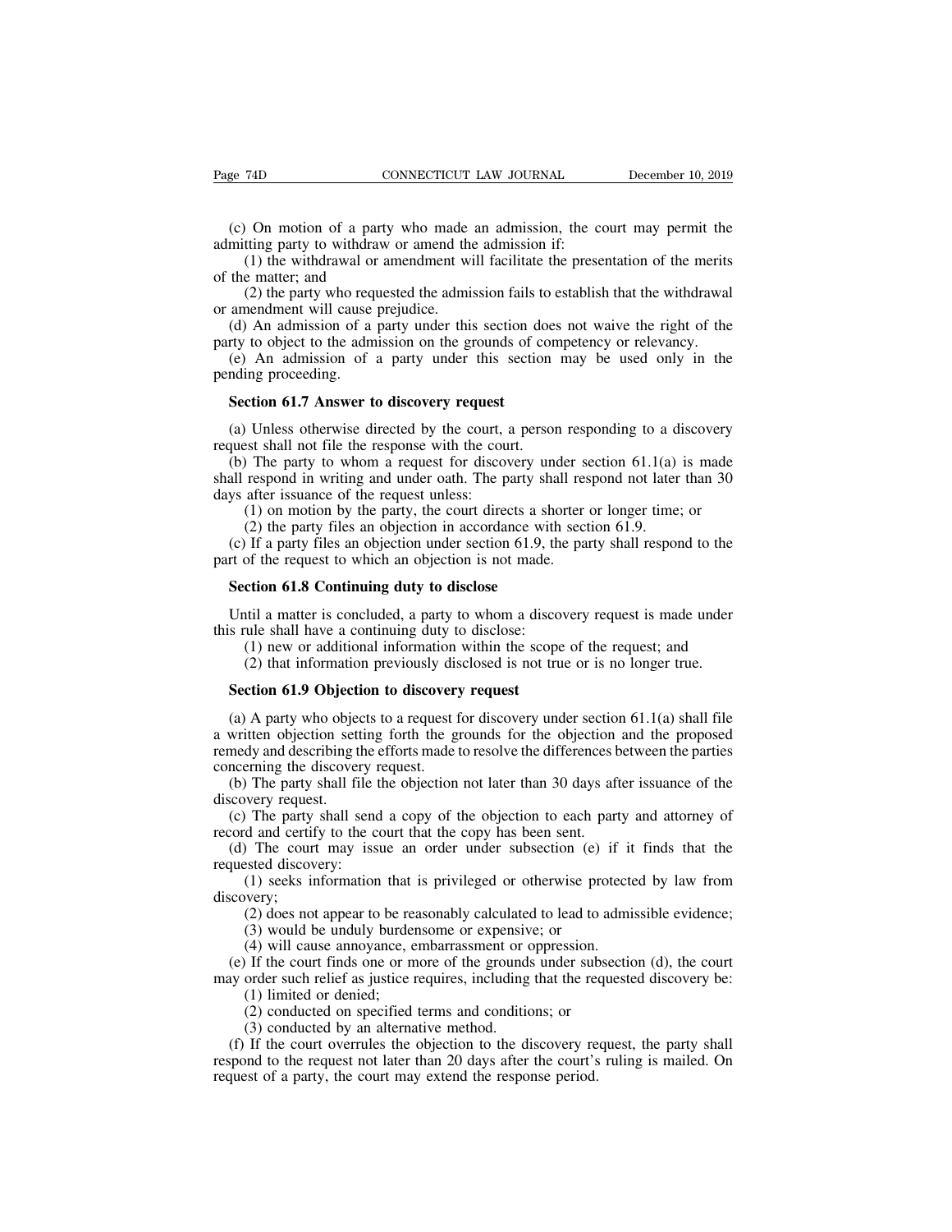(c) On motion of a party who made an admission, the court may permit the admitting party to withdraw or amend the admission if:

(1) the withdrawal or amendment will facilitate the presentation of the merits of the matter; and

(2) the party who requested the admission fails to establish that the withdrawal or amendment will cause prejudice.

(d) An admission of a party under this section does not waive the right of the party to object to the admission on the grounds of competency or relevancy.

(e) An admission of a party under this section may be used only in the pending proceeding.

**Section 61.7 Answer to discovery request**

(a) Unless otherwise directed by the court, a person responding to a discovery request shall not file the response with the court.

(b) The party to whom a request for discovery under section 61.1(a) is made shall respond in writing and under oath. The party shall respond not later than 30 days after issuance of the request unless:

(1) on motion by the party, the court directs a shorter or longer time; or

(2) the party files an objection in accordance with section 61.9.

(c) If a party files an objection under section 61.9, the party shall respond to the part of the request to which an objection is not made.

**Section 61.8 Continuing duty to disclose**

Until a matter is concluded, a party to whom a discovery request is made under this rule shall have a continuing duty to disclose:

(1) new or additional information within the scope of the request; and

(2) that information previously disclosed is not true or is no longer true.

**Section 61.9 Objection to discovery request**

(a) A party who objects to a request for discovery under section 61.1(a) shall file a written objection setting forth the grounds for the objection and the proposed remedy and describing the efforts made to resolve the differences between the parties concerning the discovery request.

(b) The party shall file the objection not later than 30 days after issuance of the discovery request.

(c) The party shall send a copy of the objection to each party and attorney of record and certify to the court that the copy has been sent.

(d) The court may issue an order under subsection (e) if it finds that the requested discovery:

(1) seeks information that is privileged or otherwise protected by law from discovery;

(2) does not appear to be reasonably calculated to lead to admissible evidence;

(3) would be unduly burdensome or expensive; or

(4) will cause annoyance, embarrassment or oppression.

(e) If the court finds one or more of the grounds under subsection (d), the court may order such relief as justice requires, including that the requested discovery be:

(1) limited or denied;

(2) conducted on specified terms and conditions; or

(3) conducted by an alternative method.

(f) If the court overrules the objection to the discovery request, the party shall respond to the request not later than 20 days after the court's ruling is mailed. On request of a party, the court may extend the response period.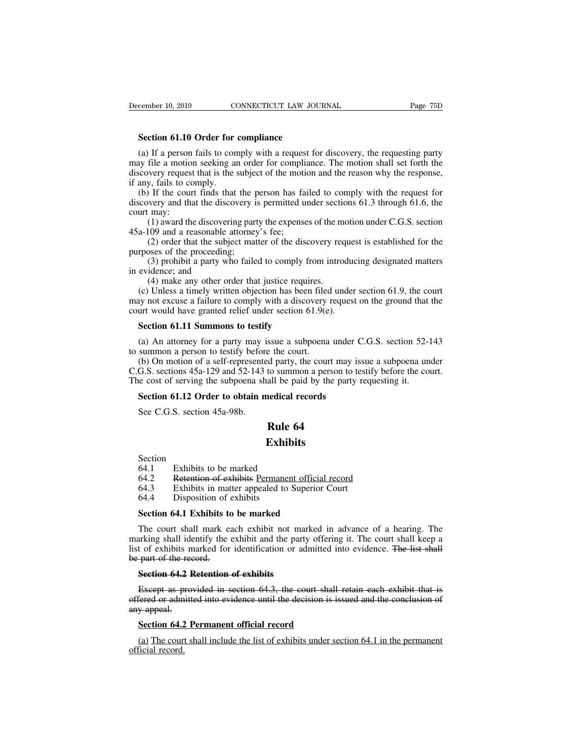**Section 61.10 Order for compliance**

(a) If a person fails to comply with a request for discovery, the requesting party may file a motion seeking an order for compliance. The motion shall set forth the discovery request that is the subject of the motion and the reason why the response, if any, fails to comply.

(b) If the court finds that the person has failed to comply with the request for discovery and that the discovery is permitted under sections 61.3 through 61.6, the court may:

(1) award the discovering party the expenses of the motion under C.G.S. section 45a-109 and a reasonable attorney's fee;

(2) order that the subject matter of the discovery request is established for the purposes of the proceeding;

(3) prohibit a party who failed to comply from introducing designated matters in evidence; and

(4) make any other order that justice requires.

(c) Unless a timely written objection has been filed under section 61.9, the court may not excuse a failure to comply with a discovery request on the ground that the court would have granted relief under section 61.9(e).

**Section 61.11 Summons to testify**

(a) An attorney for a party may issue a subpoena under C.G.S. section 52-143 to summon a person to testify before the court.

(b) On motion of a self-represented party, the court may issue a subpoena under C.G.S. sections 45a-129 and 52-143 to summon a person to testify before the court. The cost of serving the subpoena shall be paid by the party requesting it.

**Section 61.12 Order to obtain medical records**

See C.G.S. section 45a-98b.

# Rule 64

# Exhibits

Section
64.1 Exhibits to be marked
64.2 ~~Retention of exhibits~~ <u>Permanent official record</u>
64.3 Exhibits in matter appealed to Superior Court
64.4 Disposition of exhibits

**Section 64.1 Exhibits to be marked**

The court shall mark each exhibit not marked in advance of a hearing. The marking shall identify the exhibit and the party offering it. The court shall keep a list of exhibits marked for identification or admitted into evidence. ~~The list shall be part of the record.~~

~~**Section 64.2 Retention of exhibits**~~

~~Except as provided in section 64.3, the court shall retain each exhibit that is offered or admitted into evidence until the decision is issued and the conclusion of any appeal.~~

<u>**Section 64.2 Permanent official record**</u>

<u>(a) The court shall include the list of exhibits under section 64.1 in the permanent official record.</u>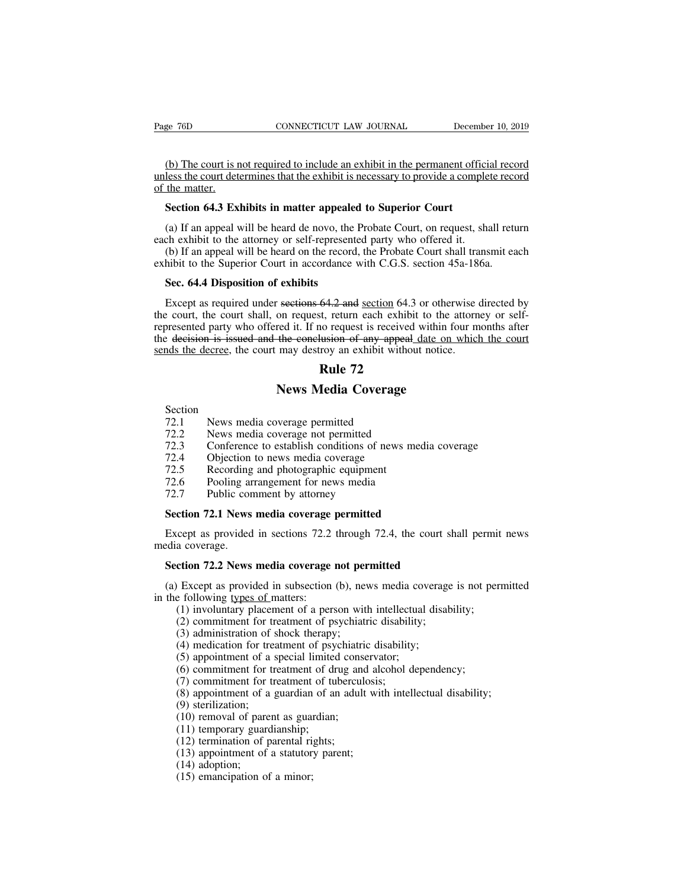(b) The court is not required to include an exhibit in the permanent official record unless the court determines that the exhibit is necessary to provide a complete record of the matter.

**Section 64.3 Exhibits in matter appealed to Superior Court**

(a) If an appeal will be heard de novo, the Probate Court, on request, shall return each exhibit to the attorney or self-represented party who offered it.

(b) If an appeal will be heard on the record, the Probate Court shall transmit each exhibit to the Superior Court in accordance with C.G.S. section 45a-186a.

**Sec. 64.4 Disposition of exhibits**

Except as required under ~~sections 64.2 and~~ section 64.3 or otherwise directed by the court, the court shall, on request, return each exhibit to the attorney or self-represented party who offered it. If no request is received within four months after the ~~decision is issued and the conclusion of any appeal~~ date on which the court sends the decree, the court may destroy an exhibit without notice.

# Rule 72

# News Media Coverage

Section
72.1 News media coverage permitted
72.2 News media coverage not permitted
72.3 Conference to establish conditions of news media coverage
72.4 Objection to news media coverage
72.5 Recording and photographic equipment
72.6 Pooling arrangement for news media
72.7 Public comment by attorney

**Section 72.1 News media coverage permitted**

Except as provided in sections 72.2 through 72.4, the court shall permit news media coverage.

**Section 72.2 News media coverage not permitted**

(a) Except as provided in subsection (b), news media coverage is not permitted in the following types of matters:

(1) involuntary placement of a person with intellectual disability;
(2) commitment for treatment of psychiatric disability;
(3) administration of shock therapy;
(4) medication for treatment of psychiatric disability;
(5) appointment of a special limited conservator;
(6) commitment for treatment of drug and alcohol dependency;
(7) commitment for treatment of tuberculosis;
(8) appointment of a guardian of an adult with intellectual disability;
(9) sterilization;
(10) removal of parent as guardian;
(11) temporary guardianship;
(12) termination of parental rights;
(13) appointment of a statutory parent;
(14) adoption;
(15) emancipation of a minor;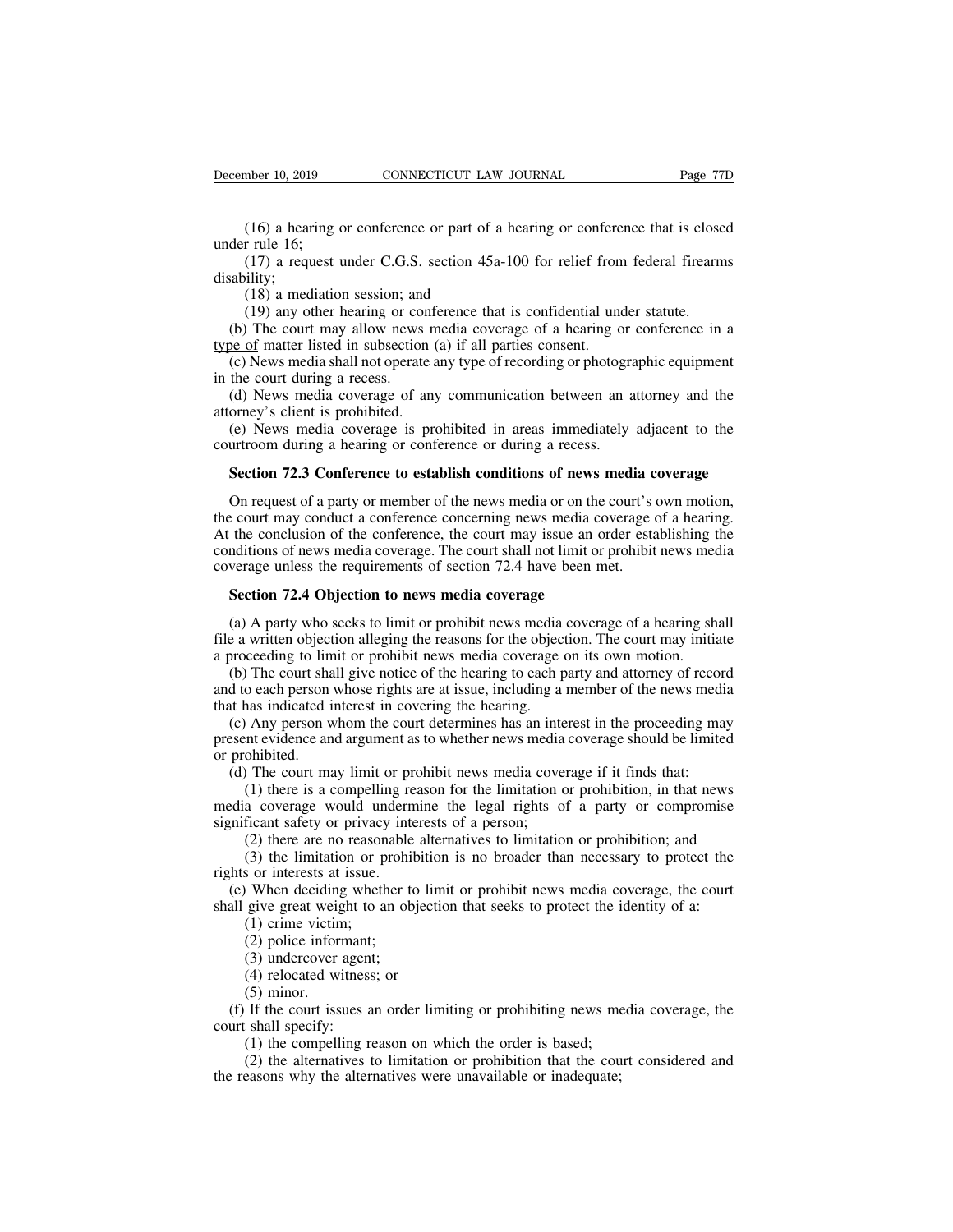(16) a hearing or conference or part of a hearing or conference that is closed under rule 16;

(17) a request under C.G.S. section 45a-100 for relief from federal firearms disability;

(18) a mediation session; and

(19) any other hearing or conference that is confidential under statute.

(b) The court may allow news media coverage of a hearing or conference in a <u>type of</u> matter listed in subsection (a) if all parties consent.

(c) News media shall not operate any type of recording or photographic equipment in the court during a recess.

(d) News media coverage of any communication between an attorney and the attorney's client is prohibited.

(e) News media coverage is prohibited in areas immediately adjacent to the courtroom during a hearing or conference or during a recess.

**Section 72.3 Conference to establish conditions of news media coverage**

On request of a party or member of the news media or on the court's own motion, the court may conduct a conference concerning news media coverage of a hearing. At the conclusion of the conference, the court may issue an order establishing the conditions of news media coverage. The court shall not limit or prohibit news media coverage unless the requirements of section 72.4 have been met.

**Section 72.4 Objection to news media coverage**

(a) A party who seeks to limit or prohibit news media coverage of a hearing shall file a written objection alleging the reasons for the objection. The court may initiate a proceeding to limit or prohibit news media coverage on its own motion.

(b) The court shall give notice of the hearing to each party and attorney of record and to each person whose rights are at issue, including a member of the news media that has indicated interest in covering the hearing.

(c) Any person whom the court determines has an interest in the proceeding may present evidence and argument as to whether news media coverage should be limited or prohibited.

(d) The court may limit or prohibit news media coverage if it finds that:

(1) there is a compelling reason for the limitation or prohibition, in that news media coverage would undermine the legal rights of a party or compromise significant safety or privacy interests of a person;

(2) there are no reasonable alternatives to limitation or prohibition; and

(3) the limitation or prohibition is no broader than necessary to protect the rights or interests at issue.

(e) When deciding whether to limit or prohibit news media coverage, the court shall give great weight to an objection that seeks to protect the identity of a:

(1) crime victim;

(2) police informant;

(3) undercover agent;

(4) relocated witness; or

(5) minor.

(f) If the court issues an order limiting or prohibiting news media coverage, the court shall specify:

(1) the compelling reason on which the order is based;

(2) the alternatives to limitation or prohibition that the court considered and the reasons why the alternatives were unavailable or inadequate;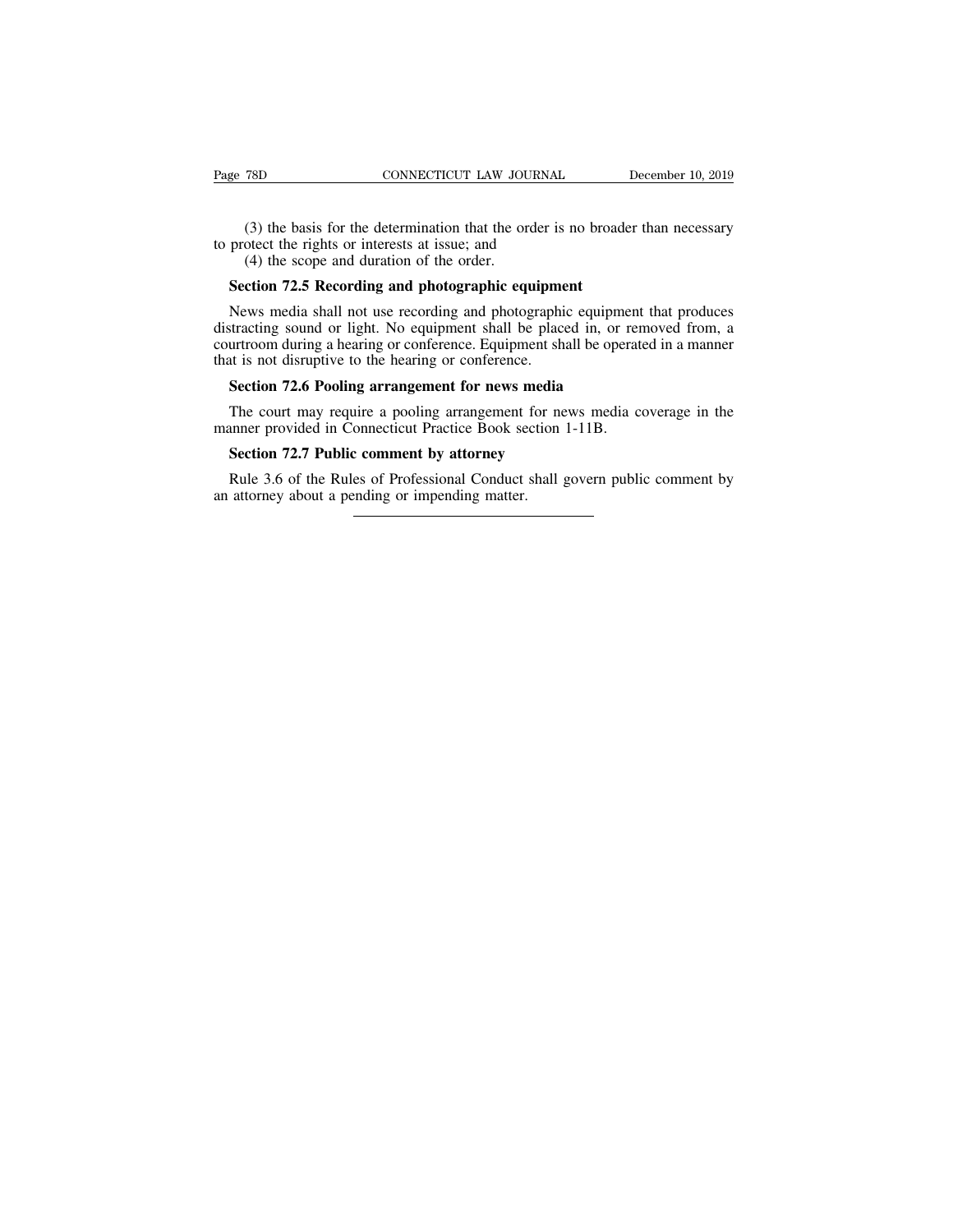(3) the basis for the determination that the order is no broader than necessary to protect the rights or interests at issue; and

(4) the scope and duration of the order.

**Section 72.5 Recording and photographic equipment**

News media shall not use recording and photographic equipment that produces distracting sound or light. No equipment shall be placed in, or removed from, a courtroom during a hearing or conference. Equipment shall be operated in a manner that is not disruptive to the hearing or conference.

**Section 72.6 Pooling arrangement for news media**

The court may require a pooling arrangement for news media coverage in the manner provided in Connecticut Practice Book section 1-11B.

**Section 72.7 Public comment by attorney**

Rule 3.6 of the Rules of Professional Conduct shall govern public comment by an attorney about a pending or impending matter.

---